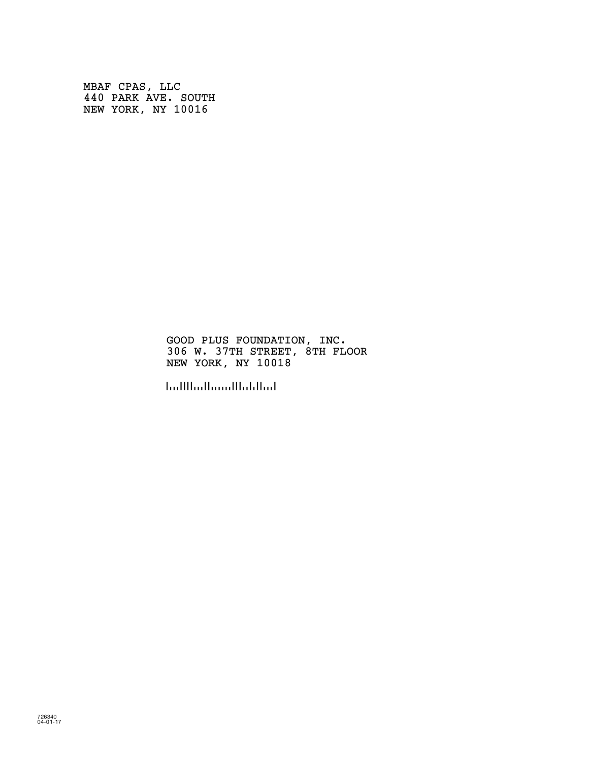MBAF CPAS, LLC
440 PARK AVE. SOUTH
NEW YORK, NY 10016

GOOD PLUS FOUNDATION, INC.
306 W. 37TH STREET, 8TH FLOOR
NEW YORK, NY 10018

726340
04-01-17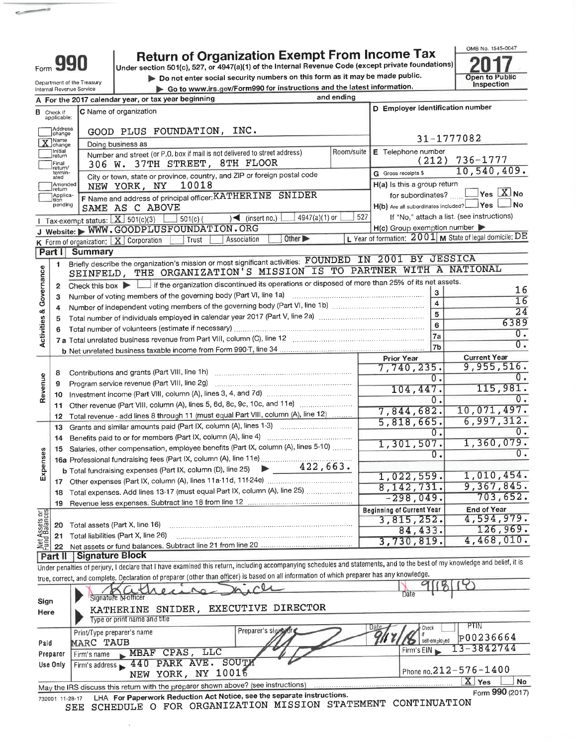# Form 990 — Return of Organization Exempt From Income Tax

Under section 501(c), 527, or 4947(a)(1) of the Internal Revenue Code (except private foundations)

▶ Do not enter social security numbers on this form as it may be made public.

▶ Go to www.irs.gov/Form990 for instructions and the latest information.

Department of the Treasury
Internal Revenue Service

OMB No. 1545-0047

**2017**

Open to Public Inspection

**A** For the 2017 calendar year, or tax year beginning and ending

**B** Check if applicable:
- Address change
- [X] Name change
- Initial return
- Final return/terminated
- Amended return
- Application pending

**C** Name of organization
GOOD PLUS FOUNDATION, INC.
Doing business as

Number and street (or P.O. box if mail is not delivered to street address) Room/suite
306 W. 37TH STREET, 8TH FLOOR

City or town, state or province, country, and ZIP or foreign postal code
NEW YORK, NY 10018

**D** Employer identification number
31-1777082

**E** Telephone number
(212) 736-1777

**G** Gross receipts $ 10,540,409.

**F** Name and address of principal officer: KATHERINE SNIDER
SAME AS C ABOVE

**H(a)** Is this a group return for subordinates? Yes [X] No

**H(b)** Are all subordinates included? Yes No
If "No," attach a list. (see instructions)

**I** Tax-exempt status: [X] 501(c)(3) 501(c)( ) ◀ (insert no.) 4947(a)(1) or 527

**J** Website: ▶ WWW.GOODPLUSFOUNDATION.ORG

**H(c)** Group exemption number ▶

**K** Form of organization: [X] Corporation Trust Association Other ▶

**L** Year of formation: 2001 **M** State of legal domicile: DE

## Part I Summary

### Activities & Governance

1 Briefly describe the organization's mission or most significant activities: FOUNDED IN 2001 BY JESSICA SEINFELD, THE ORGANIZATION'S MISSION IS TO PARTNER WITH A NATIONAL

2 Check this box ▶ if the organization discontinued its operations or disposed of more than 25% of its net assets.

| | | | |
|---|---|---|---|
| 3 | Number of voting members of the governing body (Part VI, line 1a) | 3 | 16 |
| 4 | Number of independent voting members of the governing body (Part VI, line 1b) | 4 | 16 |
| 5 | Total number of individuals employed in calendar year 2017 (Part V, line 2a) | 5 | 24 |
| 6 | Total number of volunteers (estimate if necessary) | 6 | 6389 |
| 7a | Total unrelated business revenue from Part VIII, column (C), line 12 | 7a | 0. |
| b | Net unrelated business taxable income from Form 990-T, line 34 | 7b | 0. |

### Revenue

| | | Prior Year | Current Year |
|---|---|---|---|
| 8 | Contributions and grants (Part VIII, line 1h) | 7,740,235. | 9,955,516. |
| 9 | Program service revenue (Part VIII, line 2g) | 0. | 0. |
| 10 | Investment income (Part VIII, column (A), lines 3, 4, and 7d) | 104,447. | 115,981. |
| 11 | Other revenue (Part VIII, column (A), lines 5, 6d, 8c, 9c, 10c, and 11e) | 0. | 0. |
| 12 | Total revenue - add lines 8 through 11 (must equal Part VIII, column (A), line 12) | 7,844,682. | 10,071,497. |

### Expenses

| | | Prior Year | Current Year |
|---|---|---|---|
| 13 | Grants and similar amounts paid (Part IX, column (A), lines 1-3) | 5,818,665. | 6,997,312. |
| 14 | Benefits paid to or for members (Part IX, column (A), line 4) | 0. | 0. |
| 15 | Salaries, other compensation, employee benefits (Part IX, column (A), lines 5-10) | 1,301,507. | 1,360,079. |
| 16a | Professional fundraising fees (Part IX, column (A), line 11e) | 0. | 0. |
| b | Total fundraising expenses (Part IX, column (D), line 25) ▶ 422,663. | | |
| 17 | Other expenses (Part IX, column (A), lines 11a-11d, 11f-24e) | 1,022,559. | 1,010,454. |
| 18 | Total expenses. Add lines 13-17 (must equal Part IX, column (A), line 25) | 8,142,731. | 9,367,845. |
| 19 | Revenue less expenses. Subtract line 18 from line 12 | -298,049. | 703,652. |

### Net Assets or Fund Balances

| | | Beginning of Current Year | End of Year |
|---|---|---|---|
| 20 | Total assets (Part X, line 16) | 3,815,252. | 4,594,979. |
| 21 | Total liabilities (Part X, line 26) | 84,433. | 126,969. |
| 22 | Net assets or fund balances. Subtract line 21 from line 20 | 3,730,819. | 4,468,010. |

## Part II Signature Block

Under penalties of perjury, I declare that I have examined this return, including accompanying schedules and statements, and to the best of my knowledge and belief, it is true, correct, and complete. Declaration of preparer (other than officer) is based on all information of which preparer has any knowledge.

**Sign Here**

Signature of officer: Katherine Snider — Date: 9/18/18

KATHERINE SNIDER, EXECUTIVE DIRECTOR
Type or print name and title

**Paid Preparer Use Only**

| Print/Type preparer's name | Preparer's signature | Date | Check if self-employed | PTIN |
|---|---|---|---|---|
| MARC TAUB | | 9/17/18 | | P00236664 |

Firm's name ▶ MBAF CPAS, LLC — Firm's EIN ▶ 13-3842744

Firm's address ▶ 440 PARK AVE. SOUTH, NEW YORK, NY 10016 — Phone no. 212-576-1400

May the IRS discuss this return with the preparer shown above? (see instructions) [X] Yes No

732001 11-28-17 LHA For Paperwork Reduction Act Notice, see the separate instructions. Form **990** (2017)

SEE SCHEDULE O FOR ORGANIZATION MISSION STATEMENT CONTINUATION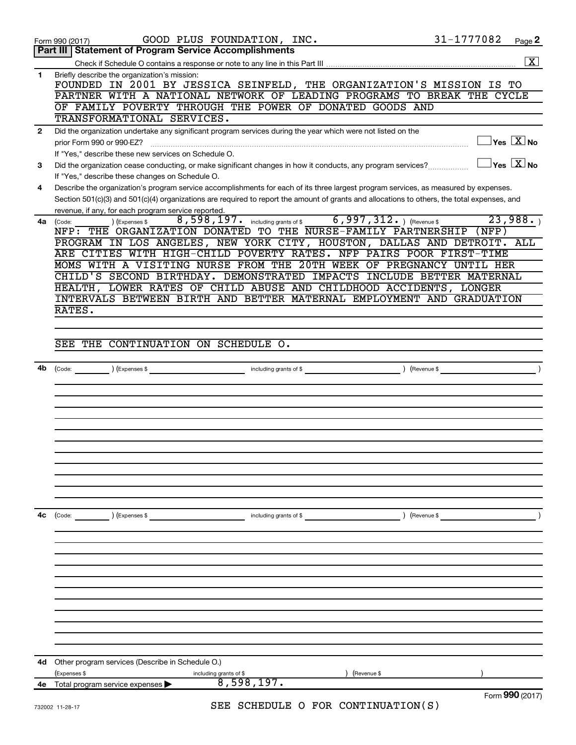Form 990 (2017) GOOD PLUS FOUNDATION, INC. 31-1777082 Page 2

**Part III | Statement of Program Service Accomplishments**

Check if Schedule O contains a response or note to any line in this Part III ... [X]

**1** Briefly describe the organization's mission:

FOUNDED IN 2001 BY JESSICA SEINFELD, THE ORGANIZATION'S MISSION IS TO PARTNER WITH A NATIONAL NETWORK OF LEADING PROGRAMS TO BREAK THE CYCLE OF FAMILY POVERTY THROUGH THE POWER OF DONATED GOODS AND TRANSFORMATIONAL SERVICES.

**2** Did the organization undertake any significant program services during the year which were not listed on the prior Form 990 or 990-EZ? ... [ ] Yes [X] No

If "Yes," describe these new services on Schedule O.

**3** Did the organization cease conducting, or make significant changes in how it conducts, any program services? ... [ ] Yes [X] No

If "Yes," describe these changes on Schedule O.

**4** Describe the organization's program service accomplishments for each of its three largest program services, as measured by expenses. Section 501(c)(3) and 501(c)(4) organizations are required to report the amount of grants and allocations to others, the total expenses, and revenue, if any, for each program service reported.

**4a** (Code: ) (Expenses $ 8,598,197. including grants of $ 6,997,312. ) (Revenue $ 23,988. )

NFP: THE ORGANIZATION DONATED TO THE NURSE-FAMILY PARTNERSHIP (NFP) PROGRAM IN LOS ANGELES, NEW YORK CITY, HOUSTON, DALLAS AND DETROIT. ALL ARE CITIES WITH HIGH-CHILD POVERTY RATES. NFP PAIRS POOR FIRST-TIME MOMS WITH A VISITING NURSE FROM THE 20TH WEEK OF PREGNANCY UNTIL HER CHILD'S SECOND BIRTHDAY. DEMONSTRATED IMPACTS INCLUDE BETTER MATERNAL HEALTH, LOWER RATES OF CHILD ABUSE AND CHILDHOOD ACCIDENTS, LONGER INTERVALS BETWEEN BIRTH AND BETTER MATERNAL EMPLOYMENT AND GRADUATION RATES.

SEE THE CONTINUATION ON SCHEDULE O.

**4b** (Code: ) (Expenses $ including grants of $ ) (Revenue $ )

**4c** (Code: ) (Expenses $ including grants of $ ) (Revenue $ )

**4d** Other program services (Describe in Schedule O.)

(Expenses $ including grants of $ ) (Revenue $ )

**4e** Total program service expenses ▶ 8,598,197.

Form **990** (2017)

SEE SCHEDULE O FOR CONTINUATION(S)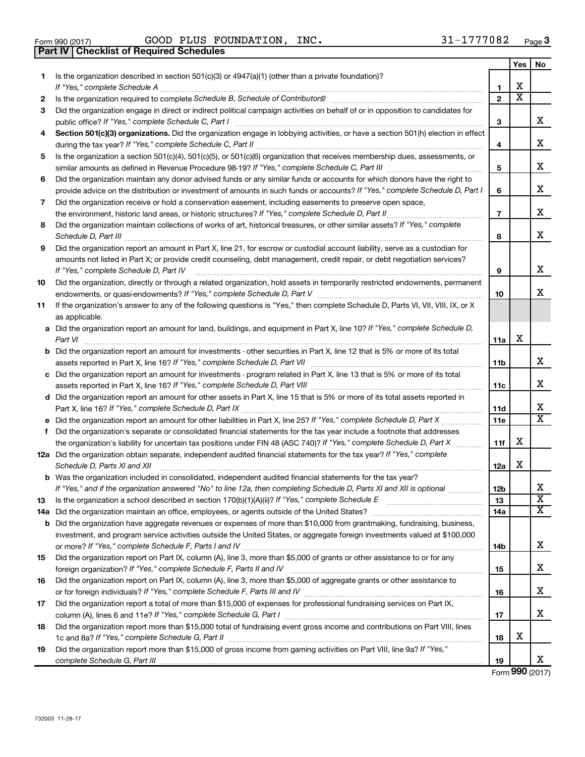Form 990 (2017) GOOD PLUS FOUNDATION, INC. 31-1777082 Page 3

## Part IV | Checklist of Required Schedules

| | | | Yes | No |
|---|---|---|---|---|
| 1 | Is the organization described in section 501(c)(3) or 4947(a)(1) (other than a private foundation)? *If "Yes," complete Schedule A* | 1 | X | |
| 2 | Is the organization required to complete *Schedule B, Schedule of Contributors*? | 2 | X | |
| 3 | Did the organization engage in direct or indirect political campaign activities on behalf of or in opposition to candidates for public office? *If "Yes," complete Schedule C, Part I* | 3 | | X |
| 4 | **Section 501(c)(3) organizations.** Did the organization engage in lobbying activities, or have a section 501(h) election in effect during the tax year? *If "Yes," complete Schedule C, Part II* | 4 | | X |
| 5 | Is the organization a section 501(c)(4), 501(c)(5), or 501(c)(6) organization that receives membership dues, assessments, or similar amounts as defined in Revenue Procedure 98-19? *If "Yes," complete Schedule C, Part III* | 5 | | X |
| 6 | Did the organization maintain any donor advised funds or any similar funds or accounts for which donors have the right to provide advice on the distribution or investment of amounts in such funds or accounts? *If "Yes," complete Schedule D, Part I* | 6 | | X |
| 7 | Did the organization receive or hold a conservation easement, including easements to preserve open space, the environment, historic land areas, or historic structures? *If "Yes," complete Schedule D, Part II* | 7 | | X |
| 8 | Did the organization maintain collections of works of art, historical treasures, or other similar assets? *If "Yes," complete Schedule D, Part III* | 8 | | X |
| 9 | Did the organization report an amount in Part X, line 21, for escrow or custodial account liability, serve as a custodian for amounts not listed in Part X; or provide credit counseling, debt management, credit repair, or debt negotiation services? *If "Yes," complete Schedule D, Part IV* | 9 | | X |
| 10 | Did the organization, directly or through a related organization, hold assets in temporarily restricted endowments, permanent endowments, or quasi-endowments? *If "Yes," complete Schedule D, Part V* | 10 | | X |
| 11 | If the organization's answer to any of the following questions is "Yes," then complete Schedule D, Parts VI, VII, VIII, IX, or X as applicable. | | | |
| a | Did the organization report an amount for land, buildings, and equipment in Part X, line 10? *If "Yes," complete Schedule D, Part VI* | 11a | X | |
| b | Did the organization report an amount for investments - other securities in Part X, line 12 that is 5% or more of its total assets reported in Part X, line 16? *If "Yes," complete Schedule D, Part VII* | 11b | | X |
| c | Did the organization report an amount for investments - program related in Part X, line 13 that is 5% or more of its total assets reported in Part X, line 16? *If "Yes," complete Schedule D, Part VIII* | 11c | | X |
| d | Did the organization report an amount for other assets in Part X, line 15 that is 5% or more of its total assets reported in Part X, line 16? *If "Yes," complete Schedule D, Part IX* | 11d | | X |
| e | Did the organization report an amount for other liabilities in Part X, line 25? *If "Yes," complete Schedule D, Part X* | 11e | | X |
| f | Did the organization's separate or consolidated financial statements for the tax year include a footnote that addresses the organization's liability for uncertain tax positions under FIN 48 (ASC 740)? *If "Yes," complete Schedule D, Part X* | 11f | X | |
| 12a | Did the organization obtain separate, independent audited financial statements for the tax year? *If "Yes," complete Schedule D, Parts XI and XII* | 12a | X | |
| b | Was the organization included in consolidated, independent audited financial statements for the tax year? *If "Yes," and if the organization answered "No" to line 12a, then completing Schedule D, Parts XI and XII is optional* | 12b | | X |
| 13 | Is the organization a school described in section 170(b)(1)(A)(ii)? *If "Yes," complete Schedule E* | 13 | | X |
| 14a | Did the organization maintain an office, employees, or agents outside of the United States? | 14a | | X |
| b | Did the organization have aggregate revenues or expenses of more than $10,000 from grantmaking, fundraising, business, investment, and program service activities outside the United States, or aggregate foreign investments valued at $100,000 or more? *If "Yes," complete Schedule F, Parts I and IV* | 14b | | X |
| 15 | Did the organization report on Part IX, column (A), line 3, more than $5,000 of grants or other assistance to or for any foreign organization? *If "Yes," complete Schedule F, Parts II and IV* | 15 | | X |
| 16 | Did the organization report on Part IX, column (A), line 3, more than $5,000 of aggregate grants or other assistance to or for foreign individuals? *If "Yes," complete Schedule F, Parts III and IV* | 16 | | X |
| 17 | Did the organization report a total of more than $15,000 of expenses for professional fundraising services on Part IX, column (A), lines 6 and 11e? *If "Yes," complete Schedule G, Part I* | 17 | | X |
| 18 | Did the organization report more than $15,000 total of fundraising event gross income and contributions on Part VIII, lines 1c and 8a? *If "Yes," complete Schedule G, Part II* | 18 | X | |
| 19 | Did the organization report more than $15,000 of gross income from gaming activities on Part VIII, line 9a? *If "Yes," complete Schedule G, Part III* | 19 | | X |

Form **990** (2017)

732003 11-28-17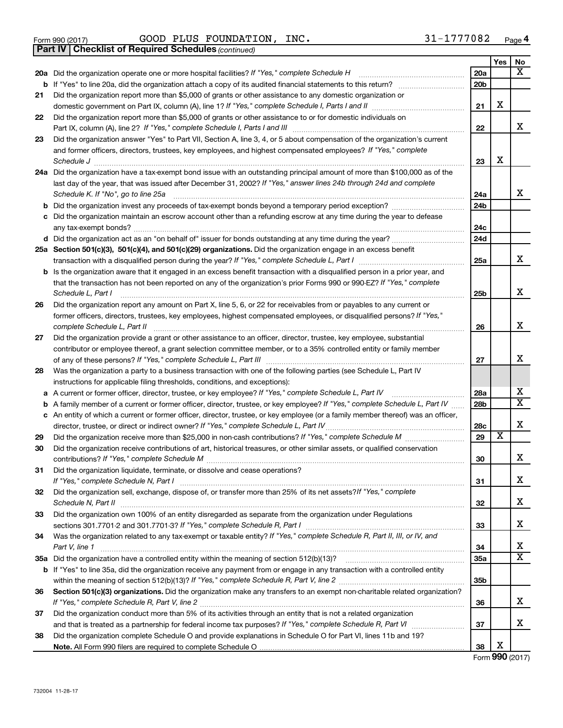Form 990 (2017) GOOD PLUS FOUNDATION, INC. 31-1777082 Page 4

**Part IV | Checklist of Required Schedules** *(continued)*

| | | | Yes | No |
|---|---|---|---|---|
| **20a** | Did the organization operate one or more hospital facilities? *If "Yes," complete Schedule H* | 20a | | X |
| **b** | If "Yes" to line 20a, did the organization attach a copy of its audited financial statements to this return? | 20b | | |
| **21** | Did the organization report more than $5,000 of grants or other assistance to any domestic organization or domestic government on Part IX, column (A), line 1? *If "Yes," complete Schedule I, Parts I and II* | 21 | X | |
| **22** | Did the organization report more than $5,000 of grants or other assistance to or for domestic individuals on Part IX, column (A), line 2? *If "Yes," complete Schedule I, Parts I and III* | 22 | | X |
| **23** | Did the organization answer "Yes" to Part VII, Section A, line 3, 4, or 5 about compensation of the organization's current and former officers, directors, trustees, key employees, and highest compensated employees? *If "Yes," complete Schedule J* | 23 | X | |
| **24a** | Did the organization have a tax-exempt bond issue with an outstanding principal amount of more than $100,000 as of the last day of the year, that was issued after December 31, 2002? *If "Yes," answer lines 24b through 24d and complete Schedule K. If "No", go to line 25a* | 24a | | X |
| **b** | Did the organization invest any proceeds of tax-exempt bonds beyond a temporary period exception? | 24b | | |
| **c** | Did the organization maintain an escrow account other than a refunding escrow at any time during the year to defease any tax-exempt bonds? | 24c | | |
| **d** | Did the organization act as an "on behalf of" issuer for bonds outstanding at any time during the year? | 24d | | |
| **25a** | **Section 501(c)(3), 501(c)(4), and 501(c)(29) organizations.** Did the organization engage in an excess benefit transaction with a disqualified person during the year? *If "Yes," complete Schedule L, Part I* | 25a | | X |
| **b** | Is the organization aware that it engaged in an excess benefit transaction with a disqualified person in a prior year, and that the transaction has not been reported on any of the organization's prior Forms 990 or 990-EZ? *If "Yes," complete Schedule L, Part I* | 25b | | X |
| **26** | Did the organization report any amount on Part X, line 5, 6, or 22 for receivables from or payables to any current or former officers, directors, trustees, key employees, highest compensated employees, or disqualified persons? *If "Yes," complete Schedule L, Part II* | 26 | | X |
| **27** | Did the organization provide a grant or other assistance to an officer, director, trustee, key employee, substantial contributor or employee thereof, a grant selection committee member, or to a 35% controlled entity or family member of any of these persons? *If "Yes," complete Schedule L, Part III* | 27 | | X |
| **28** | Was the organization a party to a business transaction with one of the following parties (see Schedule L, Part IV instructions for applicable filing thresholds, conditions, and exceptions): | | | |
| **a** | A current or former officer, director, trustee, or key employee? *If "Yes," complete Schedule L, Part IV* | 28a | | X |
| **b** | A family member of a current or former officer, director, trustee, or key employee? *If "Yes," complete Schedule L, Part IV* | 28b | | X |
| **c** | An entity of which a current or former officer, director, trustee, or key employee (or a family member thereof) was an officer, director, trustee, or direct or indirect owner? *If "Yes," complete Schedule L, Part IV* | 28c | | X |
| **29** | Did the organization receive more than $25,000 in non-cash contributions? *If "Yes," complete Schedule M* | 29 | X | |
| **30** | Did the organization receive contributions of art, historical treasures, or other similar assets, or qualified conservation contributions? *If "Yes," complete Schedule M* | 30 | | X |
| **31** | Did the organization liquidate, terminate, or dissolve and cease operations? *If "Yes," complete Schedule N, Part I* | 31 | | X |
| **32** | Did the organization sell, exchange, dispose of, or transfer more than 25% of its net assets? *If "Yes," complete Schedule N, Part II* | 32 | | X |
| **33** | Did the organization own 100% of an entity disregarded as separate from the organization under Regulations sections 301.7701-2 and 301.7701-3? *If "Yes," complete Schedule R, Part I* | 33 | | X |
| **34** | Was the organization related to any tax-exempt or taxable entity? *If "Yes," complete Schedule R, Part II, III, or IV, and Part V, line 1* | 34 | | X |
| **35a** | Did the organization have a controlled entity within the meaning of section 512(b)(13)? | 35a | | X |
| **b** | If "Yes" to line 35a, did the organization receive any payment from or engage in any transaction with a controlled entity within the meaning of section 512(b)(13)? *If "Yes," complete Schedule R, Part V, line 2* | 35b | | |
| **36** | **Section 501(c)(3) organizations.** Did the organization make any transfers to an exempt non-charitable related organization? *If "Yes," complete Schedule R, Part V, line 2* | 36 | | X |
| **37** | Did the organization conduct more than 5% of its activities through an entity that is not a related organization and that is treated as a partnership for federal income tax purposes? *If "Yes," complete Schedule R, Part VI* | 37 | | X |
| **38** | Did the organization complete Schedule O and provide explanations in Schedule O for Part VI, lines 11b and 19? **Note.** All Form 990 filers are required to complete Schedule O | 38 | X | |

Form **990** (2017)

732004 11-28-17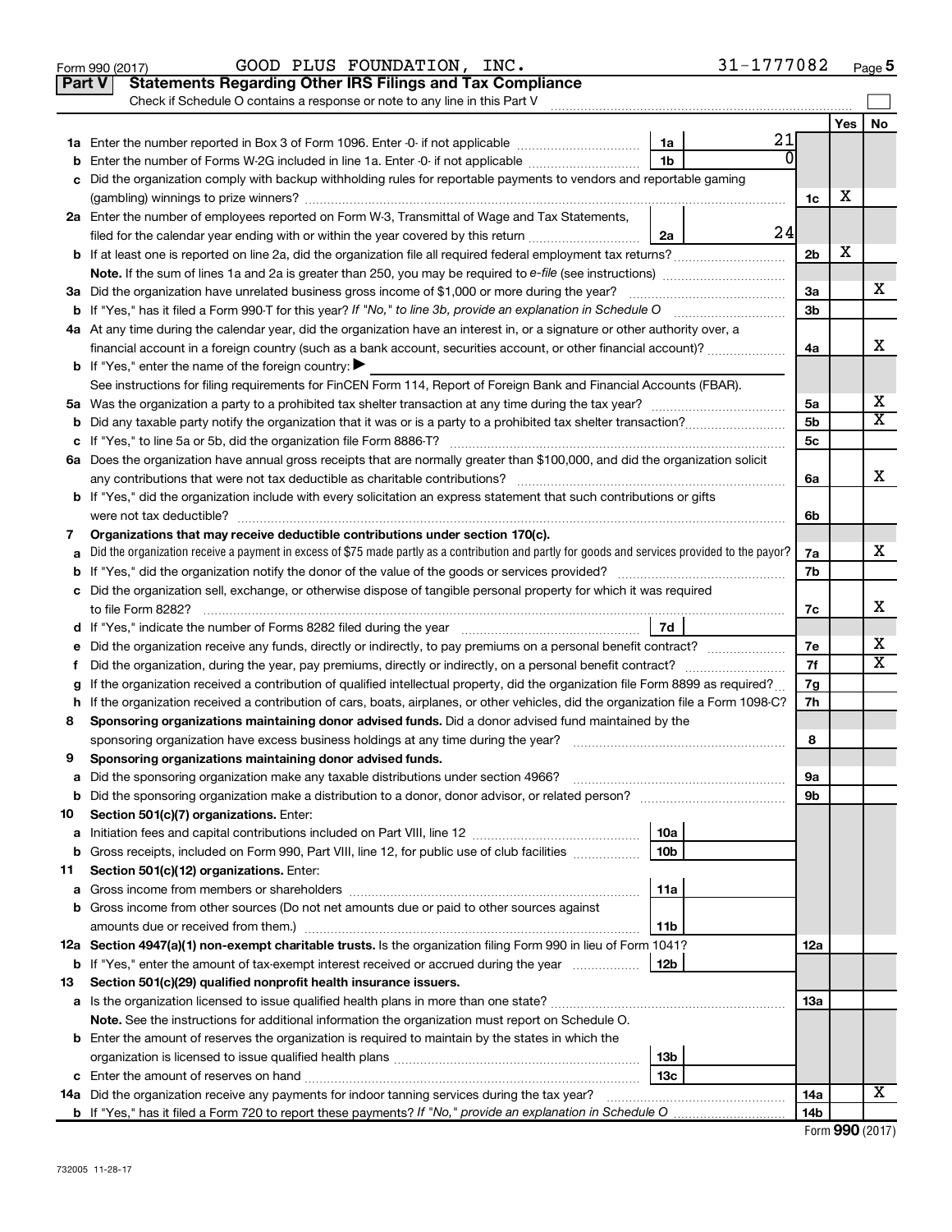Form 990 (2017) GOOD PLUS FOUNDATION, INC. 31-1777082 Page 5

## Part V Statements Regarding Other IRS Filings and Tax Compliance

Check if Schedule O contains a response or note to any line in this Part V

| | | | | | Yes | No |
|---|---|---|---|---|---|---|
| **1a** | Enter the number reported in Box 3 of Form 1096. Enter -0- if not applicable | 1a | 21 | | | |
| **b** | Enter the number of Forms W-2G included in line 1a. Enter -0- if not applicable | 1b | 0 | | | |
| **c** | Did the organization comply with backup withholding rules for reportable payments to vendors and reportable gaming (gambling) winnings to prize winners? | | | 1c | X | |
| **2a** | Enter the number of employees reported on Form W-3, Transmittal of Wage and Tax Statements, filed for the calendar year ending with or within the year covered by this return | 2a | 24 | | | |
| **b** | If at least one is reported on line 2a, did the organization file all required federal employment tax returns? | | | 2b | X | |
| | **Note.** If the sum of lines 1a and 2a is greater than 250, you may be required to *e-file* (see instructions) | | | | | |
| **3a** | Did the organization have unrelated business gross income of $1,000 or more during the year? | | | 3a | | X |
| **b** | If "Yes," has it filed a Form 990-T for this year? *If "No," to line 3b, provide an explanation in Schedule O* | | | 3b | | |
| **4a** | At any time during the calendar year, did the organization have an interest in, or a signature or other authority over, a financial account in a foreign country (such as a bank account, securities account, or other financial account)? | | | 4a | | X |
| **b** | If "Yes," enter the name of the foreign country: ▶ | | | | | |
| | See instructions for filing requirements for FinCEN Form 114, Report of Foreign Bank and Financial Accounts (FBAR). | | | | | |
| **5a** | Was the organization a party to a prohibited tax shelter transaction at any time during the tax year? | | | 5a | | X |
| **b** | Did any taxable party notify the organization that it was or is a party to a prohibited tax shelter transaction? | | | 5b | | X |
| **c** | If "Yes," to line 5a or 5b, did the organization file Form 8886-T? | | | 5c | | |
| **6a** | Does the organization have annual gross receipts that are normally greater than $100,000, and did the organization solicit any contributions that were not tax deductible as charitable contributions? | | | 6a | | X |
| **b** | If "Yes," did the organization include with every solicitation an express statement that such contributions or gifts were not tax deductible? | | | 6b | | |
| **7** | **Organizations that may receive deductible contributions under section 170(c).** | | | | | |
| **a** | Did the organization receive a payment in excess of $75 made partly as a contribution and partly for goods and services provided to the payor? | | | 7a | | X |
| **b** | If "Yes," did the organization notify the donor of the value of the goods or services provided? | | | 7b | | |
| **c** | Did the organization sell, exchange, or otherwise dispose of tangible personal property for which it was required to file Form 8282? | | | 7c | | X |
| **d** | If "Yes," indicate the number of Forms 8282 filed during the year | 7d | | | | |
| **e** | Did the organization receive any funds, directly or indirectly, to pay premiums on a personal benefit contract? | | | 7e | | X |
| **f** | Did the organization, during the year, pay premiums, directly or indirectly, on a personal benefit contract? | | | 7f | | X |
| **g** | If the organization received a contribution of qualified intellectual property, did the organization file Form 8899 as required? | | | 7g | | |
| **h** | If the organization received a contribution of cars, boats, airplanes, or other vehicles, did the organization file a Form 1098-C? | | | 7h | | |
| **8** | **Sponsoring organizations maintaining donor advised funds.** Did a donor advised fund maintained by the sponsoring organization have excess business holdings at any time during the year? | | | 8 | | |
| **9** | **Sponsoring organizations maintaining donor advised funds.** | | | | | |
| **a** | Did the sponsoring organization make any taxable distributions under section 4966? | | | 9a | | |
| **b** | Did the sponsoring organization make a distribution to a donor, donor advisor, or related person? | | | 9b | | |
| **10** | **Section 501(c)(7) organizations.** Enter: | | | | | |
| **a** | Initiation fees and capital contributions included on Part VIII, line 12 | 10a | | | | |
| **b** | Gross receipts, included on Form 990, Part VIII, line 12, for public use of club facilities | 10b | | | | |
| **11** | **Section 501(c)(12) organizations.** Enter: | | | | | |
| **a** | Gross income from members or shareholders | 11a | | | | |
| **b** | Gross income from other sources (Do not net amounts due or paid to other sources against amounts due or received from them.) | 11b | | | | |
| **12a** | **Section 4947(a)(1) non-exempt charitable trusts.** Is the organization filing Form 990 in lieu of Form 1041? | | | 12a | | |
| **b** | If "Yes," enter the amount of tax-exempt interest received or accrued during the year | 12b | | | | |
| **13** | **Section 501(c)(29) qualified nonprofit health insurance issuers.** | | | | | |
| **a** | Is the organization licensed to issue qualified health plans in more than one state? | | | 13a | | |
| | **Note.** See the instructions for additional information the organization must report on Schedule O. | | | | | |
| **b** | Enter the amount of reserves the organization is required to maintain by the states in which the organization is licensed to issue qualified health plans | 13b | | | | |
| **c** | Enter the amount of reserves on hand | 13c | | | | |
| **14a** | Did the organization receive any payments for indoor tanning services during the tax year? | | | 14a | | X |
| **b** | If "Yes," has it filed a Form 720 to report these payments? *If "No," provide an explanation in Schedule O* | | | 14b | | |

732005 11-28-17

Form **990** (2017)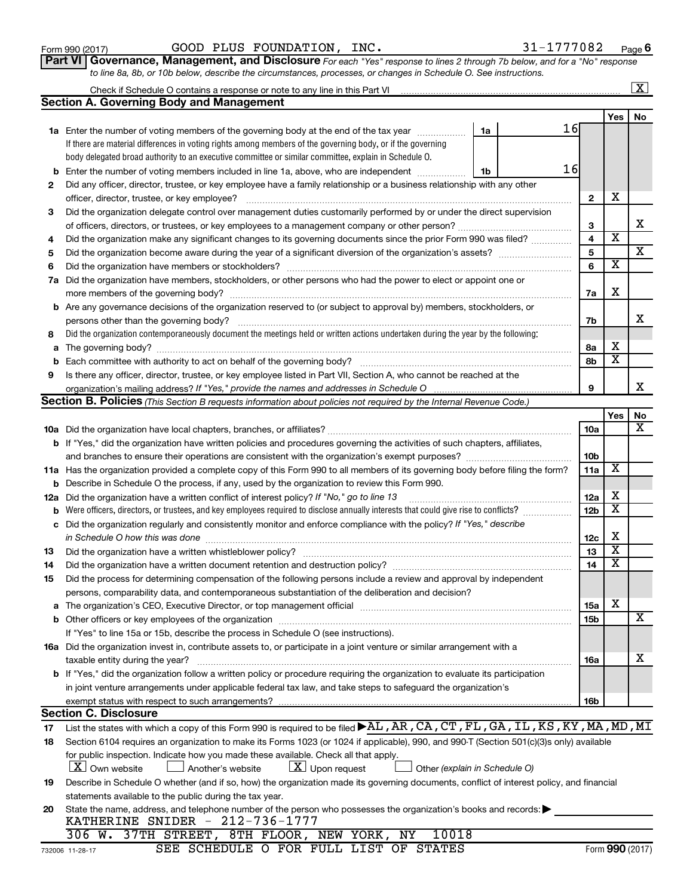Form 990 (2017) GOOD PLUS FOUNDATION, INC. 31-1777082 Page 6

**Part VI | Governance, Management, and Disclosure** *For each "Yes" response to lines 2 through 7b below, and for a "No" response to line 8a, 8b, or 10b below, describe the circumstances, processes, or changes in Schedule O. See instructions.*

Check if Schedule O contains a response or note to any line in this Part VI ..... [X]

## Section A. Governing Body and Management

| | | | | Yes | No |
|---|---|---|---|---|---|
| **1a** | Enter the number of voting members of the governing body at the end of the tax year ..... **1a** 16<br>If there are material differences in voting rights among members of the governing body, or if the governing body delegated broad authority to an executive committee or similar committee, explain in Schedule O. | | | | |
| **b** | Enter the number of voting members included in line 1a, above, who are independent ..... **1b** 16 | | | | |
| **2** | Did any officer, director, trustee, or key employee have a family relationship or a business relationship with any other officer, director, trustee, or key employee? | **2** | | X | |
| **3** | Did the organization delegate control over management duties customarily performed by or under the direct supervision of officers, directors, or trustees, or key employees to a management company or other person? | **3** | | | X |
| **4** | Did the organization make any significant changes to its governing documents since the prior Form 990 was filed? | **4** | | X | |
| **5** | Did the organization become aware during the year of a significant diversion of the organization's assets? | **5** | | | X |
| **6** | Did the organization have members or stockholders? | **6** | | X | |
| **7a** | Did the organization have members, stockholders, or other persons who had the power to elect or appoint one or more members of the governing body? | **7a** | | X | |
| **b** | Are any governance decisions of the organization reserved to (or subject to approval by) members, stockholders, or persons other than the governing body? | **7b** | | | X |
| **8** | Did the organization contemporaneously document the meetings held or written actions undertaken during the year by the following: | | | | |
| **a** | The governing body? | **8a** | | X | |
| **b** | Each committee with authority to act on behalf of the governing body? | **8b** | | X | |
| **9** | Is there any officer, director, trustee, or key employee listed in Part VII, Section A, who cannot be reached at the organization's mailing address? *If "Yes," provide the names and addresses in Schedule O* | **9** | | | X |

## Section B. Policies *(This Section B requests information about policies not required by the Internal Revenue Code.)*

| | | | Yes | No |
|---|---|---|---|---|
| **10a** | Did the organization have local chapters, branches, or affiliates? | **10a** | | X |
| **b** | If "Yes," did the organization have written policies and procedures governing the activities of such chapters, affiliates, and branches to ensure their operations are consistent with the organization's exempt purposes? | **10b** | | |
| **11a** | Has the organization provided a complete copy of this Form 990 to all members of its governing body before filing the form? | **11a** | X | |
| **b** | Describe in Schedule O the process, if any, used by the organization to review this Form 990. | | | |
| **12a** | Did the organization have a written conflict of interest policy? *If "No," go to line 13* | **12a** | X | |
| **b** | Were officers, directors, or trustees, and key employees required to disclose annually interests that could give rise to conflicts? | **12b** | X | |
| **c** | Did the organization regularly and consistently monitor and enforce compliance with the policy? *If "Yes," describe in Schedule O how this was done* | **12c** | X | |
| **13** | Did the organization have a written whistleblower policy? | **13** | X | |
| **14** | Did the organization have a written document retention and destruction policy? | **14** | X | |
| **15** | Did the process for determining compensation of the following persons include a review and approval by independent persons, comparability data, and contemporaneous substantiation of the deliberation and decision? | | | |
| **a** | The organization's CEO, Executive Director, or top management official | **15a** | X | |
| **b** | Other officers or key employees of the organization | **15b** | | X |
| | If "Yes" to line 15a or 15b, describe the process in Schedule O (see instructions). | | | |
| **16a** | Did the organization invest in, contribute assets to, or participate in a joint venture or similar arrangement with a taxable entity during the year? | **16a** | | X |
| **b** | If "Yes," did the organization follow a written policy or procedure requiring the organization to evaluate its participation in joint venture arrangements under applicable federal tax law, and take steps to safeguard the organization's exempt status with respect to such arrangements? | **16b** | | |

## Section C. Disclosure

**17** List the states with which a copy of this Form 990 is required to be filed ▶ AL, AR, CA, CT, FL, GA, IL, KS, KY, MA, MD, MI

**18** Section 6104 requires an organization to make its Forms 1023 (or 1024 if applicable), 990, and 990-T (Section 501(c)(3)s only) available for public inspection. Indicate how you made these available. Check all that apply.

[X] Own website [ ] Another's website [X] Upon request [ ] Other *(explain in Schedule O)*

**19** Describe in Schedule O whether (and if so, how) the organization made its governing documents, conflict of interest policy, and financial statements available to the public during the tax year.

**20** State the name, address, and telephone number of the person who possesses the organization's books and records: ▶

KATHERINE SNIDER - 212-736-1777
306 W. 37TH STREET, 8TH FLOOR, NEW YORK, NY 10018

SEE SCHEDULE O FOR FULL LIST OF STATES

732006 11-28-17 Form **990** (2017)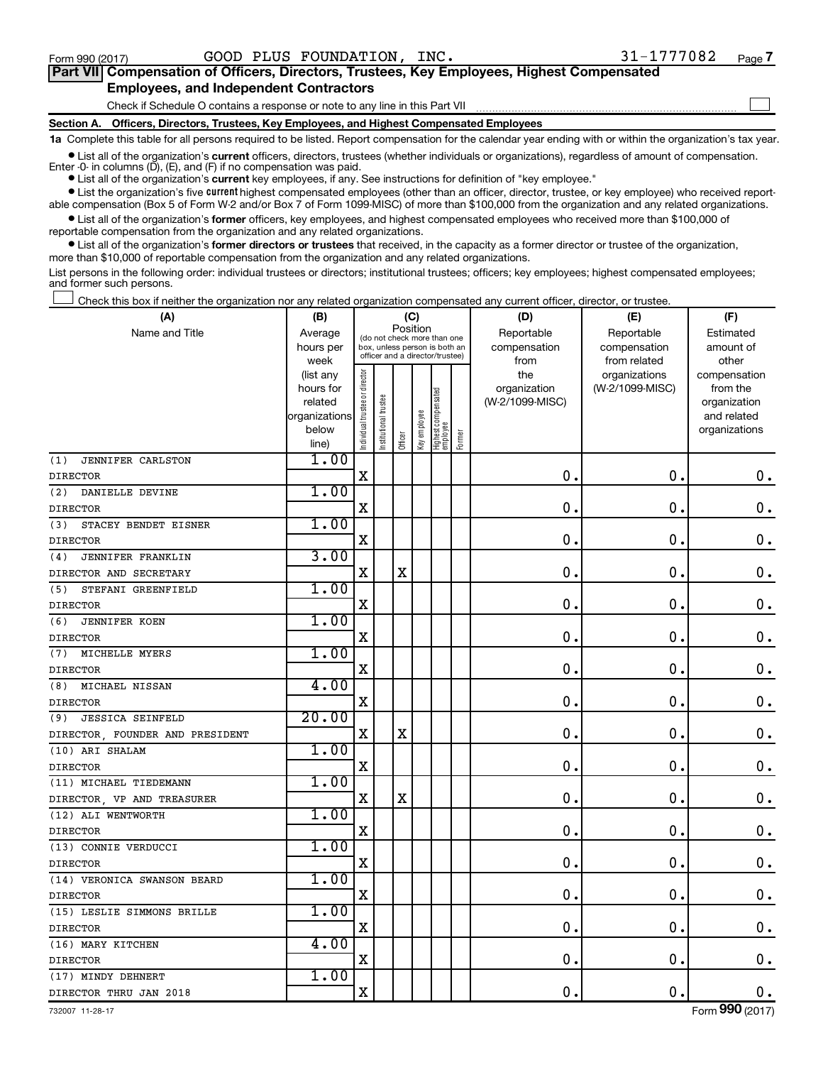Form 990 (2017) GOOD PLUS FOUNDATION, INC. 31-1777082

## Part VII Compensation of Officers, Directors, Trustees, Key Employees, Highest Compensated Employees, and Independent Contractors

Check if Schedule O contains a response or note to any line in this Part VII

### Section A. Officers, Directors, Trustees, Key Employees, and Highest Compensated Employees

**1a** Complete this table for all persons required to be listed. Report compensation for the calendar year ending with or within the organization's tax year.

- List all of the organization's **current** officers, directors, trustees (whether individuals or organizations), regardless of amount of compensation. Enter -0- in columns (D), (E), and (F) if no compensation was paid.
- List all of the organization's **current** key employees, if any. See instructions for definition of "key employee."
- List the organization's five **current** highest compensated employees (other than an officer, director, trustee, or key employee) who received reportable compensation (Box 5 of Form W-2 and/or Box 7 of Form 1099-MISC) of more than $100,000 from the organization and any related organizations.
- List all of the organization's **former** officers, key employees, and highest compensated employees who received more than $100,000 of reportable compensation from the organization and any related organizations.
- List all of the organization's **former directors or trustees** that received, in the capacity as a former director or trustee of the organization, more than $10,000 of reportable compensation from the organization and any related organizations.

List persons in the following order: individual trustees or directors; institutional trustees; officers; key employees; highest compensated employees; and former such persons.

Check this box if neither the organization nor any related organization compensated any current officer, director, or trustee.

| (A) Name and Title | (B) Average hours per week (list any hours for related organizations below line) | (C) Position: Individual trustee or director | Institutional trustee | Officer | Key employee | Highest compensated employee | Former | (D) Reportable compensation from the organization (W-2/1099-MISC) | (E) Reportable compensation from related organizations (W-2/1099-MISC) | (F) Estimated amount of other compensation from the organization and related organizations |
|---|---|---|---|---|---|---|---|---|---|---|
| (1) JENNIFER CARLSTON<br>DIRECTOR | 1.00 | X | | | | | | 0. | 0. | 0. |
| (2) DANIELLE DEVINE<br>DIRECTOR | 1.00 | X | | | | | | 0. | 0. | 0. |
| (3) STACEY BENDET EISNER<br>DIRECTOR | 1.00 | X | | | | | | 0. | 0. | 0. |
| (4) JENNIFER FRANKLIN<br>DIRECTOR AND SECRETARY | 3.00 | X | | X | | | | 0. | 0. | 0. |
| (5) STEFANI GREENFIELD<br>DIRECTOR | 1.00 | X | | | | | | 0. | 0. | 0. |
| (6) JENNIFER KOEN<br>DIRECTOR | 1.00 | X | | | | | | 0. | 0. | 0. |
| (7) MICHELLE MYERS<br>DIRECTOR | 1.00 | X | | | | | | 0. | 0. | 0. |
| (8) MICHAEL NISSAN<br>DIRECTOR | 4.00 | X | | | | | | 0. | 0. | 0. |
| (9) JESSICA SEINFELD<br>DIRECTOR, FOUNDER AND PRESIDENT | 20.00 | X | | X | | | | 0. | 0. | 0. |
| (10) ARI SHALAM<br>DIRECTOR | 1.00 | X | | | | | | 0. | 0. | 0. |
| (11) MICHAEL TIEDEMANN<br>DIRECTOR, VP AND TREASURER | 1.00 | X | | X | | | | 0. | 0. | 0. |
| (12) ALI WENTWORTH<br>DIRECTOR | 1.00 | X | | | | | | 0. | 0. | 0. |
| (13) CONNIE VERDUCCI<br>DIRECTOR | 1.00 | X | | | | | | 0. | 0. | 0. |
| (14) VERONICA SWANSON BEARD<br>DIRECTOR | 1.00 | X | | | | | | 0. | 0. | 0. |
| (15) LESLIE SIMMONS BRILLE<br>DIRECTOR | 1.00 | X | | | | | | 0. | 0. | 0. |
| (16) MARY KITCHEN<br>DIRECTOR | 4.00 | X | | | | | | 0. | 0. | 0. |
| (17) MINDY DEHNERT<br>DIRECTOR THRU JAN 2018 | 1.00 | X | | | | | | 0. | 0. | 0. |

732007 11-28-17 Form 990 (2017)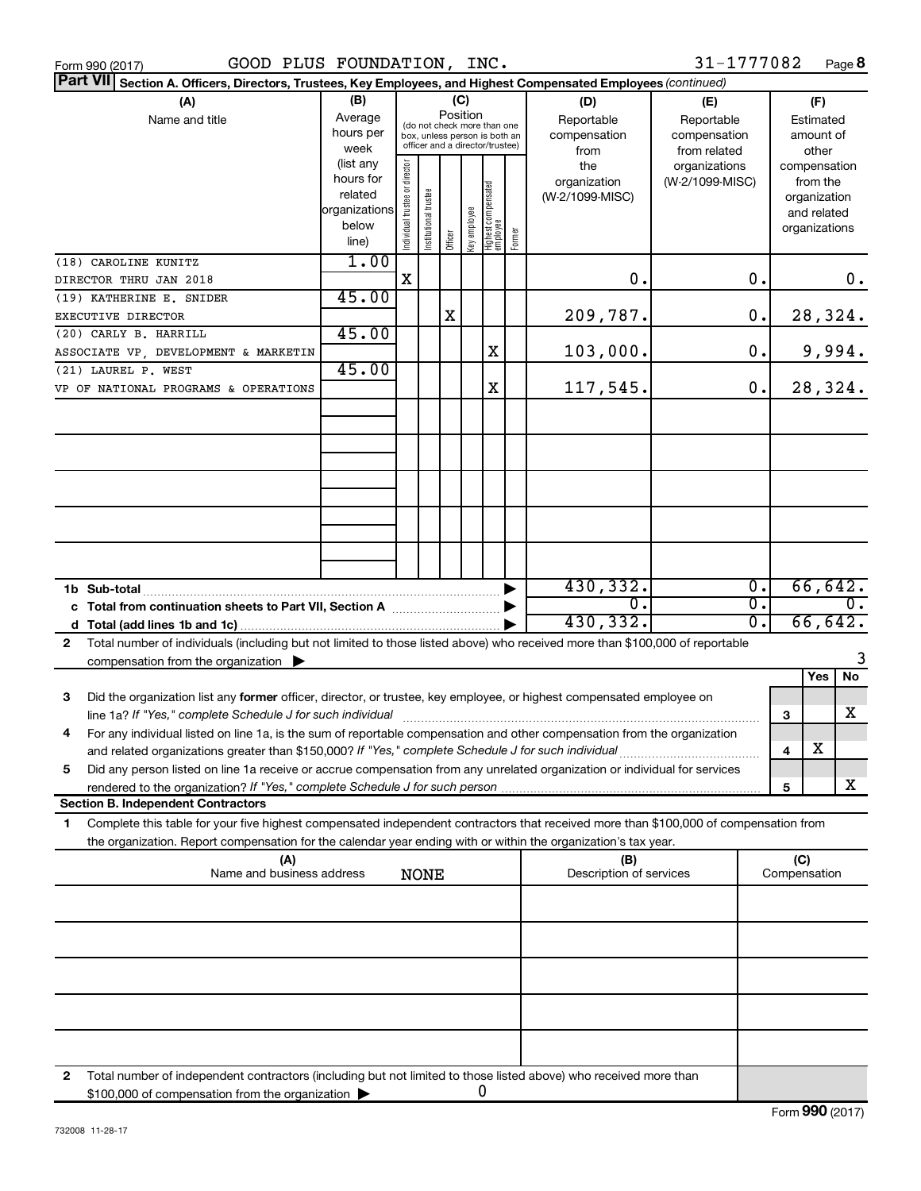Form 990 (2017) GOOD PLUS FOUNDATION, INC. 31-1777082 Page 8

**Part VII Section A. Officers, Directors, Trustees, Key Employees, and Highest Compensated Employees** *(continued)*

| (A) Name and title | (B) Average hours per week (list any hours for related organizations below line) | (C) Position: Individual trustee or director | Institutional trustee | Officer | Key employee | Highest compensated employee | Former | (D) Reportable compensation from the organization (W-2/1099-MISC) | (E) Reportable compensation from related organizations (W-2/1099-MISC) | (F) Estimated amount of other compensation from the organization and related organizations |
|---|---|---|---|---|---|---|---|---|---|---|
| (18) CAROLINE KUNITZ<br>DIRECTOR THRU JAN 2018 | 1.00 | X | | | | | | 0. | 0. | 0. |
| (19) KATHERINE E. SNIDER<br>EXECUTIVE DIRECTOR | 45.00 | | | X | | | | 209,787. | 0. | 28,324. |
| (20) CARLY B. HARRILL<br>ASSOCIATE VP, DEVELOPMENT & MARKETIN | 45.00 | | | | | X | | 103,000. | 0. | 9,994. |
| (21) LAUREL P. WEST<br>VP OF NATIONAL PROGRAMS & OPERATIONS | 45.00 | | | | | X | | 117,545. | 0. | 28,324. |
| 1b Sub-total | | | | | | | | 430,332. | 0. | 66,642. |
| c Total from continuation sheets to Part VII, Section A | | | | | | | | 0. | 0. | 0. |
| d Total (add lines 1b and 1c) | | | | | | | | 430,332. | 0. | 66,642. |

2 Total number of individuals (including but not limited to those listed above) who received more than $100,000 of reportable compensation from the organization ▶ 3

| | | Yes | No |
|---|---|---|---|
| 3 Did the organization list any **former** officer, director, or trustee, key employee, or highest compensated employee on line 1a? *If "Yes," complete Schedule J for such individual* | 3 | | X |
| 4 For any individual listed on line 1a, is the sum of reportable compensation and other compensation from the organization and related organizations greater than $150,000? *If "Yes," complete Schedule J for such individual* | 4 | X | |
| 5 Did any person listed on line 1a receive or accrue compensation from any unrelated organization or individual for services rendered to the organization? *If "Yes," complete Schedule J for such person* | 5 | | X |

**Section B. Independent Contractors**

1 Complete this table for your five highest compensated independent contractors that received more than $100,000 of compensation from the organization. Report compensation for the calendar year ending with or within the organization's tax year.

| (A) Name and business address | (B) Description of services | (C) Compensation |
|---|---|---|
| NONE | | |

2 Total number of independent contractors (including but not limited to those listed above) who received more than $100,000 of compensation from the organization ▶ 0

Form **990** (2017)

732008 11-28-17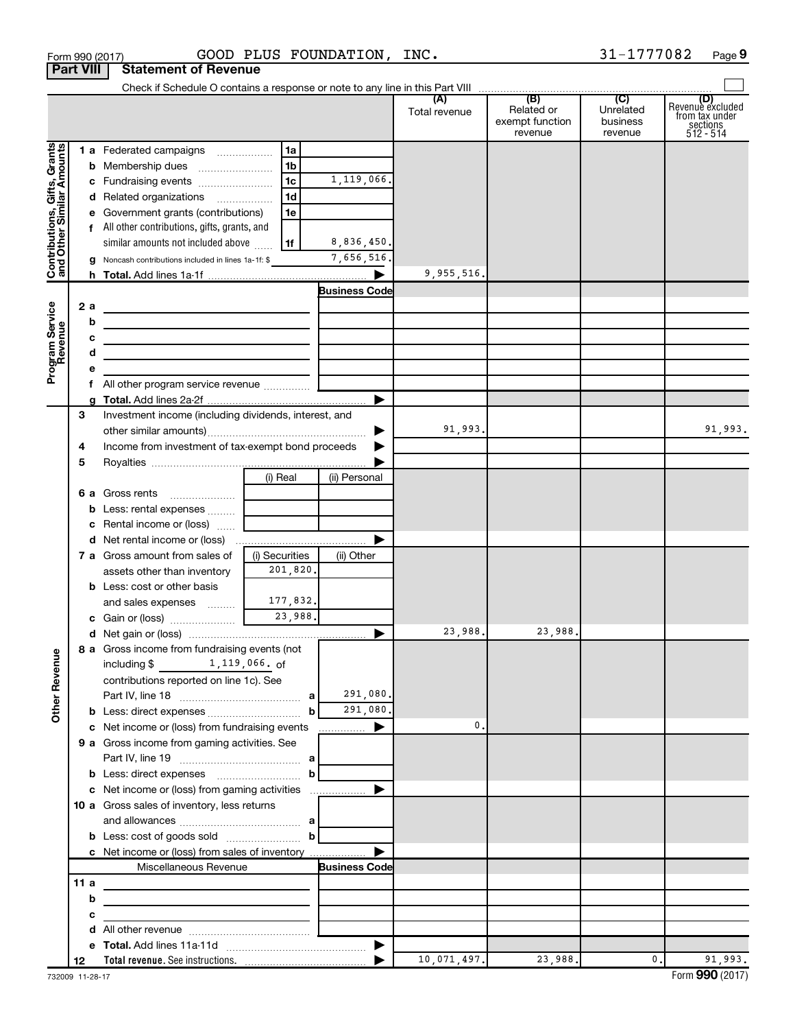Form 990 (2017) GOOD PLUS FOUNDATION, INC. 31-1777082 Page 9

**Part VIII Statement of Revenue**

Check if Schedule O contains a response or note to any line in this Part VIII

| | | | (A) Total revenue | (B) Related or exempt function revenue | (C) Unrelated business revenue | (D) Revenue excluded from tax under sections 512 - 514 |
|---|---|---|---|---|---|---|
| **Contributions, Gifts, Grants and Other Similar Amounts** | 1a Federated campaigns | 1a | | | | |
| | b Membership dues | 1b | | | | |
| | c Fundraising events | 1c 1,119,066. | | | | |
| | d Related organizations | 1d | | | | |
| | e Government grants (contributions) | 1e | | | | |
| | f All other contributions, gifts, grants, and similar amounts not included above | 1f 8,836,450. | | | | |
| | g Noncash contributions included in lines 1a-1f: $ | 7,656,516. | | | | |
| | h **Total.** Add lines 1a-1f | ▶ | 9,955,516. | | | |
| **Program Service Revenue** | | Business Code | | | | |
| | 2a | | | | | |
| | b | | | | | |
| | c | | | | | |
| | d | | | | | |
| | e | | | | | |
| | f All other program service revenue | | | | | |
| | g **Total.** Add lines 2a-2f | ▶ | | | | |
| | 3 Investment income (including dividends, interest, and other similar amounts) | ▶ | 91,993. | | | 91,993. |
| | 4 Income from investment of tax-exempt bond proceeds | ▶ | | | | |
| | 5 Royalties | ▶ | | | | |
| | | (i) Real / (ii) Personal | | | | |
| | 6a Gross rents | | | | | |
| | b Less: rental expenses | | | | | |
| | c Rental income or (loss) | | | | | |
| | d Net rental income or (loss) | ▶ | | | | |
| | 7a Gross amount from sales of assets other than inventory | (i) Securities 201,820. / (ii) Other | | | | |
| | b Less: cost or other basis and sales expenses | 177,832. | | | | |
| | c Gain or (loss) | 23,988. | | | | |
| | d Net gain or (loss) | ▶ | 23,988. | 23,988. | | |
| **Other Revenue** | 8a Gross income from fundraising events (not including $ 1,119,066. of contributions reported on line 1c). See Part IV, line 18 | a 291,080. | | | | |
| | b Less: direct expenses | b 291,080. | | | | |
| | c Net income or (loss) from fundraising events | ▶ | 0. | | | |
| | 9a Gross income from gaming activities. See Part IV, line 19 | a | | | | |
| | b Less: direct expenses | b | | | | |
| | c Net income or (loss) from gaming activities | ▶ | | | | |
| | 10a Gross sales of inventory, less returns and allowances | a | | | | |
| | b Less: cost of goods sold | b | | | | |
| | c Net income or (loss) from sales of inventory | ▶ | | | | |
| | Miscellaneous Revenue | Business Code | | | | |
| | 11a | | | | | |
| | b | | | | | |
| | c | | | | | |
| | d All other revenue | | | | | |
| | e **Total.** Add lines 11a-11d | ▶ | | | | |
| | 12 **Total revenue.** See instructions. | ▶ | 10,071,497. | 23,988. | 0. | 91,993. |

732009 11-28-17 Form **990** (2017)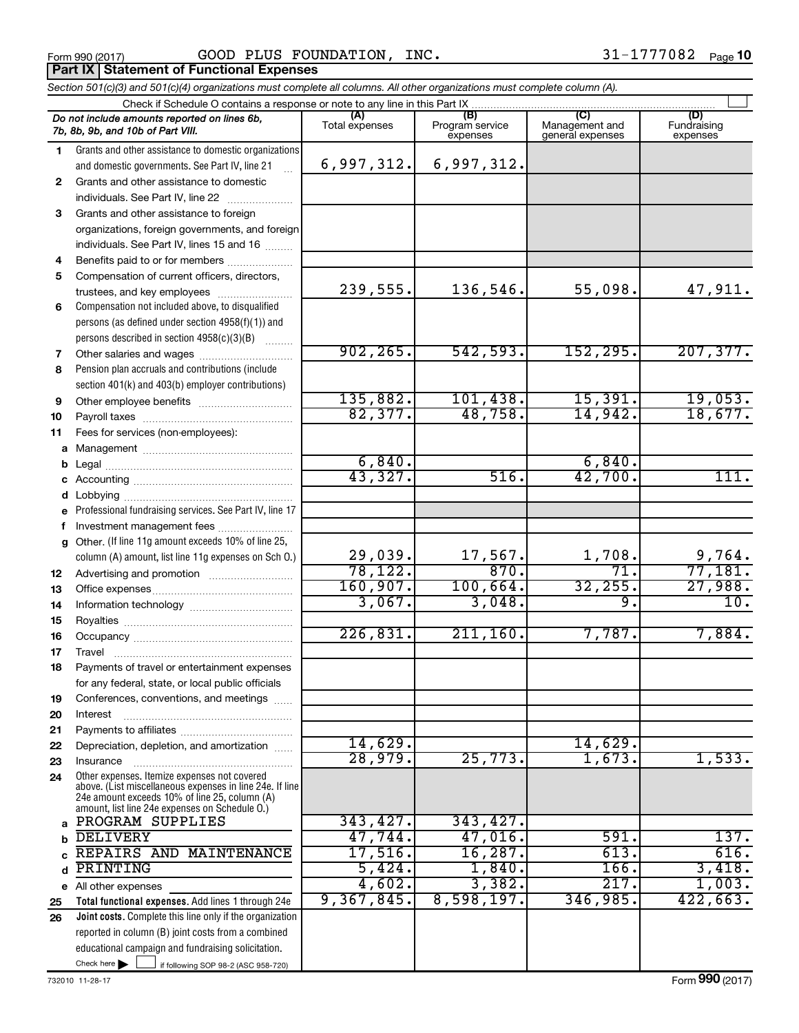Form 990 (2017) GOOD PLUS FOUNDATION, INC. 31-1777082 Page **10**

**Part IX Statement of Functional Expenses**

*Section 501(c)(3) and 501(c)(4) organizations must complete all columns. All other organizations must complete column (A).*

Check if Schedule O contains a response or note to any line in this Part IX

| *Do not include amounts reported on lines 6b, 7b, 8b, 9b, and 10b of Part VIII.* | (A) Total expenses | (B) Program service expenses | (C) Management and general expenses | (D) Fundraising expenses |
|---|---|---|---|---|
| **1** Grants and other assistance to domestic organizations and domestic governments. See Part IV, line 21 | 6,997,312. | 6,997,312. | | |
| **2** Grants and other assistance to domestic individuals. See Part IV, line 22 | | | | |
| **3** Grants and other assistance to foreign organizations, foreign governments, and foreign individuals. See Part IV, lines 15 and 16 | | | | |
| **4** Benefits paid to or for members | | | | |
| **5** Compensation of current officers, directors, trustees, and key employees | 239,555. | 136,546. | 55,098. | 47,911. |
| **6** Compensation not included above, to disqualified persons (as defined under section 4958(f)(1)) and persons described in section 4958(c)(3)(B) | | | | |
| **7** Other salaries and wages | 902,265. | 542,593. | 152,295. | 207,377. |
| **8** Pension plan accruals and contributions (include section 401(k) and 403(b) employer contributions) | | | | |
| **9** Other employee benefits | 135,882. | 101,438. | 15,391. | 19,053. |
| **10** Payroll taxes | 82,377. | 48,758. | 14,942. | 18,677. |
| **11** Fees for services (non-employees): | | | | |
| **a** Management | | | | |
| **b** Legal | 6,840. | | 6,840. | |
| **c** Accounting | 43,327. | 516. | 42,700. | 111. |
| **d** Lobbying | | | | |
| **e** Professional fundraising services. See Part IV, line 17 | | | | |
| **f** Investment management fees | | | | |
| **g** Other. (If line 11g amount exceeds 10% of line 25, column (A) amount, list line 11g expenses on Sch O.) | 29,039. | 17,567. | 1,708. | 9,764. |
| **12** Advertising and promotion | 78,122. | 870. | 71. | 77,181. |
| **13** Office expenses | 160,907. | 100,664. | 32,255. | 27,988. |
| **14** Information technology | 3,067. | 3,048. | 9. | 10. |
| **15** Royalties | | | | |
| **16** Occupancy | 226,831. | 211,160. | 7,787. | 7,884. |
| **17** Travel | | | | |
| **18** Payments of travel or entertainment expenses for any federal, state, or local public officials | | | | |
| **19** Conferences, conventions, and meetings | | | | |
| **20** Interest | | | | |
| **21** Payments to affiliates | | | | |
| **22** Depreciation, depletion, and amortization | 14,629. | | 14,629. | |
| **23** Insurance | 28,979. | 25,773. | 1,673. | 1,533. |
| **24** Other expenses. Itemize expenses not covered above. (List miscellaneous expenses in line 24e. If line 24e amount exceeds 10% of line 25, column (A) amount, list line 24e expenses on Schedule O.) | | | | |
| **a** PROGRAM SUPPLIES | 343,427. | 343,427. | | |
| **b** DELIVERY | 47,744. | 47,016. | 591. | 137. |
| **c** REPAIRS AND MAINTENANCE | 17,516. | 16,287. | 613. | 616. |
| **d** PRINTING | 5,424. | 1,840. | 166. | 3,418. |
| **e** All other expenses | 4,602. | 3,382. | 217. | 1,003. |
| **25 Total functional expenses.** Add lines 1 through 24e | 9,367,845. | 8,598,197. | 346,985. | 422,663. |
| **26 Joint costs.** Complete this line only if the organization reported in column (B) joint costs from a combined educational campaign and fundraising solicitation. Check here ☐ if following SOP 98-2 (ASC 958-720) | | | | |

732010 11-28-17 Form **990** (2017)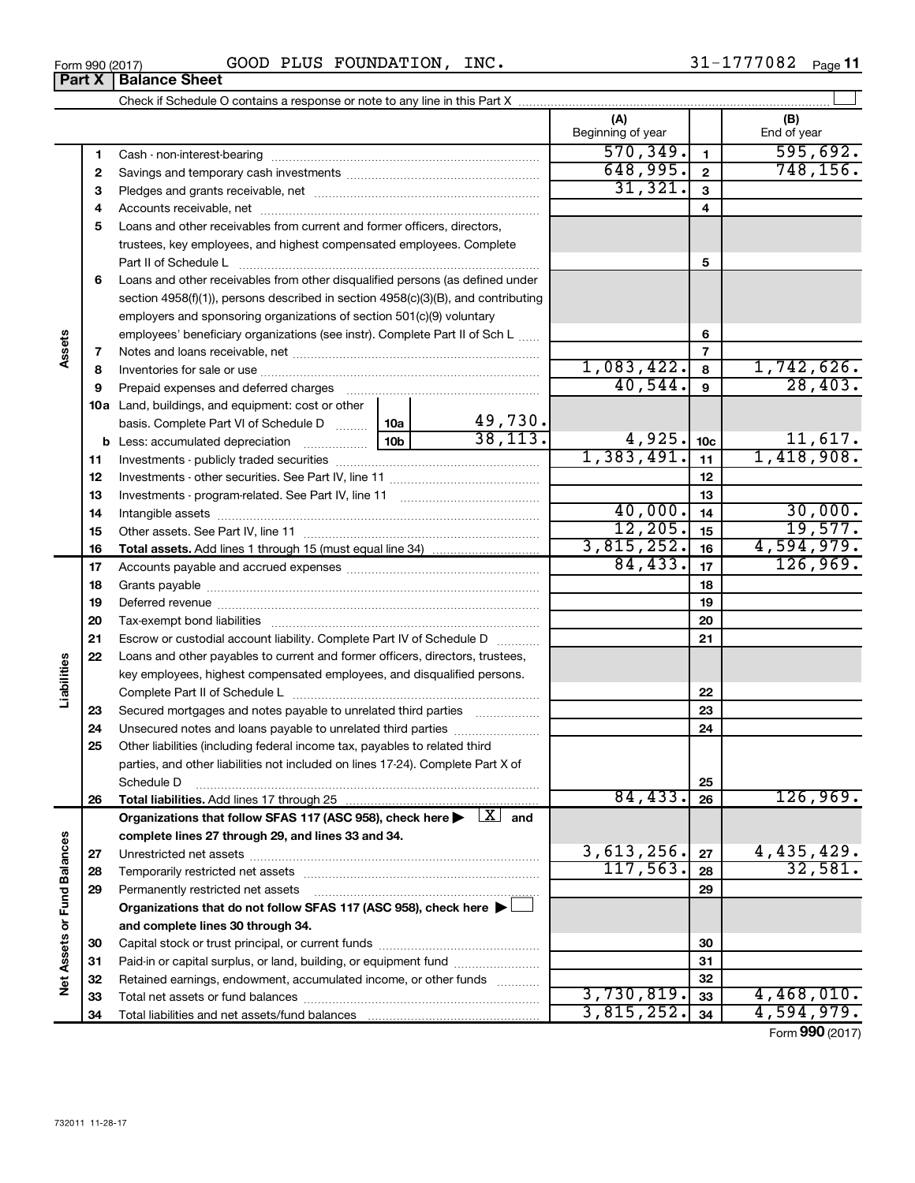Form 990 (2017) GOOD PLUS FOUNDATION, INC. 31-1777082 Page 11

## Part X Balance Sheet

Check if Schedule O contains a response or note to any line in this Part X

| Section | Line | Description | | | (A) Beginning of year | | (B) End of year |
|---|---|---|---|---|---|---|---|
| Assets | 1 | Cash - non-interest-bearing | | | 570,349. | 1 | 595,692. |
| | 2 | Savings and temporary cash investments | | | 648,995. | 2 | 748,156. |
| | 3 | Pledges and grants receivable, net | | | 31,321. | 3 | |
| | 4 | Accounts receivable, net | | | | 4 | |
| | 5 | Loans and other receivables from current and former officers, directors, trustees, key employees, and highest compensated employees. Complete Part II of Schedule L | | | | 5 | |
| | 6 | Loans and other receivables from other disqualified persons (as defined under section 4958(f)(1)), persons described in section 4958(c)(3)(B), and contributing employers and sponsoring organizations of section 501(c)(9) voluntary employees' beneficiary organizations (see instr). Complete Part II of Sch L | | | | 6 | |
| | 7 | Notes and loans receivable, net | | | | 7 | |
| | 8 | Inventories for sale or use | | | 1,083,422. | 8 | 1,742,626. |
| | 9 | Prepaid expenses and deferred charges | | | 40,544. | 9 | 28,403. |
| | 10a | Land, buildings, and equipment: cost or other basis. Complete Part VI of Schedule D | 10a | 49,730. | | | |
| | b | Less: accumulated depreciation | 10b | 38,113. | 4,925. | 10c | 11,617. |
| | 11 | Investments - publicly traded securities | | | 1,383,491. | 11 | 1,418,908. |
| | 12 | Investments - other securities. See Part IV, line 11 | | | | 12 | |
| | 13 | Investments - program-related. See Part IV, line 11 | | | | 13 | |
| | 14 | Intangible assets | | | 40,000. | 14 | 30,000. |
| | 15 | Other assets. See Part IV, line 11 | | | 12,205. | 15 | 19,577. |
| | 16 | **Total assets.** Add lines 1 through 15 (must equal line 34) | | | 3,815,252. | 16 | 4,594,979. |
| Liabilities | 17 | Accounts payable and accrued expenses | | | 84,433. | 17 | 126,969. |
| | 18 | Grants payable | | | | 18 | |
| | 19 | Deferred revenue | | | | 19 | |
| | 20 | Tax-exempt bond liabilities | | | | 20 | |
| | 21 | Escrow or custodial account liability. Complete Part IV of Schedule D | | | | 21 | |
| | 22 | Loans and other payables to current and former officers, directors, trustees, key employees, highest compensated employees, and disqualified persons. Complete Part II of Schedule L | | | | 22 | |
| | 23 | Secured mortgages and notes payable to unrelated third parties | | | | 23 | |
| | 24 | Unsecured notes and loans payable to unrelated third parties | | | | 24 | |
| | 25 | Other liabilities (including federal income tax, payables to related third parties, and other liabilities not included on lines 17-24). Complete Part X of Schedule D | | | | 25 | |
| | 26 | **Total liabilities.** Add lines 17 through 25 | | | 84,433. | 26 | 126,969. |
| Net Assets or Fund Balances | | **Organizations that follow SFAS 117 (ASC 958), check here ▶ [X] and complete lines 27 through 29, and lines 33 and 34.** | | | | | |
| | 27 | Unrestricted net assets | | | 3,613,256. | 27 | 4,435,429. |
| | 28 | Temporarily restricted net assets | | | 117,563. | 28 | 32,581. |
| | 29 | Permanently restricted net assets | | | | 29 | |
| | | **Organizations that do not follow SFAS 117 (ASC 958), check here ▶ [ ] and complete lines 30 through 34.** | | | | | |
| | 30 | Capital stock or trust principal, or current funds | | | | 30 | |
| | 31 | Paid-in or capital surplus, or land, building, or equipment fund | | | | 31 | |
| | 32 | Retained earnings, endowment, accumulated income, or other funds | | | | 32 | |
| | 33 | Total net assets or fund balances | | | 3,730,819. | 33 | 4,468,010. |
| | 34 | Total liabilities and net assets/fund balances | | | 3,815,252. | 34 | 4,594,979. |

Form **990** (2017)

732011 11-28-17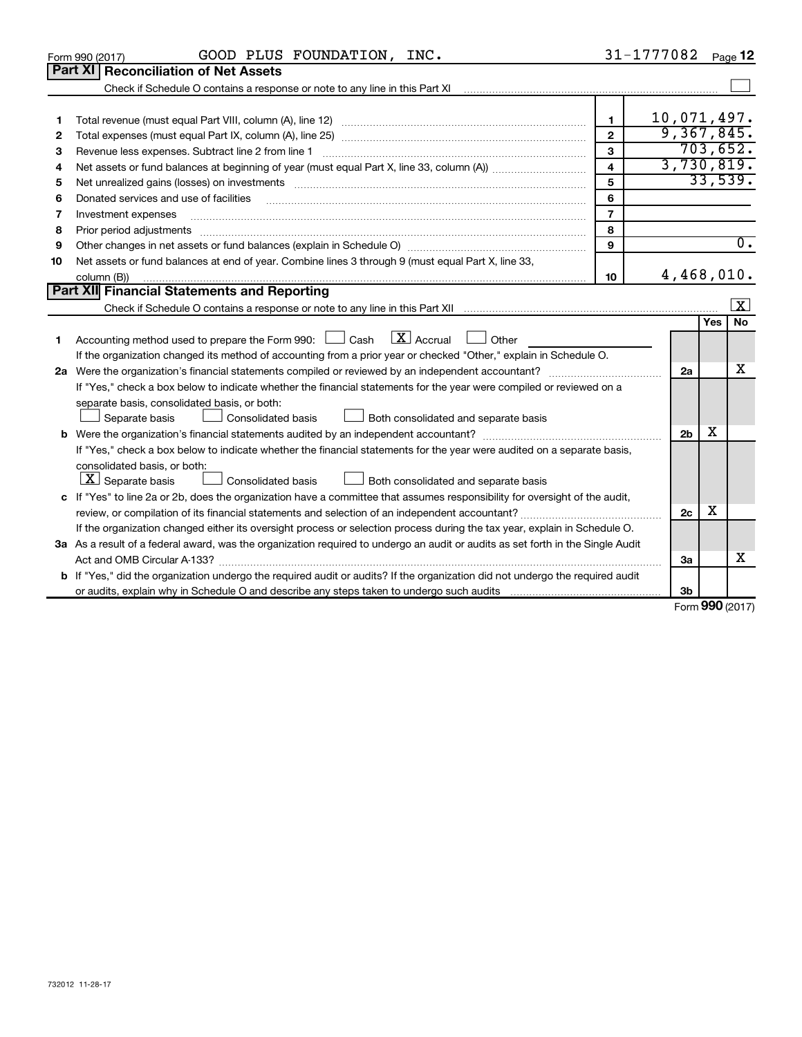Form 990 (2017) GOOD PLUS FOUNDATION, INC. 31-1777082 Page 12

## Part XI Reconciliation of Net Assets

Check if Schedule O contains a response or note to any line in this Part XI ☐

| | | | |
|---|---|---|---|
| 1 | Total revenue (must equal Part VIII, column (A), line 12) | 1 | 10,071,497. |
| 2 | Total expenses (must equal Part IX, column (A), line 25) | 2 | 9,367,845. |
| 3 | Revenue less expenses. Subtract line 2 from line 1 | 3 | 703,652. |
| 4 | Net assets or fund balances at beginning of year (must equal Part X, line 33, column (A)) | 4 | 3,730,819. |
| 5 | Net unrealized gains (losses) on investments | 5 | 33,539. |
| 6 | Donated services and use of facilities | 6 | |
| 7 | Investment expenses | 7 | |
| 8 | Prior period adjustments | 8 | |
| 9 | Other changes in net assets or fund balances (explain in Schedule O) | 9 | 0. |
| 10 | Net assets or fund balances at end of year. Combine lines 3 through 9 (must equal Part X, line 33, column (B)) | 10 | 4,468,010. |

## Part XII Financial Statements and Reporting

Check if Schedule O contains a response or note to any line in this Part XII ☒

| | | | Yes | No |
|---|---|---|---|---|
| 1 | Accounting method used to prepare the Form 990: ☐ Cash ☒ Accrual ☐ Other<br>If the organization changed its method of accounting from a prior year or checked "Other," explain in Schedule O. | | | |
| 2a | Were the organization's financial statements compiled or reviewed by an independent accountant?<br>If "Yes," check a box below to indicate whether the financial statements for the year were compiled or reviewed on a separate basis, consolidated basis, or both:<br>☐ Separate basis ☐ Consolidated basis ☐ Both consolidated and separate basis | 2a | | X |
| b | Were the organization's financial statements audited by an independent accountant?<br>If "Yes," check a box below to indicate whether the financial statements for the year were audited on a separate basis, consolidated basis, or both:<br>☒ Separate basis ☐ Consolidated basis ☐ Both consolidated and separate basis | 2b | X | |
| c | If "Yes" to line 2a or 2b, does the organization have a committee that assumes responsibility for oversight of the audit, review, or compilation of its financial statements and selection of an independent accountant?<br>If the organization changed either its oversight process or selection process during the tax year, explain in Schedule O. | 2c | X | |
| 3a | As a result of a federal award, was the organization required to undergo an audit or audits as set forth in the Single Audit Act and OMB Circular A-133? | 3a | | X |
| b | If "Yes," did the organization undergo the required audit or audits? If the organization did not undergo the required audit or audits, explain why in Schedule O and describe any steps taken to undergo such audits | 3b | | |

Form 990 (2017)

732012 11-28-17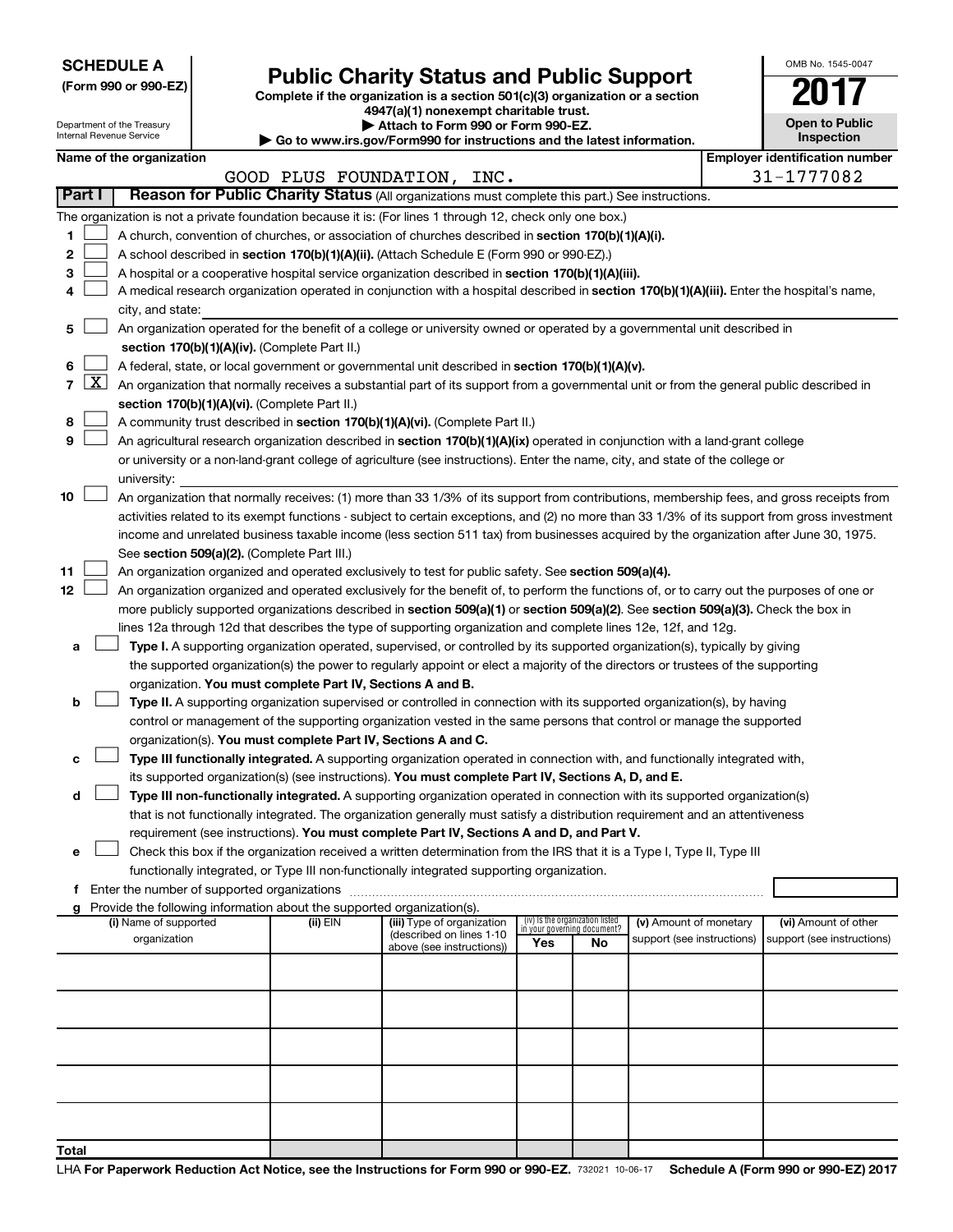**SCHEDULE A**
**(Form 990 or 990-EZ)**

Department of the Treasury
Internal Revenue Service

# Public Charity Status and Public Support

**Complete if the organization is a section 501(c)(3) organization or a section 4947(a)(1) nonexempt charitable trust.**
**▶ Attach to Form 990 or Form 990-EZ.**
**▶ Go to www.irs.gov/Form990 for instructions and the latest information.**

OMB No. 1545-0047

**2017**

**Open to Public Inspection**

**Name of the organization**
GOOD PLUS FOUNDATION, INC.

**Employer identification number**
31-1777082

**Part I** **Reason for Public Charity Status** (All organizations must complete this part.) See instructions.

The organization is not a private foundation because it is: (For lines 1 through 12, check only one box.)

1 ☐ A church, convention of churches, or association of churches described in **section 170(b)(1)(A)(i).**

2 ☐ A school described in **section 170(b)(1)(A)(ii).** (Attach Schedule E (Form 990 or 990-EZ).)

3 ☐ A hospital or a cooperative hospital service organization described in **section 170(b)(1)(A)(iii).**

4 ☐ A medical research organization operated in conjunction with a hospital described in **section 170(b)(1)(A)(iii).** Enter the hospital's name, city, and state:

5 ☐ An organization operated for the benefit of a college or university owned or operated by a governmental unit described in **section 170(b)(1)(A)(iv).** (Complete Part II.)

6 ☐ A federal, state, or local government or governmental unit described in **section 170(b)(1)(A)(v).**

7 ☒ An organization that normally receives a substantial part of its support from a governmental unit or from the general public described in **section 170(b)(1)(A)(vi).** (Complete Part II.)

8 ☐ A community trust described in **section 170(b)(1)(A)(vi).** (Complete Part II.)

9 ☐ An agricultural research organization described in **section 170(b)(1)(A)(ix)** operated in conjunction with a land-grant college or university or a non-land-grant college of agriculture (see instructions). Enter the name, city, and state of the college or university:

10 ☐ An organization that normally receives: (1) more than 33 1/3% of its support from contributions, membership fees, and gross receipts from activities related to its exempt functions - subject to certain exceptions, and (2) no more than 33 1/3% of its support from gross investment income and unrelated business taxable income (less section 511 tax) from businesses acquired by the organization after June 30, 1975. See **section 509(a)(2).** (Complete Part III.)

11 ☐ An organization organized and operated exclusively to test for public safety. See **section 509(a)(4).**

12 ☐ An organization organized and operated exclusively for the benefit of, to perform the functions of, or to carry out the purposes of one or more publicly supported organizations described in **section 509(a)(1)** or **section 509(a)(2).** See **section 509(a)(3).** Check the box in lines 12a through 12d that describes the type of supporting organization and complete lines 12e, 12f, and 12g.

a ☐ **Type I.** A supporting organization operated, supervised, or controlled by its supported organization(s), typically by giving the supported organization(s) the power to regularly appoint or elect a majority of the directors or trustees of the supporting organization. **You must complete Part IV, Sections A and B.**

b ☐ **Type II.** A supporting organization supervised or controlled in connection with its supported organization(s), by having control or management of the supporting organization vested in the same persons that control or manage the supported organization(s). **You must complete Part IV, Sections A and C.**

c ☐ **Type III functionally integrated.** A supporting organization operated in connection with, and functionally integrated with, its supported organization(s) (see instructions). **You must complete Part IV, Sections A, D, and E.**

d ☐ **Type III non-functionally integrated.** A supporting organization operated in connection with its supported organization(s) that is not functionally integrated. The organization generally must satisfy a distribution requirement and an attentiveness requirement (see instructions). **You must complete Part IV, Sections A and D, and Part V.**

e ☐ Check this box if the organization received a written determination from the IRS that it is a Type I, Type II, Type III functionally integrated, or Type III non-functionally integrated supporting organization.

f Enter the number of supported organizations

g Provide the following information about the supported organization(s).

| (i) Name of supported organization | (ii) EIN | (iii) Type of organization (described on lines 1-10 above (see instructions)) | (iv) Is the organization listed in your governing document? Yes | No | (v) Amount of monetary support (see instructions) | (vi) Amount of other support (see instructions) |
|---|---|---|---|---|---|---|
| | | | | | | |
| | | | | | | |
| | | | | | | |
| | | | | | | |
| | | | | | | |
| **Total** | | | | | | |

LHA **For Paperwork Reduction Act Notice, see the Instructions for Form 990 or 990-EZ.** 732021 10-06-17 **Schedule A (Form 990 or 990-EZ) 2017**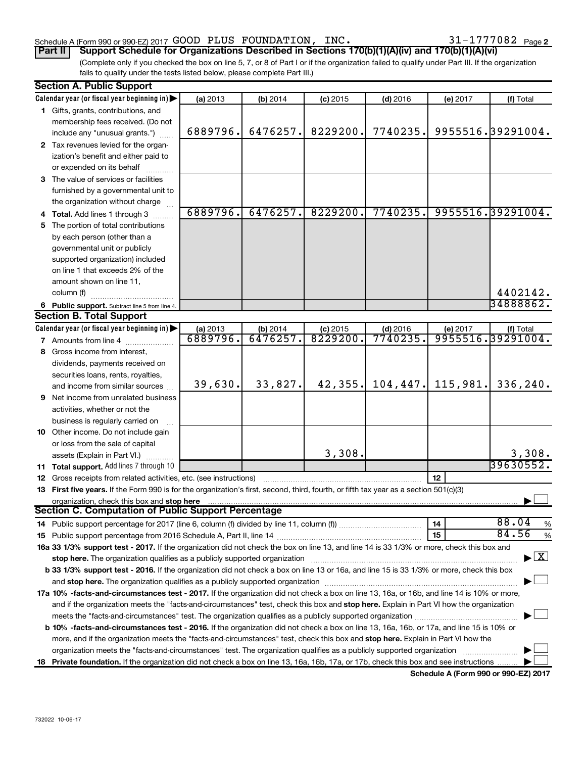Schedule A (Form 990 or 990-EZ) 2017 GOOD PLUS FOUNDATION, INC. 31-1777082 Page 2

**Part II** **Support Schedule for Organizations Described in Sections 170(b)(1)(A)(iv) and 170(b)(1)(A)(vi)**

(Complete only if you checked the box on line 5, 7, or 8 of Part I or if the organization failed to qualify under Part III. If the organization fails to qualify under the tests listed below, please complete Part III.)

## Section A. Public Support

| Calendar year (or fiscal year beginning in) | (a) 2013 | (b) 2014 | (c) 2015 | (d) 2016 | (e) 2017 | (f) Total |
|---|---|---|---|---|---|---|
| 1 Gifts, grants, contributions, and membership fees received. (Do not include any "unusual grants.") | 6889796. | 6476257. | 8229200. | 7740235. | 9955516. | 39291004. |
| 2 Tax revenues levied for the organization's benefit and either paid to or expended on its behalf | | | | | | |
| 3 The value of services or facilities furnished by a governmental unit to the organization without charge | | | | | | |
| 4 **Total.** Add lines 1 through 3 | 6889796. | 6476257. | 8229200. | 7740235. | 9955516. | 39291004. |
| 5 The portion of total contributions by each person (other than a governmental unit or publicly supported organization) included on line 1 that exceeds 2% of the amount shown on line 11, column (f) | | | | | | 4402142. |
| 6 **Public support.** Subtract line 5 from line 4. | | | | | | 34888862. |

## Section B. Total Support

| Calendar year (or fiscal year beginning in) | (a) 2013 | (b) 2014 | (c) 2015 | (d) 2016 | (e) 2017 | (f) Total |
|---|---|---|---|---|---|---|
| 7 Amounts from line 4 | 6889796. | 6476257. | 8229200. | 7740235. | 9955516. | 39291004. |
| 8 Gross income from interest, dividends, payments received on securities loans, rents, royalties, and income from similar sources | 39,630. | 33,827. | 42,355. | 104,447. | 115,981. | 336,240. |
| 9 Net income from unrelated business activities, whether or not the business is regularly carried on | | | | | | |
| 10 Other income. Do not include gain or loss from the sale of capital assets (Explain in Part VI.) | | | 3,308. | | | 3,308. |
| 11 **Total support.** Add lines 7 through 10 | | | | | | 39630552. |

12 Gross receipts from related activities, etc. (see instructions) | 12 |

13 **First five years.** If the Form 990 is for the organization's first, second, third, fourth, or fifth tax year as a section 501(c)(3) organization, check this box and **stop here** ☐

## Section C. Computation of Public Support Percentage

14 Public support percentage for 2017 (line 6, column (f) divided by line 11, column (f)) | 14 | 88.04 %

15 Public support percentage from 2016 Schedule A, Part II, line 14 | 15 | 84.56 %

**16a 33 1/3% support test - 2017.** If the organization did not check the box on line 13, and line 14 is 33 1/3% or more, check this box and **stop here.** The organization qualifies as a publicly supported organization ☒

**b 33 1/3% support test - 2016.** If the organization did not check a box on line 13 or 16a, and line 15 is 33 1/3% or more, check this box and **stop here.** The organization qualifies as a publicly supported organization ☐

**17a 10% -facts-and-circumstances test - 2017.** If the organization did not check a box on line 13, 16a, or 16b, and line 14 is 10% or more, and if the organization meets the "facts-and-circumstances" test, check this box and **stop here.** Explain in Part VI how the organization meets the "facts-and-circumstances" test. The organization qualifies as a publicly supported organization ☐

**b 10% -facts-and-circumstances test - 2016.** If the organization did not check a box on line 13, 16a, 16b, or 17a, and line 15 is 10% or more, and if the organization meets the "facts-and-circumstances" test, check this box and **stop here.** Explain in Part VI how the organization meets the "facts-and-circumstances" test. The organization qualifies as a publicly supported organization ☐

**18 Private foundation.** If the organization did not check a box on line 13, 16a, 16b, 17a, or 17b, check this box and see instructions ☐

**Schedule A (Form 990 or 990-EZ) 2017**

732022 10-06-17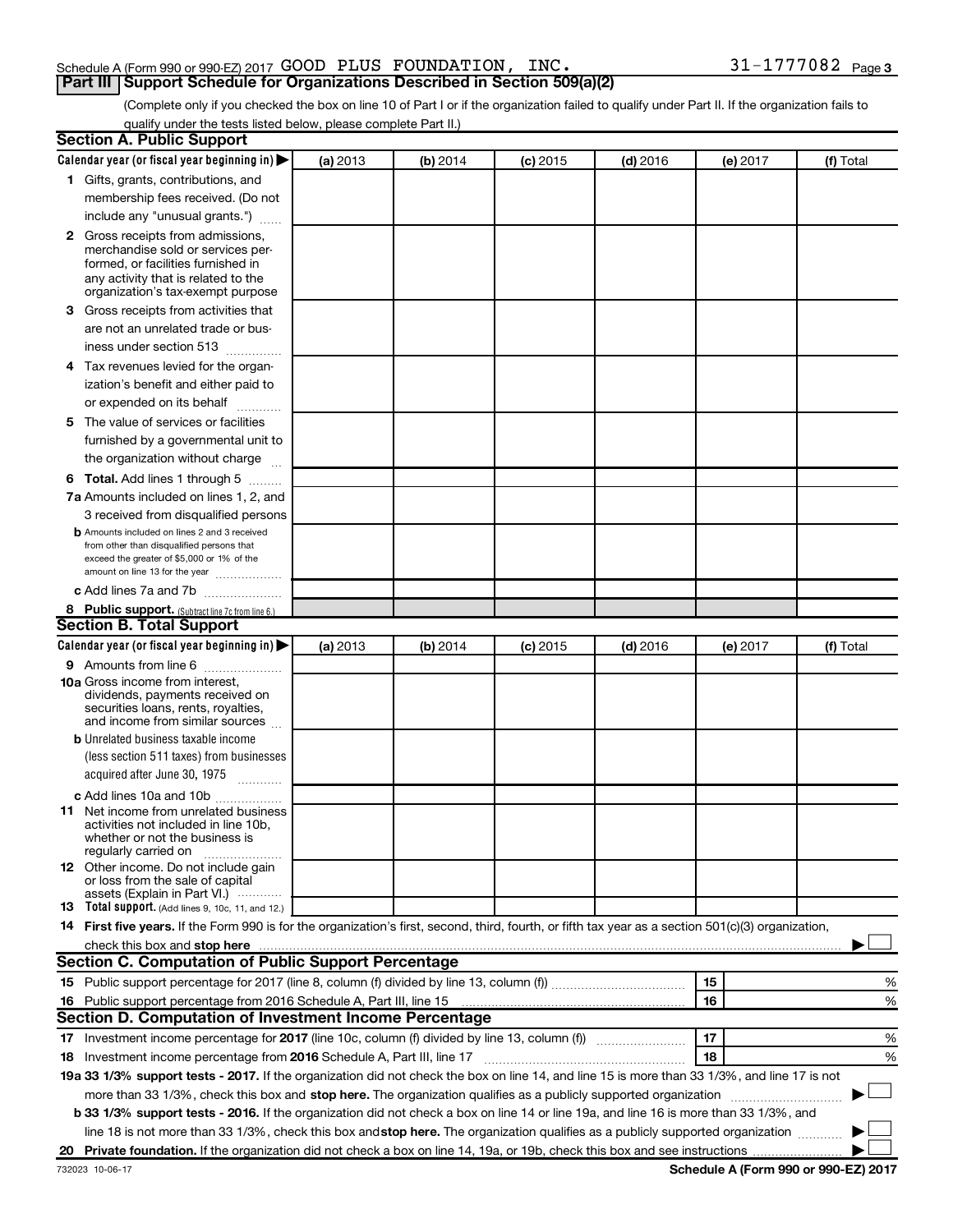Schedule A (Form 990 or 990-EZ) 2017 GOOD PLUS FOUNDATION, INC. 31-1777082 Page 3

## Part III Support Schedule for Organizations Described in Section 509(a)(2)

(Complete only if you checked the box on line 10 of Part I or if the organization failed to qualify under Part II. If the organization fails to qualify under the tests listed below, please complete Part II.)

### Section A. Public Support

| Calendar year (or fiscal year beginning in) ▶ | (a) 2013 | (b) 2014 | (c) 2015 | (d) 2016 | (e) 2017 | (f) Total |
|---|---|---|---|---|---|---|
| **1** Gifts, grants, contributions, and membership fees received. (Do not include any "unusual grants.") | | | | | | |
| **2** Gross receipts from admissions, merchandise sold or services performed, or facilities furnished in any activity that is related to the organization's tax-exempt purpose | | | | | | |
| **3** Gross receipts from activities that are not an unrelated trade or business under section 513 | | | | | | |
| **4** Tax revenues levied for the organization's benefit and either paid to or expended on its behalf | | | | | | |
| **5** The value of services or facilities furnished by a governmental unit to the organization without charge | | | | | | |
| **6 Total.** Add lines 1 through 5 | | | | | | |
| **7a** Amounts included on lines 1, 2, and 3 received from disqualified persons | | | | | | |
| **b** Amounts included on lines 2 and 3 received from other than disqualified persons that exceed the greater of $5,000 or 1% of the amount on line 13 for the year | | | | | | |
| **c** Add lines 7a and 7b | | | | | | |
| **8 Public support.** (Subtract line 7c from line 6.) | | | | | | |

### Section B. Total Support

| Calendar year (or fiscal year beginning in) ▶ | (a) 2013 | (b) 2014 | (c) 2015 | (d) 2016 | (e) 2017 | (f) Total |
|---|---|---|---|---|---|---|
| **9** Amounts from line 6 | | | | | | |
| **10a** Gross income from interest, dividends, payments received on securities loans, rents, royalties, and income from similar sources | | | | | | |
| **b** Unrelated business taxable income (less section 511 taxes) from businesses acquired after June 30, 1975 | | | | | | |
| **c** Add lines 10a and 10b | | | | | | |
| **11** Net income from unrelated business activities not included in line 10b, whether or not the business is regularly carried on | | | | | | |
| **12** Other income. Do not include gain or loss from the sale of capital assets (Explain in Part VI.) | | | | | | |
| **13 Total support.** (Add lines 9, 10c, 11, and 12.) | | | | | | |

**14 First five years.** If the Form 990 is for the organization's first, second, third, fourth, or fifth tax year as a section 501(c)(3) organization, check this box and **stop here** ▶ ☐

### Section C. Computation of Public Support Percentage

| | | | |
|---|---|---|---|
| **15** Public support percentage for 2017 (line 8, column (f) divided by line 13, column (f)) | 15 | | % |
| **16** Public support percentage from 2016 Schedule A, Part III, line 15 | 16 | | % |

### Section D. Computation of Investment Income Percentage

| | | | |
|---|---|---|---|
| **17** Investment income percentage for **2017** (line 10c, column (f) divided by line 13, column (f)) | 17 | | % |
| **18** Investment income percentage from **2016** Schedule A, Part III, line 17 | 18 | | % |

**19a 33 1/3% support tests - 2017.** If the organization did not check the box on line 14, and line 15 is more than 33 1/3%, and line 17 is not more than 33 1/3%, check this box and **stop here.** The organization qualifies as a publicly supported organization ▶ ☐

**b 33 1/3% support tests - 2016.** If the organization did not check a box on line 14 or line 19a, and line 16 is more than 33 1/3%, and line 18 is not more than 33 1/3%, check this box and **stop here.** The organization qualifies as a publicly supported organization ▶ ☐

**20 Private foundation.** If the organization did not check a box on line 14, 19a, or 19b, check this box and see instructions ▶ ☐

732023 10-06-17 **Schedule A (Form 990 or 990-EZ) 2017**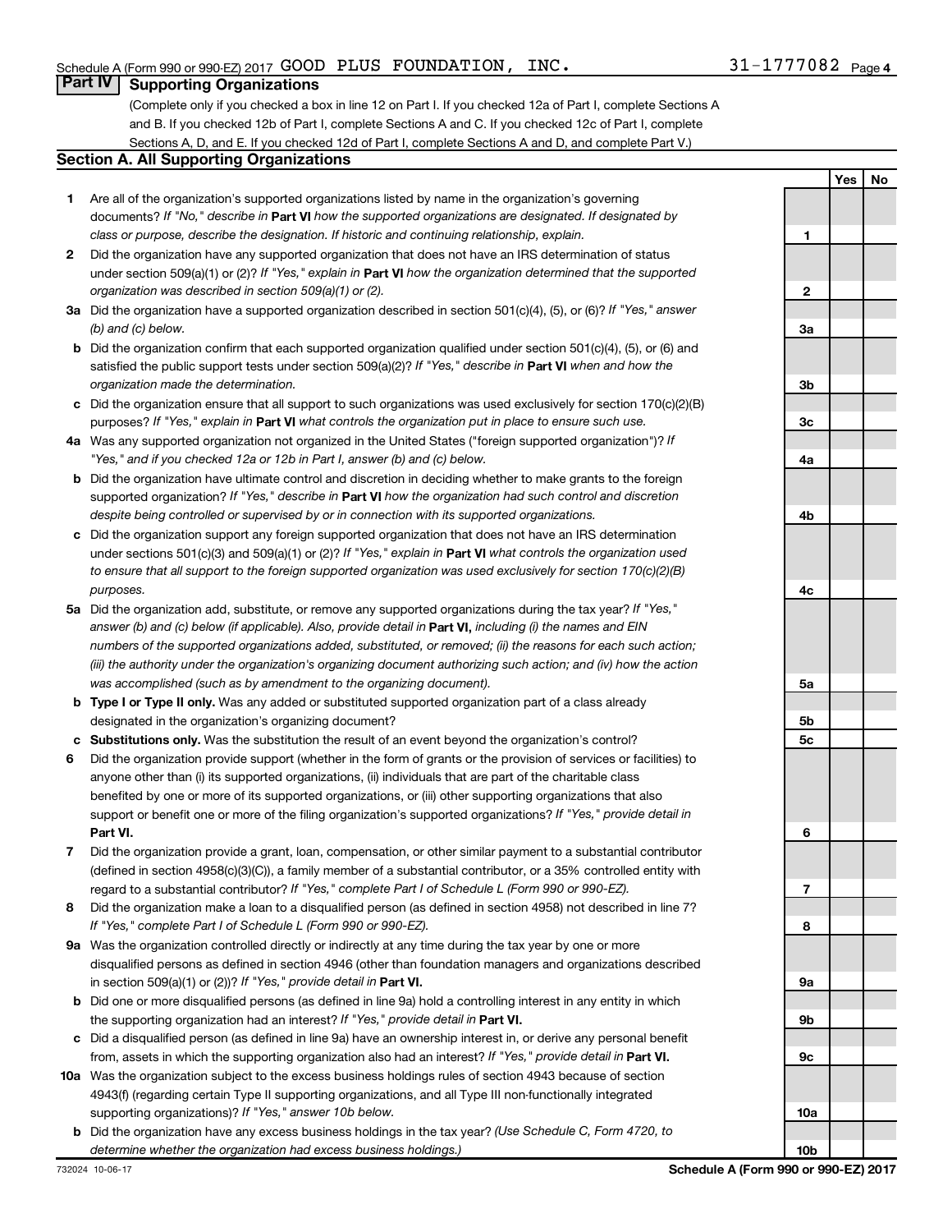Schedule A (Form 990 or 990-EZ) 2017 GOOD PLUS FOUNDATION, INC. 31-1777082 Page 4

## Part IV Supporting Organizations

(Complete only if you checked a box in line 12 on Part I. If you checked 12a of Part I, complete Sections A and B. If you checked 12b of Part I, complete Sections A and C. If you checked 12c of Part I, complete Sections A, D, and E. If you checked 12d of Part I, complete Sections A and D, and complete Part V.)

### Section A. All Supporting Organizations

| | | | Yes | No |
|---|---|---|---|---|
| 1 | Are all of the organization's supported organizations listed by name in the organization's governing documents? *If "No," describe in* **Part VI** *how the supported organizations are designated. If designated by class or purpose, describe the designation. If historic and continuing relationship, explain.* | 1 | | |
| 2 | Did the organization have any supported organization that does not have an IRS determination of status under section 509(a)(1) or (2)? *If "Yes," explain in* **Part VI** *how the organization determined that the supported organization was described in section 509(a)(1) or (2).* | 2 | | |
| 3a | Did the organization have a supported organization described in section 501(c)(4), (5), or (6)? *If "Yes," answer (b) and (c) below.* | 3a | | |
| b | Did the organization confirm that each supported organization qualified under section 501(c)(4), (5), or (6) and satisfied the public support tests under section 509(a)(2)? *If "Yes," describe in* **Part VI** *when and how the organization made the determination.* | 3b | | |
| c | Did the organization ensure that all support to such organizations was used exclusively for section 170(c)(2)(B) purposes? *If "Yes," explain in* **Part VI** *what controls the organization put in place to ensure such use.* | 3c | | |
| 4a | Was any supported organization not organized in the United States ("foreign supported organization")? *If "Yes," and if you checked 12a or 12b in Part I, answer (b) and (c) below.* | 4a | | |
| b | Did the organization have ultimate control and discretion in deciding whether to make grants to the foreign supported organization? *If "Yes," describe in* **Part VI** *how the organization had such control and discretion despite being controlled or supervised by or in connection with its supported organizations.* | 4b | | |
| c | Did the organization support any foreign supported organization that does not have an IRS determination under sections 501(c)(3) and 509(a)(1) or (2)? *If "Yes," explain in* **Part VI** *what controls the organization used to ensure that all support to the foreign supported organization was used exclusively for section 170(c)(2)(B) purposes.* | 4c | | |
| 5a | Did the organization add, substitute, or remove any supported organizations during the tax year? *If "Yes," answer (b) and (c) below (if applicable). Also, provide detail in* **Part VI,** *including (i) the names and EIN numbers of the supported organizations added, substituted, or removed; (ii) the reasons for each such action; (iii) the authority under the organization's organizing document authorizing such action; and (iv) how the action was accomplished (such as by amendment to the organizing document).* | 5a | | |
| b | **Type I or Type II only.** Was any added or substituted supported organization part of a class already designated in the organization's organizing document? | 5b | | |
| c | **Substitutions only.** Was the substitution the result of an event beyond the organization's control? | 5c | | |
| 6 | Did the organization provide support (whether in the form of grants or the provision of services or facilities) to anyone other than (i) its supported organizations, (ii) individuals that are part of the charitable class benefited by one or more of its supported organizations, or (iii) other supporting organizations that also support or benefit one or more of the filing organization's supported organizations? *If "Yes," provide detail in* **Part VI.** | 6 | | |
| 7 | Did the organization provide a grant, loan, compensation, or other similar payment to a substantial contributor (defined in section 4958(c)(3)(C)), a family member of a substantial contributor, or a 35% controlled entity with regard to a substantial contributor? *If "Yes," complete Part I of Schedule L (Form 990 or 990-EZ).* | 7 | | |
| 8 | Did the organization make a loan to a disqualified person (as defined in section 4958) not described in line 7? *If "Yes," complete Part I of Schedule L (Form 990 or 990-EZ).* | 8 | | |
| 9a | Was the organization controlled directly or indirectly at any time during the tax year by one or more disqualified persons as defined in section 4946 (other than foundation managers and organizations described in section 509(a)(1) or (2))? *If "Yes," provide detail in* **Part VI.** | 9a | | |
| b | Did one or more disqualified persons (as defined in line 9a) hold a controlling interest in any entity in which the supporting organization had an interest? *If "Yes," provide detail in* **Part VI.** | 9b | | |
| c | Did a disqualified person (as defined in line 9a) have an ownership interest in, or derive any personal benefit from, assets in which the supporting organization also had an interest? *If "Yes," provide detail in* **Part VI.** | 9c | | |
| 10a | Was the organization subject to the excess business holdings rules of section 4943 because of section 4943(f) (regarding certain Type II supporting organizations, and all Type III non-functionally integrated supporting organizations)? *If "Yes," answer 10b below.* | 10a | | |
| b | Did the organization have any excess business holdings in the tax year? *(Use Schedule C, Form 4720, to determine whether the organization had excess business holdings.)* | 10b | | |

732024 10-06-17 **Schedule A (Form 990 or 990-EZ) 2017**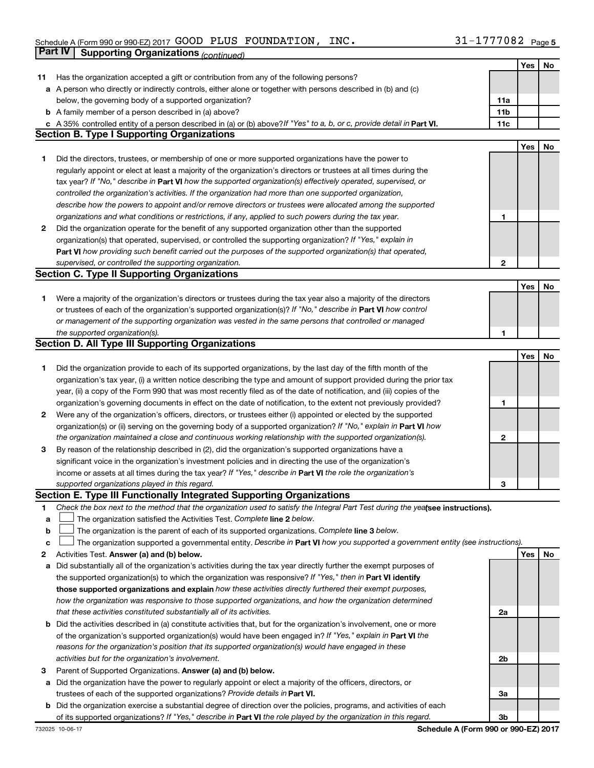Schedule A (Form 990 or 990-EZ) 2017 GOOD PLUS FOUNDATION, INC. 31-1777082 Page 5

**Part IV Supporting Organizations** *(continued)*

| | | | Yes | No |
|---|---|---|---|---|
| **11** | Has the organization accepted a gift or contribution from any of the following persons? | | | |
| **a** | A person who directly or indirectly controls, either alone or together with persons described in (b) and (c) below, the governing body of a supported organization? | **11a** | | |
| **b** | A family member of a person described in (a) above? | **11b** | | |
| **c** | A 35% controlled entity of a person described in (a) or (b) above? *If "Yes" to a, b, or c, provide detail in* **Part VI.** | **11c** | | |

**Section B. Type I Supporting Organizations**

| | | | Yes | No |
|---|---|---|---|---|
| **1** | Did the directors, trustees, or membership of one or more supported organizations have the power to regularly appoint or elect at least a majority of the organization's directors or trustees at all times during the tax year? *If "No," describe in* **Part VI** *how the supported organization(s) effectively operated, supervised, or controlled the organization's activities. If the organization had more than one supported organization, describe how the powers to appoint and/or remove directors or trustees were allocated among the supported organizations and what conditions or restrictions, if any, applied to such powers during the tax year.* | **1** | | |
| **2** | Did the organization operate for the benefit of any supported organization other than the supported organization(s) that operated, supervised, or controlled the supporting organization? *If "Yes," explain in* **Part VI** *how providing such benefit carried out the purposes of the supported organization(s) that operated, supervised, or controlled the supporting organization.* | **2** | | |

**Section C. Type II Supporting Organizations**

| | | | Yes | No |
|---|---|---|---|---|
| **1** | Were a majority of the organization's directors or trustees during the tax year also a majority of the directors or trustees of each of the organization's supported organization(s)? *If "No," describe in* **Part VI** *how control or management of the supporting organization was vested in the same persons that controlled or managed the supported organization(s).* | **1** | | |

**Section D. All Type III Supporting Organizations**

| | | | Yes | No |
|---|---|---|---|---|
| **1** | Did the organization provide to each of its supported organizations, by the last day of the fifth month of the organization's tax year, (i) a written notice describing the type and amount of support provided during the prior tax year, (ii) a copy of the Form 990 that was most recently filed as of the date of notification, and (iii) copies of the organization's governing documents in effect on the date of notification, to the extent not previously provided? | **1** | | |
| **2** | Were any of the organization's officers, directors, or trustees either (i) appointed or elected by the supported organization(s) or (ii) serving on the governing body of a supported organization? *If "No," explain in* **Part VI** *how the organization maintained a close and continuous working relationship with the supported organization(s).* | **2** | | |
| **3** | By reason of the relationship described in (2), did the organization's supported organizations have a significant voice in the organization's investment policies and in directing the use of the organization's income or assets at all times during the tax year? *If "Yes," describe in* **Part VI** *the role the organization's supported organizations played in this regard.* | **3** | | |

**Section E. Type III Functionally Integrated Supporting Organizations**

**1** *Check the box next to the method that the organization used to satisfy the Integral Part Test during the year* **(see instructions).**

- **a** ☐ The organization satisfied the Activities Test. *Complete* **line 2** *below.*
- **b** ☐ The organization is the parent of each of its supported organizations. *Complete* **line 3** *below.*
- **c** ☐ The organization supported a governmental entity. *Describe in* **Part VI** *how you supported a government entity (see instructions).*

| | | | Yes | No |
|---|---|---|---|---|
| **2** | Activities Test. **Answer (a) and (b) below.** | | | |
| **a** | Did substantially all of the organization's activities during the tax year directly further the exempt purposes of the supported organization(s) to which the organization was responsive? *If "Yes," then in* **Part VI identify those supported organizations and explain** *how these activities directly furthered their exempt purposes, how the organization was responsive to those supported organizations, and how the organization determined that these activities constituted substantially all of its activities.* | **2a** | | |
| **b** | Did the activities described in (a) constitute activities that, but for the organization's involvement, one or more of the organization's supported organization(s) would have been engaged in? *If "Yes," explain in* **Part VI** *the reasons for the organization's position that its supported organization(s) would have engaged in these activities but for the organization's involvement.* | **2b** | | |
| **3** | Parent of Supported Organizations. **Answer (a) and (b) below.** | | | |
| **a** | Did the organization have the power to regularly appoint or elect a majority of the officers, directors, or trustees of each of the supported organizations? *Provide details in* **Part VI.** | **3a** | | |
| **b** | Did the organization exercise a substantial degree of direction over the policies, programs, and activities of each of its supported organizations? *If "Yes," describe in* **Part VI** *the role played by the organization in this regard.* | **3b** | | |

732025 10-06-17 **Schedule A (Form 990 or 990-EZ) 2017**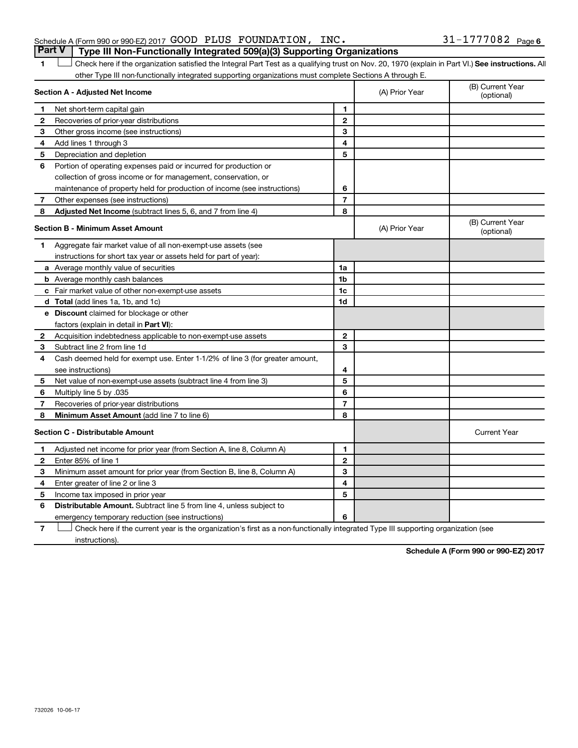Schedule A (Form 990 or 990-EZ) 2017 GOOD PLUS FOUNDATION, INC. 31-1777082 Page 6

## Part V Type III Non-Functionally Integrated 509(a)(3) Supporting Organizations

1 ☐ Check here if the organization satisfied the Integral Part Test as a qualifying trust on Nov. 20, 1970 (explain in Part VI.) **See instructions.** All other Type III non-functionally integrated supporting organizations must complete Sections A through E.

| **Section A - Adjusted Net Income** | | | (A) Prior Year | (B) Current Year (optional) |
|---|---|---|---|---|
| 1 | Net short-term capital gain | 1 | | |
| 2 | Recoveries of prior-year distributions | 2 | | |
| 3 | Other gross income (see instructions) | 3 | | |
| 4 | Add lines 1 through 3 | 4 | | |
| 5 | Depreciation and depletion | 5 | | |
| 6 | Portion of operating expenses paid or incurred for production or collection of gross income or for management, conservation, or maintenance of property held for production of income (see instructions) | 6 | | |
| 7 | Other expenses (see instructions) | 7 | | |
| 8 | **Adjusted Net Income** (subtract lines 5, 6, and 7 from line 4) | 8 | | |

| **Section B - Minimum Asset Amount** | | | (A) Prior Year | (B) Current Year (optional) |
|---|---|---|---|---|
| 1 | Aggregate fair market value of all non-exempt-use assets (see instructions for short tax year or assets held for part of year): | | | |
| a | Average monthly value of securities | 1a | | |
| b | Average monthly cash balances | 1b | | |
| c | Fair market value of other non-exempt-use assets | 1c | | |
| d | **Total** (add lines 1a, 1b, and 1c) | 1d | | |
| e | **Discount** claimed for blockage or other factors (explain in detail in **Part VI**): | | | |
| 2 | Acquisition indebtedness applicable to non-exempt-use assets | 2 | | |
| 3 | Subtract line 2 from line 1d | 3 | | |
| 4 | Cash deemed held for exempt use. Enter 1-1/2% of line 3 (for greater amount, see instructions) | 4 | | |
| 5 | Net value of non-exempt-use assets (subtract line 4 from line 3) | 5 | | |
| 6 | Multiply line 5 by .035 | 6 | | |
| 7 | Recoveries of prior-year distributions | 7 | | |
| 8 | **Minimum Asset Amount** (add line 7 to line 6) | 8 | | |

| **Section C - Distributable Amount** | | | | Current Year |
|---|---|---|---|---|
| 1 | Adjusted net income for prior year (from Section A, line 8, Column A) | 1 | | |
| 2 | Enter 85% of line 1 | 2 | | |
| 3 | Minimum asset amount for prior year (from Section B, line 8, Column A) | 3 | | |
| 4 | Enter greater of line 2 or line 3 | 4 | | |
| 5 | Income tax imposed in prior year | 5 | | |
| 6 | **Distributable Amount.** Subtract line 5 from line 4, unless subject to emergency temporary reduction (see instructions) | 6 | | |

7 ☐ Check here if the current year is the organization's first as a non-functionally integrated Type III supporting organization (see instructions).

**Schedule A (Form 990 or 990-EZ) 2017**

732026 10-06-17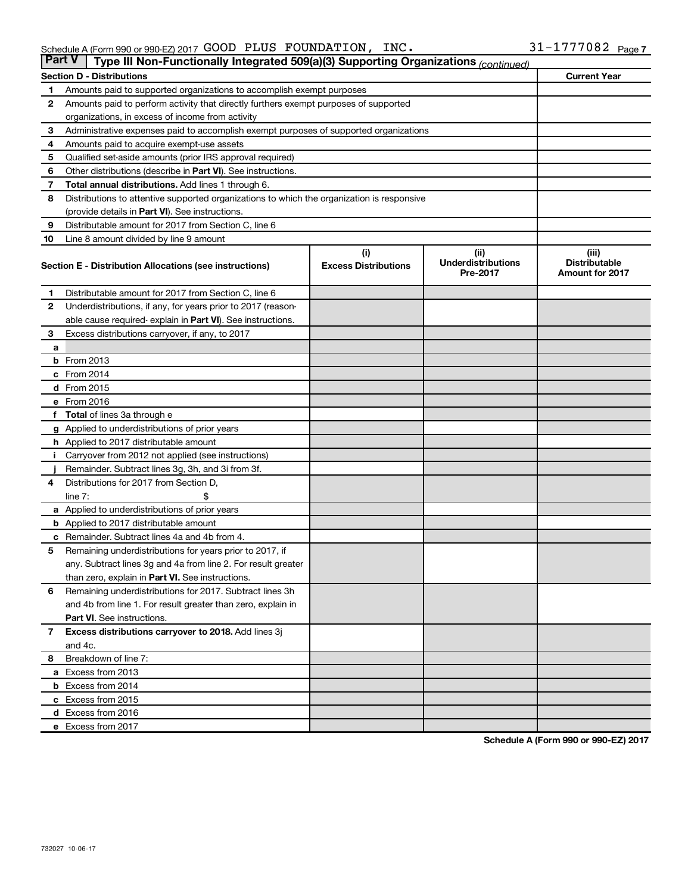Schedule A (Form 990 or 990-EZ) 2017 GOOD PLUS FOUNDATION, INC. 31-1777082 Page 7

## Part V Type III Non-Functionally Integrated 509(a)(3) Supporting Organizations *(continued)*

| Section D - Distributions | | Current Year |
|---|---|---|
| 1 | Amounts paid to supported organizations to accomplish exempt purposes | |
| 2 | Amounts paid to perform activity that directly furthers exempt purposes of supported organizations, in excess of income from activity | |
| 3 | Administrative expenses paid to accomplish exempt purposes of supported organizations | |
| 4 | Amounts paid to acquire exempt-use assets | |
| 5 | Qualified set-aside amounts (prior IRS approval required) | |
| 6 | Other distributions (describe in **Part VI**). See instructions. | |
| 7 | **Total annual distributions.** Add lines 1 through 6. | |
| 8 | Distributions to attentive supported organizations to which the organization is responsive (provide details in **Part VI**). See instructions. | |
| 9 | Distributable amount for 2017 from Section C, line 6 | |
| 10 | Line 8 amount divided by line 9 amount | |

| | Section E - Distribution Allocations (see instructions) | (i) Excess Distributions | (ii) Underdistributions Pre-2017 | (iii) Distributable Amount for 2017 |
|---|---|---|---|---|
| 1 | Distributable amount for 2017 from Section C, line 6 | | | |
| 2 | Underdistributions, if any, for years prior to 2017 (reasonable cause required- explain in **Part VI**). See instructions. | | | |
| 3 | Excess distributions carryover, if any, to 2017 | | | |
| a | | | | |
| b | From 2013 | | | |
| c | From 2014 | | | |
| d | From 2015 | | | |
| e | From 2016 | | | |
| f | **Total** of lines 3a through e | | | |
| g | Applied to underdistributions of prior years | | | |
| h | Applied to 2017 distributable amount | | | |
| i | Carryover from 2012 not applied (see instructions) | | | |
| j | Remainder. Subtract lines 3g, 3h, and 3i from 3f. | | | |
| 4 | Distributions for 2017 from Section D, line 7: $ | | | |
| a | Applied to underdistributions of prior years | | | |
| b | Applied to 2017 distributable amount | | | |
| c | Remainder. Subtract lines 4a and 4b from 4. | | | |
| 5 | Remaining underdistributions for years prior to 2017, if any. Subtract lines 3g and 4a from line 2. For result greater than zero, explain in **Part VI.** See instructions. | | | |
| 6 | Remaining underdistributions for 2017. Subtract lines 3h and 4b from line 1. For result greater than zero, explain in **Part VI**. See instructions. | | | |
| 7 | **Excess distributions carryover to 2018.** Add lines 3j and 4c. | | | |
| 8 | Breakdown of line 7: | | | |
| a | Excess from 2013 | | | |
| b | Excess from 2014 | | | |
| c | Excess from 2015 | | | |
| d | Excess from 2016 | | | |
| e | Excess from 2017 | | | |

**Schedule A (Form 990 or 990-EZ) 2017**

732027 10-06-17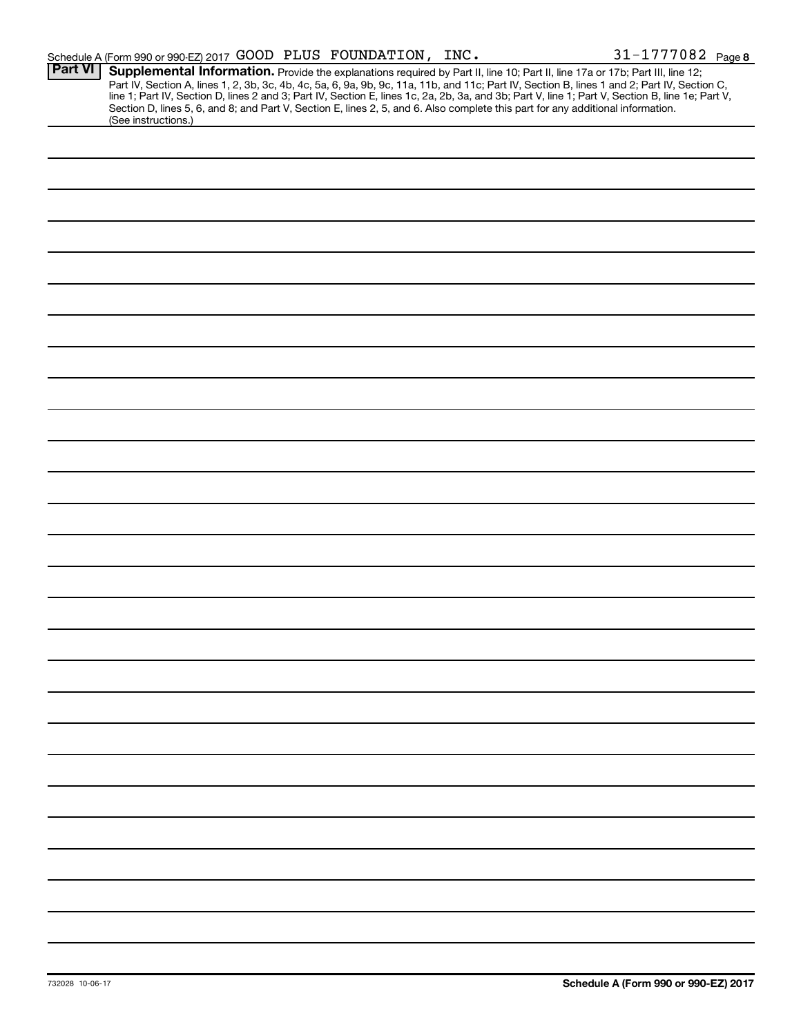Schedule A (Form 990 or 990-EZ) 2017 GOOD PLUS FOUNDATION, INC. 31-1777082 Page 8

**Part VI** **Supplemental Information.** Provide the explanations required by Part II, line 10; Part II, line 17a or 17b; Part III, line 12; Part IV, Section A, lines 1, 2, 3b, 3c, 4b, 4c, 5a, 6, 9a, 9b, 9c, 11a, 11b, and 11c; Part IV, Section B, lines 1 and 2; Part IV, Section C, line 1; Part IV, Section D, lines 2 and 3; Part IV, Section E, lines 1c, 2a, 2b, 3a, and 3b; Part V, line 1; Part V, Section B, line 1e; Part V, Section D, lines 5, 6, and 8; and Part V, Section E, lines 2, 5, and 6. Also complete this part for any additional information. (See instructions.)

732028 10-06-17

**Schedule A (Form 990 or 990-EZ) 2017**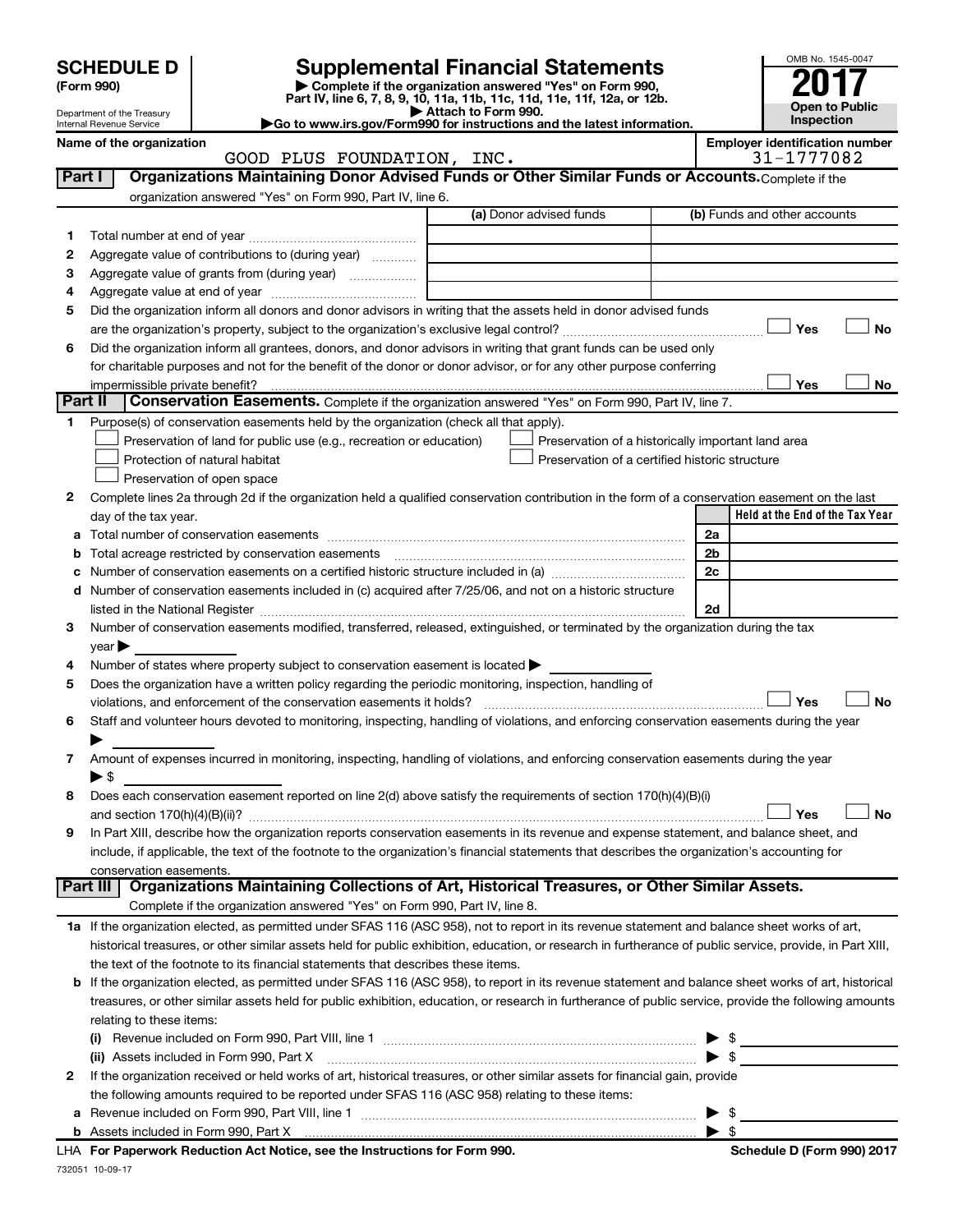**SCHEDULE D**
**(Form 990)**

Department of the Treasury
Internal Revenue Service

# Supplemental Financial Statements

▶ Complete if the organization answered "Yes" on Form 990, Part IV, line 6, 7, 8, 9, 10, 11a, 11b, 11c, 11d, 11e, 11f, 12a, or 12b.
▶ Attach to Form 990.
▶Go to www.irs.gov/Form990 for instructions and the latest information.

OMB No. 1545-0047

**2017**

**Open to Public Inspection**

**Name of the organization**
GOOD PLUS FOUNDATION, INC.

**Employer identification number**
31-1777082

## Part I Organizations Maintaining Donor Advised Funds or Other Similar Funds or Accounts.

Complete if the organization answered "Yes" on Form 990, Part IV, line 6.

| | | (a) Donor advised funds | (b) Funds and other accounts |
|---|---|---|---|
| 1 | Total number at end of year | | |
| 2 | Aggregate value of contributions to (during year) | | |
| 3 | Aggregate value of grants from (during year) | | |
| 4 | Aggregate value at end of year | | |

5 Did the organization inform all donors and donor advisors in writing that the assets held in donor advised funds are the organization's property, subject to the organization's exclusive legal control? ☐ Yes ☐ No

6 Did the organization inform all grantees, donors, and donor advisors in writing that grant funds can be used only for charitable purposes and not for the benefit of the donor or donor advisor, or for any other purpose conferring impermissible private benefit? ☐ Yes ☐ No

## Part II Conservation Easements.

Complete if the organization answered "Yes" on Form 990, Part IV, line 7.

1 Purpose(s) of conservation easements held by the organization (check all that apply).

- ☐ Preservation of land for public use (e.g., recreation or education)
- ☐ Protection of natural habitat
- ☐ Preservation of open space
- ☐ Preservation of a historically important land area
- ☐ Preservation of a certified historic structure

2 Complete lines 2a through 2d if the organization held a qualified conservation contribution in the form of a conservation easement on the last day of the tax year.

| | | | Held at the End of the Tax Year |
|---|---|---|---|
| a | Total number of conservation easements | 2a | |
| b | Total acreage restricted by conservation easements | 2b | |
| c | Number of conservation easements on a certified historic structure included in (a) | 2c | |
| d | Number of conservation easements included in (c) acquired after 7/25/06, and not on a historic structure listed in the National Register | 2d | |

3 Number of conservation easements modified, transferred, released, extinguished, or terminated by the organization during the tax year ▶

4 Number of states where property subject to conservation easement is located ▶

5 Does the organization have a written policy regarding the periodic monitoring, inspection, handling of violations, and enforcement of the conservation easements it holds? ☐ Yes ☐ No

6 Staff and volunteer hours devoted to monitoring, inspecting, handling of violations, and enforcing conservation easements during the year ▶

7 Amount of expenses incurred in monitoring, inspecting, handling of violations, and enforcing conservation easements during the year ▶ $

8 Does each conservation easement reported on line 2(d) above satisfy the requirements of section 170(h)(4)(B)(i) and section 170(h)(4)(B)(ii)? ☐ Yes ☐ No

9 In Part XIII, describe how the organization reports conservation easements in its revenue and expense statement, and balance sheet, and include, if applicable, the text of the footnote to the organization's financial statements that describes the organization's accounting for conservation easements.

## Part III Organizations Maintaining Collections of Art, Historical Treasures, or Other Similar Assets.

Complete if the organization answered "Yes" on Form 990, Part IV, line 8.

1a If the organization elected, as permitted under SFAS 116 (ASC 958), not to report in its revenue statement and balance sheet works of art, historical treasures, or other similar assets held for public exhibition, education, or research in furtherance of public service, provide, in Part XIII, the text of the footnote to its financial statements that describes these items.

b If the organization elected, as permitted under SFAS 116 (ASC 958), to report in its revenue statement and balance sheet works of art, historical treasures, or other similar assets held for public exhibition, education, or research in furtherance of public service, provide the following amounts relating to these items:

(i) Revenue included on Form 990, Part VIII, line 1 ▶ $

(ii) Assets included in Form 990, Part X ▶ $

2 If the organization received or held works of art, historical treasures, or other similar assets for financial gain, provide the following amounts required to be reported under SFAS 116 (ASC 958) relating to these items:

a Revenue included on Form 990, Part VIII, line 1 ▶ $

b Assets included in Form 990, Part X ▶ $

LHA **For Paperwork Reduction Act Notice, see the Instructions for Form 990.** **Schedule D (Form 990) 2017**

732051 10-09-17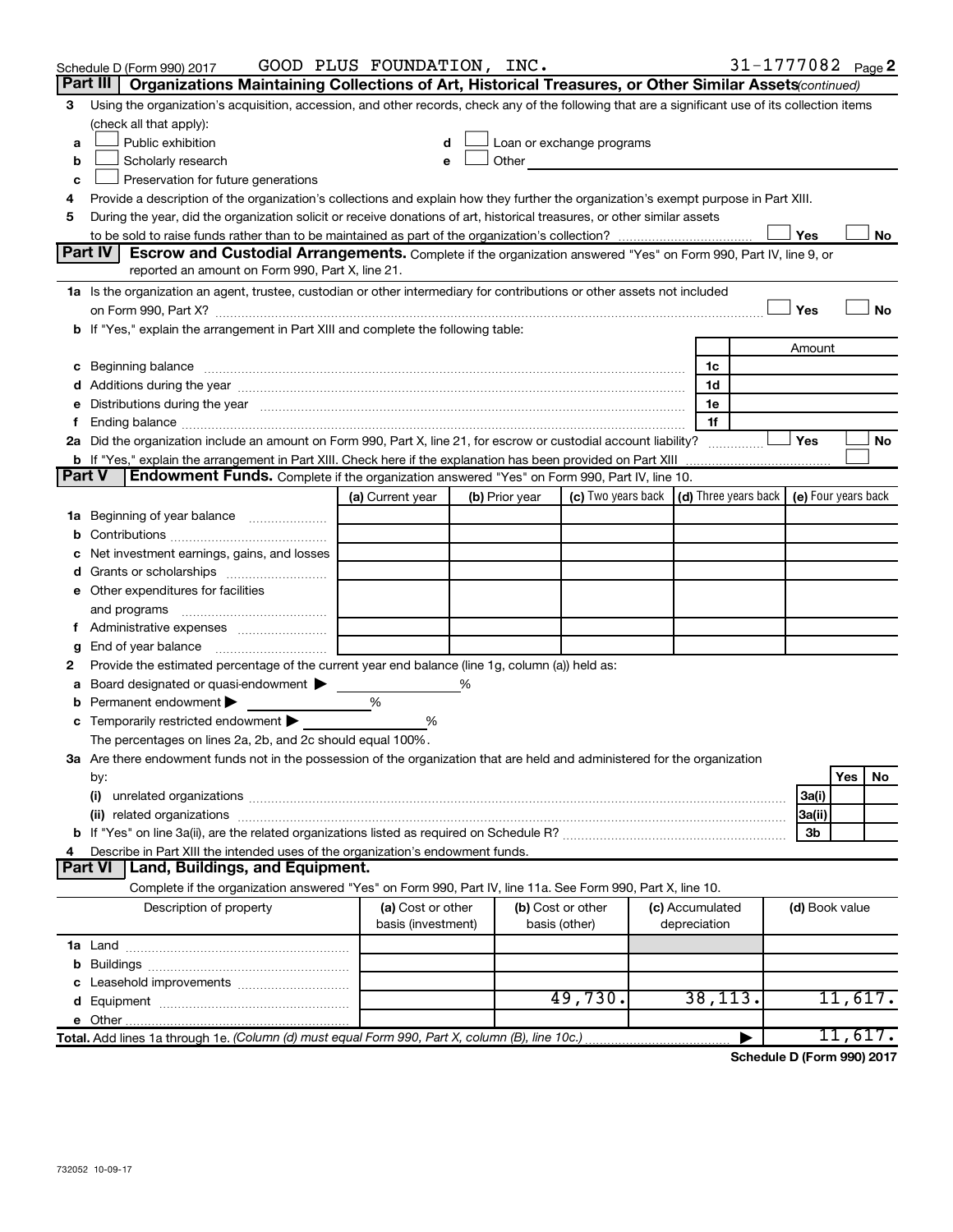Schedule D (Form 990) 2017 GOOD PLUS FOUNDATION, INC. 31-1777082 Page 2

## Part III | Organizations Maintaining Collections of Art, Historical Treasures, or Other Similar Assets *(continued)*

3 Using the organization's acquisition, accession, and other records, check any of the following that are a significant use of its collection items (check all that apply):

a ☐ Public exhibition

b ☐ Scholarly research

c ☐ Preservation for future generations

d ☐ Loan or exchange programs

e ☐ Other

4 Provide a description of the organization's collections and explain how they further the organization's exempt purpose in Part XIII.

5 During the year, did the organization solicit or receive donations of art, historical treasures, or other similar assets to be sold to raise funds rather than to be maintained as part of the organization's collection? ☐ Yes ☐ No

## Part IV | Escrow and Custodial Arrangements.

Complete if the organization answered "Yes" on Form 990, Part IV, line 9, or reported an amount on Form 990, Part X, line 21.

1a Is the organization an agent, trustee, custodian or other intermediary for contributions or other assets not included on Form 990, Part X? ☐ Yes ☐ No

b If "Yes," explain the arrangement in Part XIII and complete the following table:

| | | Amount |
|---|---|---|
| c Beginning balance | 1c | |
| d Additions during the year | 1d | |
| e Distributions during the year | 1e | |
| f Ending balance | 1f | |

2a Did the organization include an amount on Form 990, Part X, line 21, for escrow or custodial account liability? ☐ Yes ☐ No

b If "Yes," explain the arrangement in Part XIII. Check here if the explanation has been provided on Part XIII ☐

## Part V | Endowment Funds.

Complete if the organization answered "Yes" on Form 990, Part IV, line 10.

| | (a) Current year | (b) Prior year | (c) Two years back | (d) Three years back | (e) Four years back |
|---|---|---|---|---|---|
| 1a Beginning of year balance | | | | | |
| b Contributions | | | | | |
| c Net investment earnings, gains, and losses | | | | | |
| d Grants or scholarships | | | | | |
| e Other expenditures for facilities and programs | | | | | |
| f Administrative expenses | | | | | |
| g End of year balance | | | | | |

2 Provide the estimated percentage of the current year end balance (line 1g, column (a)) held as:

a Board designated or quasi-endowment ▶ ______ %

b Permanent endowment ▶ ______ %

c Temporarily restricted endowment ▶ ______ %

The percentages on lines 2a, 2b, and 2c should equal 100%.

3a Are there endowment funds not in the possession of the organization that are held and administered for the organization by:

| | | Yes | No |
|---|---|---|---|
| (i) unrelated organizations | 3a(i) | | |
| (ii) related organizations | 3a(ii) | | |
| b If "Yes" on line 3a(ii), are the related organizations listed as required on Schedule R? | 3b | | |

4 Describe in Part XIII the intended uses of the organization's endowment funds.

## Part VI | Land, Buildings, and Equipment.

Complete if the organization answered "Yes" on Form 990, Part IV, line 11a. See Form 990, Part X, line 10.

| Description of property | (a) Cost or other basis (investment) | (b) Cost or other basis (other) | (c) Accumulated depreciation | (d) Book value |
|---|---|---|---|---|
| 1a Land | | | | |
| b Buildings | | | | |
| c Leasehold improvements | | | | |
| d Equipment | | 49,730. | 38,113. | 11,617. |
| e Other | | | | |
| Total. Add lines 1a through 1e. *(Column (d) must equal Form 990, Part X, column (B), line 10c.)* ▶ | | | | 11,617. |

**Schedule D (Form 990) 2017**

732052 10-09-17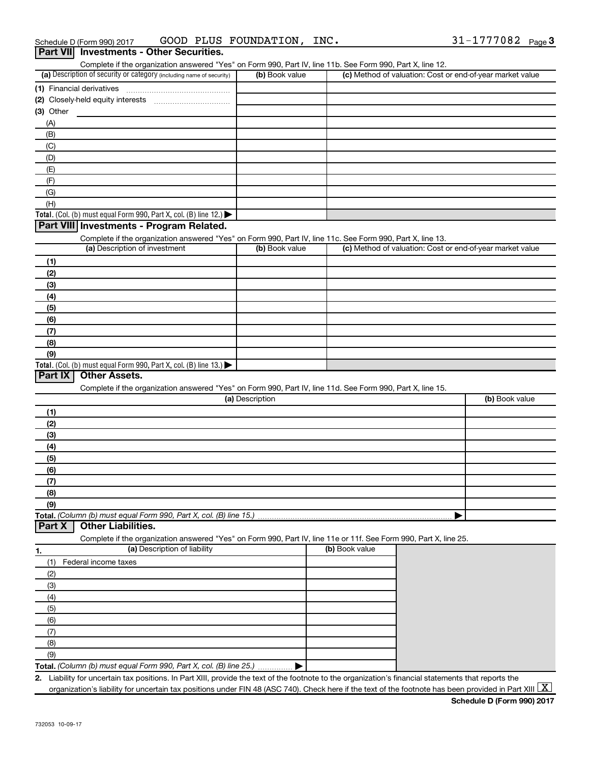Schedule D (Form 990) 2017 GOOD PLUS FOUNDATION, INC. 31-1777082 Page 3

## Part VII Investments - Other Securities.

Complete if the organization answered "Yes" on Form 990, Part IV, line 11b. See Form 990, Part X, line 12.

| (a) Description of security or category (including name of security) | (b) Book value | (c) Method of valuation: Cost or end-of-year market value |
|---|---|---|
| (1) Financial derivatives | | |
| (2) Closely-held equity interests | | |
| (3) Other | | |
| (A) | | |
| (B) | | |
| (C) | | |
| (D) | | |
| (E) | | |
| (F) | | |
| (G) | | |
| (H) | | |
| **Total.** (Col. (b) must equal Form 990, Part X, col. (B) line 12.) ▶ | | |

## Part VIII Investments - Program Related.

Complete if the organization answered "Yes" on Form 990, Part IV, line 11c. See Form 990, Part X, line 13.

| (a) Description of investment | (b) Book value | (c) Method of valuation: Cost or end-of-year market value |
|---|---|---|
| (1) | | |
| (2) | | |
| (3) | | |
| (4) | | |
| (5) | | |
| (6) | | |
| (7) | | |
| (8) | | |
| (9) | | |
| **Total.** (Col. (b) must equal Form 990, Part X, col. (B) line 13.) ▶ | | |

## Part IX Other Assets.

Complete if the organization answered "Yes" on Form 990, Part IV, line 11d. See Form 990, Part X, line 15.

| (a) Description | (b) Book value |
|---|---|
| (1) | |
| (2) | |
| (3) | |
| (4) | |
| (5) | |
| (6) | |
| (7) | |
| (8) | |
| (9) | |
| **Total.** *(Column (b) must equal Form 990, Part X, col. (B) line 15.)* ▶ | |

## Part X Other Liabilities.

Complete if the organization answered "Yes" on Form 990, Part IV, line 11e or 11f. See Form 990, Part X, line 25.

| 1. (a) Description of liability | (b) Book value |
|---|---|
| (1) Federal income taxes | |
| (2) | |
| (3) | |
| (4) | |
| (5) | |
| (6) | |
| (7) | |
| (8) | |
| (9) | |
| **Total.** *(Column (b) must equal Form 990, Part X, col. (B) line 25.)* ▶ | |

2. Liability for uncertain tax positions. In Part XIII, provide the text of the footnote to the organization's financial statements that reports the organization's liability for uncertain tax positions under FIN 48 (ASC 740). Check here if the text of the footnote has been provided in Part XIII [X]

**Schedule D (Form 990) 2017**

732053 10-09-17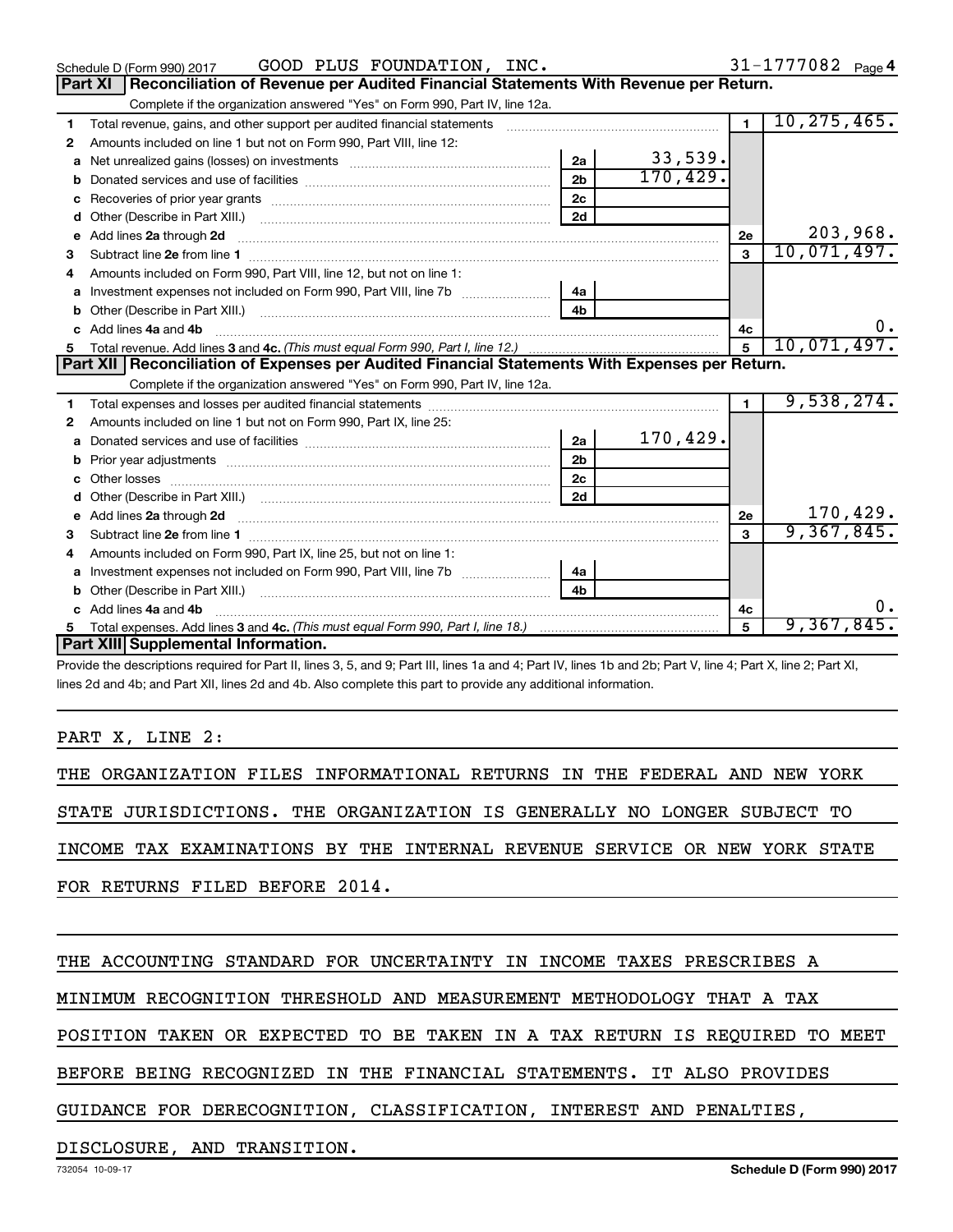Schedule D (Form 990) 2017 GOOD PLUS FOUNDATION, INC. 31-1777082 Page 4

## Part XI Reconciliation of Revenue per Audited Financial Statements With Revenue per Return.

Complete if the organization answered "Yes" on Form 990, Part IV, line 12a.

| | | | | | |
|---|---|---|---|---|---|
| 1 | Total revenue, gains, and other support per audited financial statements | | | 1 | 10,275,465. |
| 2 | Amounts included on line 1 but not on Form 990, Part VIII, line 12: | | | | |
| a | Net unrealized gains (losses) on investments | 2a | 33,539. | | |
| b | Donated services and use of facilities | 2b | 170,429. | | |
| c | Recoveries of prior year grants | 2c | | | |
| d | Other (Describe in Part XIII.) | 2d | | | |
| e | Add lines 2a through 2d | | | 2e | 203,968. |
| 3 | Subtract line 2e from line 1 | | | 3 | 10,071,497. |
| 4 | Amounts included on Form 990, Part VIII, line 12, but not on line 1: | | | | |
| a | Investment expenses not included on Form 990, Part VIII, line 7b | 4a | | | |
| b | Other (Describe in Part XIII.) | 4b | | | |
| c | Add lines 4a and 4b | | | 4c | 0. |
| 5 | Total revenue. Add lines 3 and 4c. *(This must equal Form 990, Part I, line 12.)* | | | 5 | 10,071,497. |

## Part XII Reconciliation of Expenses per Audited Financial Statements With Expenses per Return.

Complete if the organization answered "Yes" on Form 990, Part IV, line 12a.

| | | | | | |
|---|---|---|---|---|---|
| 1 | Total expenses and losses per audited financial statements | | | 1 | 9,538,274. |
| 2 | Amounts included on line 1 but not on Form 990, Part IX, line 25: | | | | |
| a | Donated services and use of facilities | 2a | 170,429. | | |
| b | Prior year adjustments | 2b | | | |
| c | Other losses | 2c | | | |
| d | Other (Describe in Part XIII.) | 2d | | | |
| e | Add lines 2a through 2d | | | 2e | 170,429. |
| 3 | Subtract line 2e from line 1 | | | 3 | 9,367,845. |
| 4 | Amounts included on Form 990, Part IX, line 25, but not on line 1: | | | | |
| a | Investment expenses not included on Form 990, Part VIII, line 7b | 4a | | | |
| b | Other (Describe in Part XIII.) | 4b | | | |
| c | Add lines 4a and 4b | | | 4c | 0. |
| 5 | Total expenses. Add lines 3 and 4c. *(This must equal Form 990, Part I, line 18.)* | | | 5 | 9,367,845. |

## Part XIII Supplemental Information.

Provide the descriptions required for Part II, lines 3, 5, and 9; Part III, lines 1a and 4; Part IV, lines 1b and 2b; Part V, line 4; Part X, line 2; Part XI, lines 2d and 4b; and Part XII, lines 2d and 4b. Also complete this part to provide any additional information.

PART X, LINE 2:

THE ORGANIZATION FILES INFORMATIONAL RETURNS IN THE FEDERAL AND NEW YORK STATE JURISDICTIONS. THE ORGANIZATION IS GENERALLY NO LONGER SUBJECT TO INCOME TAX EXAMINATIONS BY THE INTERNAL REVENUE SERVICE OR NEW YORK STATE FOR RETURNS FILED BEFORE 2014.

THE ACCOUNTING STANDARD FOR UNCERTAINTY IN INCOME TAXES PRESCRIBES A MINIMUM RECOGNITION THRESHOLD AND MEASUREMENT METHODOLOGY THAT A TAX POSITION TAKEN OR EXPECTED TO BE TAKEN IN A TAX RETURN IS REQUIRED TO MEET BEFORE BEING RECOGNIZED IN THE FINANCIAL STATEMENTS. IT ALSO PROVIDES GUIDANCE FOR DERECOGNITION, CLASSIFICATION, INTEREST AND PENALTIES, DISCLOSURE, AND TRANSITION.

732054 10-09-17 **Schedule D (Form 990) 2017**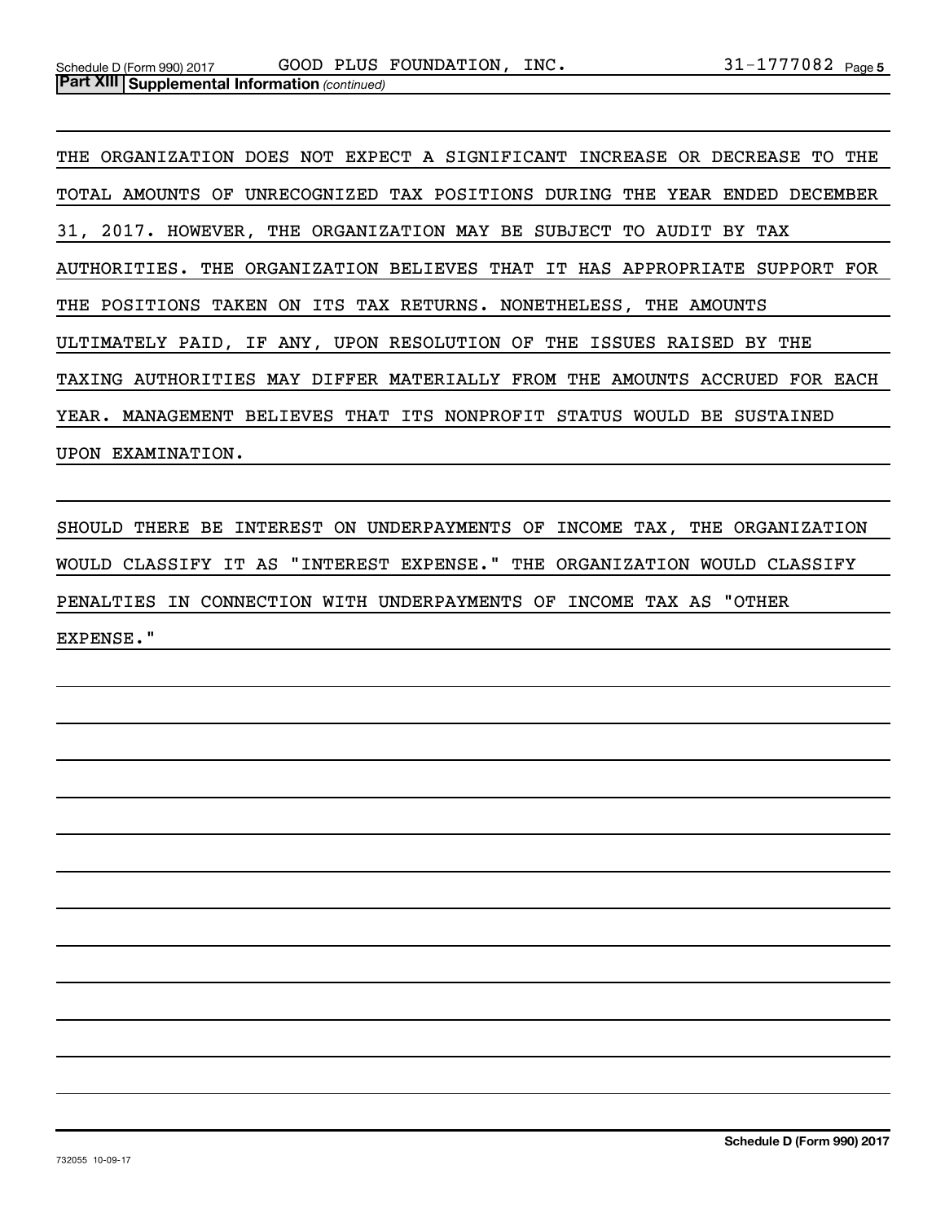**Part XIII** **Supplemental Information** *(continued)*

THE ORGANIZATION DOES NOT EXPECT A SIGNIFICANT INCREASE OR DECREASE TO THE TOTAL AMOUNTS OF UNRECOGNIZED TAX POSITIONS DURING THE YEAR ENDED DECEMBER 31, 2017. HOWEVER, THE ORGANIZATION MAY BE SUBJECT TO AUDIT BY TAX AUTHORITIES. THE ORGANIZATION BELIEVES THAT IT HAS APPROPRIATE SUPPORT FOR THE POSITIONS TAKEN ON ITS TAX RETURNS. NONETHELESS, THE AMOUNTS ULTIMATELY PAID, IF ANY, UPON RESOLUTION OF THE ISSUES RAISED BY THE TAXING AUTHORITIES MAY DIFFER MATERIALLY FROM THE AMOUNTS ACCRUED FOR EACH YEAR. MANAGEMENT BELIEVES THAT ITS NONPROFIT STATUS WOULD BE SUSTAINED UPON EXAMINATION.

SHOULD THERE BE INTEREST ON UNDERPAYMENTS OF INCOME TAX, THE ORGANIZATION WOULD CLASSIFY IT AS "INTEREST EXPENSE." THE ORGANIZATION WOULD CLASSIFY PENALTIES IN CONNECTION WITH UNDERPAYMENTS OF INCOME TAX AS "OTHER EXPENSE."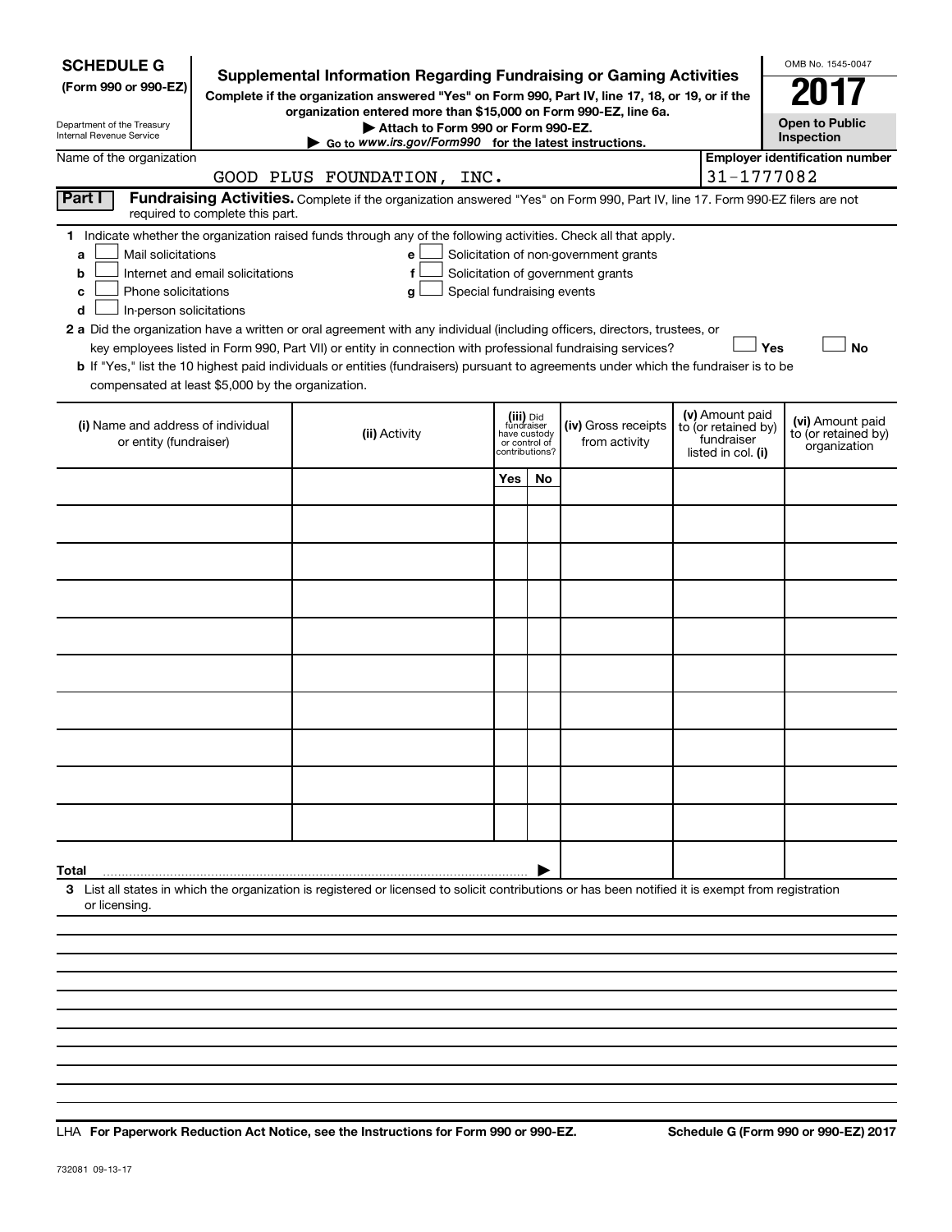**SCHEDULE G (Form 990 or 990-EZ)**

Department of the Treasury
Internal Revenue Service

# Supplemental Information Regarding Fundraising or Gaming Activities

**Complete if the organization answered "Yes" on Form 990, Part IV, line 17, 18, or 19, or if the organization entered more than $15,000 on Form 990-EZ, line 6a.**

**▶ Attach to Form 990 or Form 990-EZ.**

**▶ Go to *www.irs.gov/Form990* for the latest instructions.**

OMB No. 1545-0047

**2017**

**Open to Public Inspection**

Name of the organization: GOOD PLUS FOUNDATION, INC.

**Employer identification number:** 31-1777082

## Part I Fundraising Activities.

Complete if the organization answered "Yes" on Form 990, Part IV, line 17. Form 990-EZ filers are not required to complete this part.

**1** Indicate whether the organization raised funds through any of the following activities. Check all that apply.

- **a** ☐ Mail solicitations
- **b** ☐ Internet and email solicitations
- **c** ☐ Phone solicitations
- **d** ☐ In-person solicitations
- **e** ☐ Solicitation of non-government grants
- **f** ☐ Solicitation of government grants
- **g** ☐ Special fundraising events

**2 a** Did the organization have a written or oral agreement with any individual (including officers, directors, trustees, or key employees listed in Form 990, Part VII) or entity in connection with professional fundraising services? ☐ **Yes** ☐ **No**

**b** If "Yes," list the 10 highest paid individuals or entities (fundraisers) pursuant to agreements under which the fundraiser is to be compensated at least $5,000 by the organization.

| (i) Name and address of individual or entity (fundraiser) | (ii) Activity | (iii) Did fundraiser have custody or control of contributions? | | (iv) Gross receipts from activity | (v) Amount paid to (or retained by) fundraiser listed in col. (i) | (vi) Amount paid to (or retained by) organization |
|---|---|---|---|---|---|---|
| | | Yes | No | | | |
| | | | | | | |
| | | | | | | |
| | | | | | | |
| | | | | | | |
| | | | | | | |
| | | | | | | |
| | | | | | | |
| | | | | | | |
| | | | | | | |
| | | | | | | |
| **Total** ▶ | | | | | | |

**3** List all states in which the organization is registered or licensed to solicit contributions or has been notified it is exempt from registration or licensing.

LHA **For Paperwork Reduction Act Notice, see the Instructions for Form 990 or 990-EZ.** **Schedule G (Form 990 or 990-EZ) 2017**

732081 09-13-17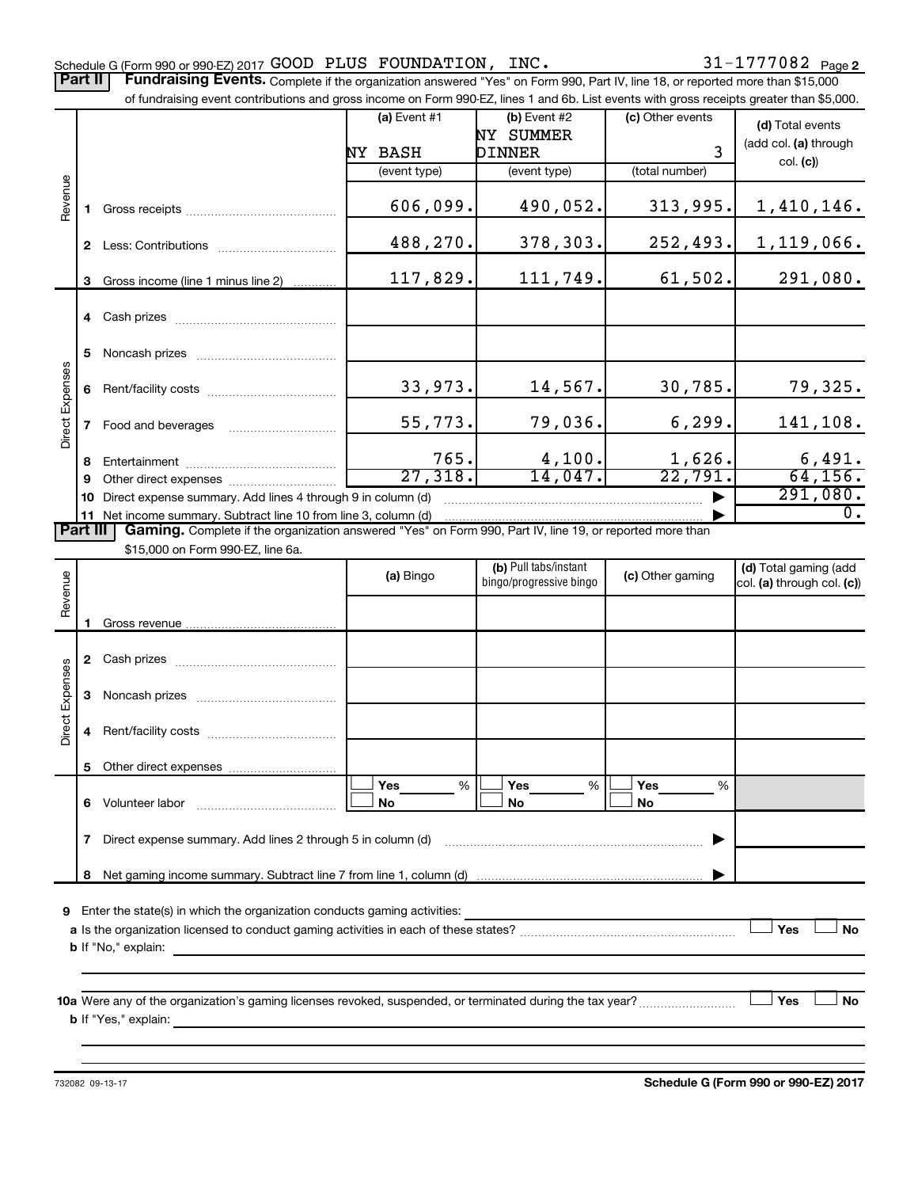Schedule G (Form 990 or 990-EZ) 2017 GOOD PLUS FOUNDATION, INC. 31-1777082 Page 2

**Part II** | **Fundraising Events.** Complete if the organization answered "Yes" on Form 990, Part IV, line 18, or reported more than $15,000 of fundraising event contributions and gross income on Form 990-EZ, lines 1 and 6b. List events with gross receipts greater than $5,000.

| | | | (a) Event #1 | (b) Event #2 | (c) Other events | (d) Total events (add col. (a) through col. (c)) |
|---|---|---|---|---|---|---|
| | | | NY BASH | NY SUMMER DINNER | 3 | |
| | | | (event type) | (event type) | (total number) | |
| Revenue | 1 | Gross receipts | 606,099. | 490,052. | 313,995. | 1,410,146. |
| | 2 | Less: Contributions | 488,270. | 378,303. | 252,493. | 1,119,066. |
| | 3 | Gross income (line 1 minus line 2) | 117,829. | 111,749. | 61,502. | 291,080. |
| Direct Expenses | 4 | Cash prizes | | | | |
| | 5 | Noncash prizes | | | | |
| | 6 | Rent/facility costs | 33,973. | 14,567. | 30,785. | 79,325. |
| | 7 | Food and beverages | 55,773. | 79,036. | 6,299. | 141,108. |
| | 8 | Entertainment | 765. | 4,100. | 1,626. | 6,491. |
| | 9 | Other direct expenses | 27,318. | 14,047. | 22,791. | 64,156. |
| | 10 | Direct expense summary. Add lines 4 through 9 in column (d) | | | ▶ | 291,080. |
| | 11 | Net income summary. Subtract line 10 from line 3, column (d) | | | ▶ | 0. |

**Part III** | **Gaming.** Complete if the organization answered "Yes" on Form 990, Part IV, line 19, or reported more than $15,000 on Form 990-EZ, line 6a.

| | | | (a) Bingo | (b) Pull tabs/instant bingo/progressive bingo | (c) Other gaming | (d) Total gaming (add col. (a) through col. (c)) |
|---|---|---|---|---|---|---|
| Revenue | 1 | Gross revenue | | | | |
| Direct Expenses | 2 | Cash prizes | | | | |
| | 3 | Noncash prizes | | | | |
| | 4 | Rent/facility costs | | | | |
| | 5 | Other direct expenses | | | | |
| | 6 | Volunteer labor | ☐ Yes ___ % ☐ No | ☐ Yes ___ % ☐ No | ☐ Yes ___ % ☐ No | |
| | 7 | Direct expense summary. Add lines 2 through 5 in column (d) | | | ▶ | |
| | 8 | Net gaming income summary. Subtract line 7 from line 1, column (d) | | | ▶ | |

**9** Enter the state(s) in which the organization conducts gaming activities: ______

**a** Is the organization licensed to conduct gaming activities in each of these states? ☐ Yes ☐ No

**b** If "No," explain: ______

**10a** Were any of the organization's gaming licenses revoked, suspended, or terminated during the tax year? ☐ Yes ☐ No

**b** If "Yes," explain: ______

732082 09-13-17 **Schedule G (Form 990 or 990-EZ) 2017**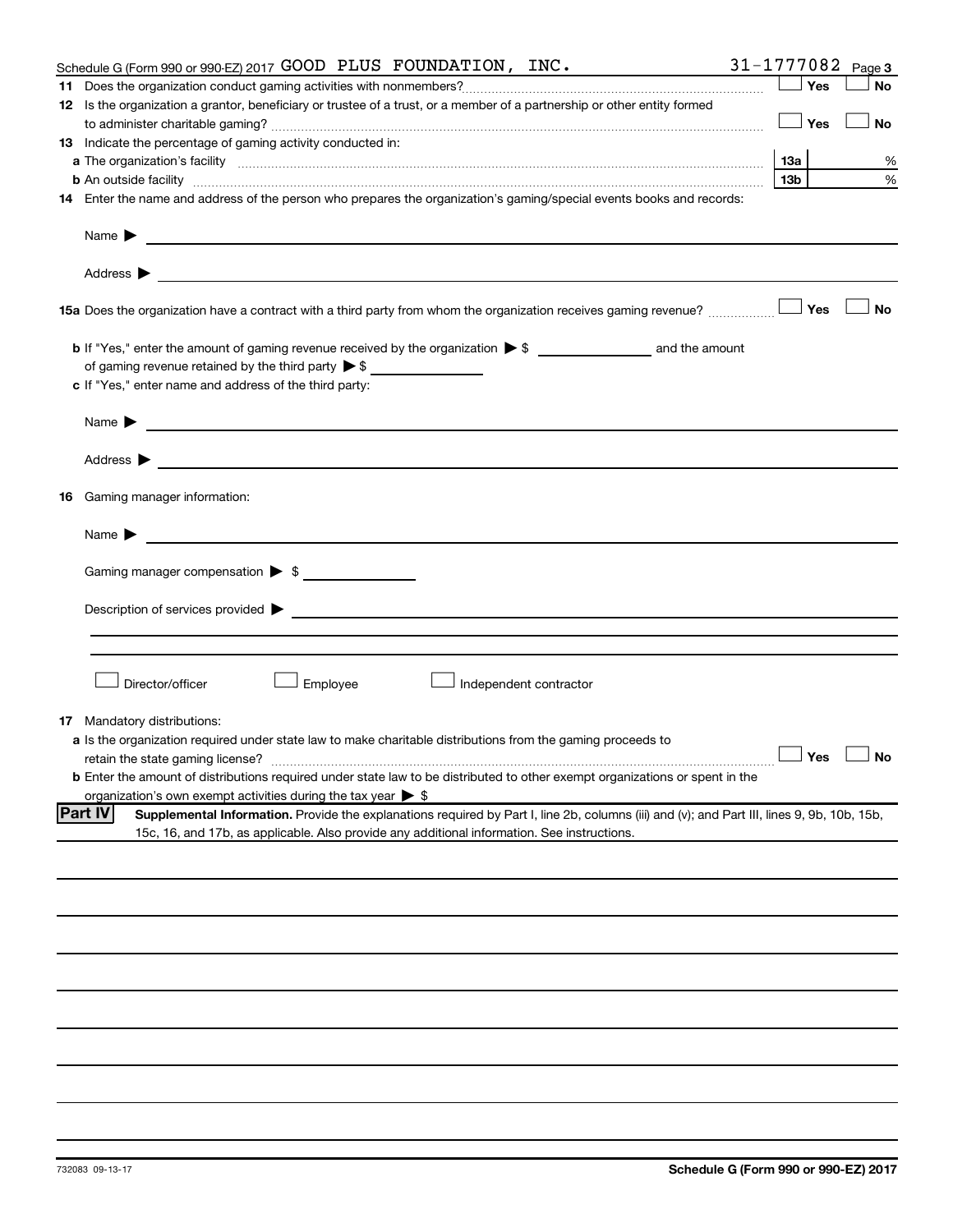Schedule G (Form 990 or 990-EZ) 2017 GOOD PLUS FOUNDATION, INC. 31-1777082 Page 3

**11** Does the organization conduct gaming activities with nonmembers? ☐ Yes ☐ No

**12** Is the organization a grantor, beneficiary or trustee of a trust, or a member of a partnership or other entity formed to administer charitable gaming? ☐ Yes ☐ No

**13** Indicate the percentage of gaming activity conducted in:

**a** The organization's facility **13a** %

**b** An outside facility **13b** %

**14** Enter the name and address of the person who prepares the organization's gaming/special events books and records:

Name ▶

Address ▶

**15a** Does the organization have a contract with a third party from whom the organization receives gaming revenue? ☐ Yes ☐ No

**b** If "Yes," enter the amount of gaming revenue received by the organization ▶ $ ______ and the amount of gaming revenue retained by the third party ▶ $ ______

**c** If "Yes," enter name and address of the third party:

Name ▶

Address ▶

**16** Gaming manager information:

Name ▶

Gaming manager compensation ▶ $

Description of services provided ▶

☐ Director/officer ☐ Employee ☐ Independent contractor

**17** Mandatory distributions:

**a** Is the organization required under state law to make charitable distributions from the gaming proceeds to retain the state gaming license? ☐ Yes ☐ No

**b** Enter the amount of distributions required under state law to be distributed to other exempt organizations or spent in the organization's own exempt activities during the tax year ▶ $

**Part IV** **Supplemental Information.** Provide the explanations required by Part I, line 2b, columns (iii) and (v); and Part III, lines 9, 9b, 10b, 15b, 15c, 16, and 17b, as applicable. Also provide any additional information. See instructions.

732083 09-13-17 **Schedule G (Form 990 or 990-EZ) 2017**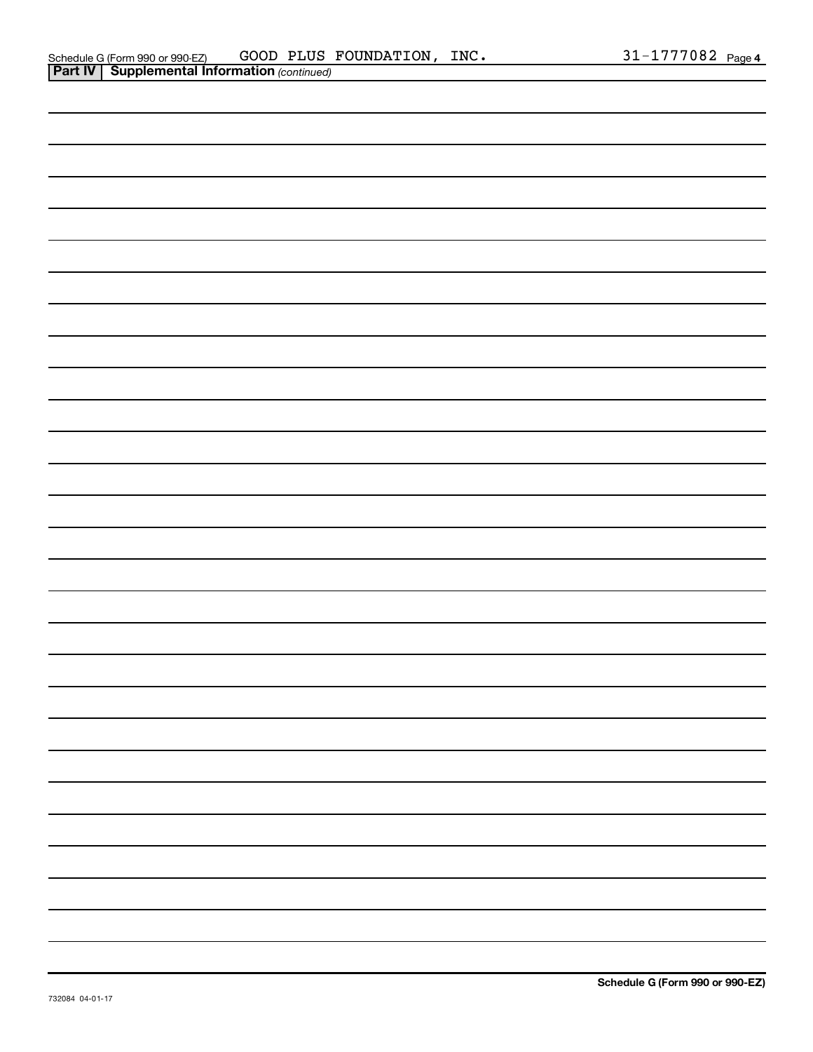## Part IV | Supplemental Information *(continued)*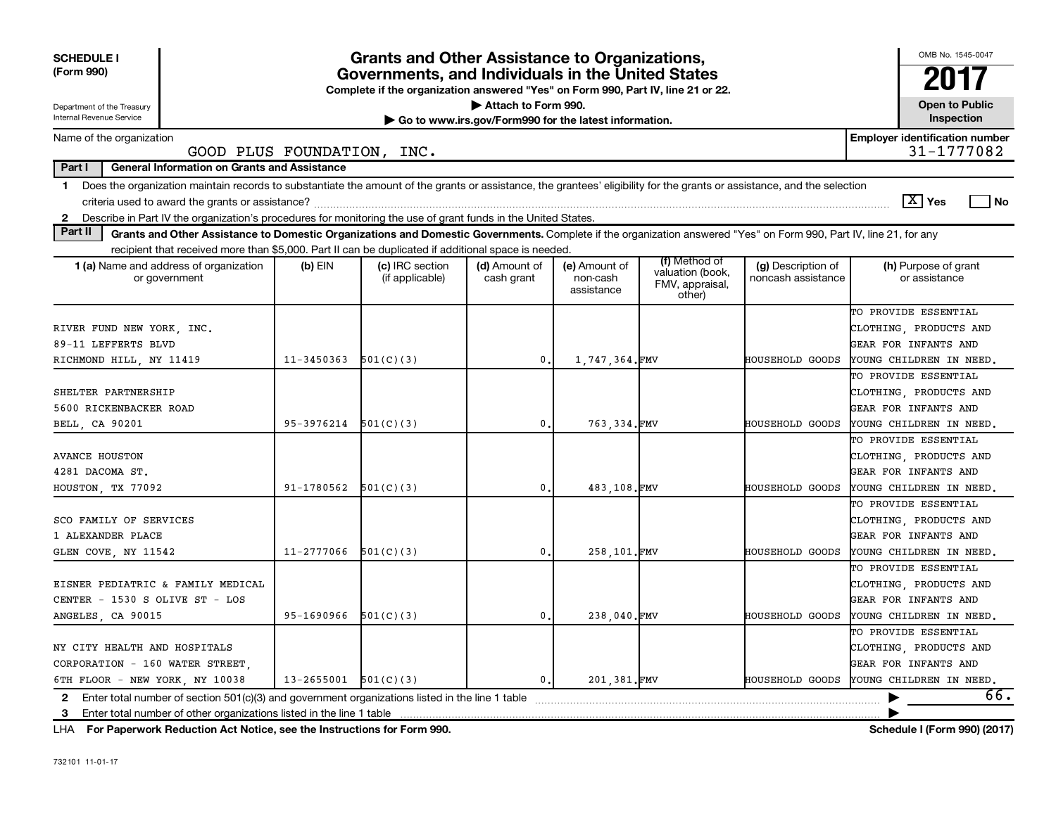**SCHEDULE I**
**(Form 990)**

Department of the Treasury
Internal Revenue Service

# Grants and Other Assistance to Organizations, Governments, and Individuals in the United States

**Complete if the organization answered "Yes" on Form 990, Part IV, line 21 or 22.**
**▶ Attach to Form 990.**
**▶ Go to www.irs.gov/Form990 for the latest information.**

OMB No. 1545-0047
**2017**
**Open to Public Inspection**

Name of the organization: GOOD PLUS FOUNDATION, INC.
**Employer identification number:** 31-1777082

**Part I — General Information on Grants and Assistance**

1 Does the organization maintain records to substantiate the amount of the grants or assistance, the grantees' eligibility for the grants or assistance, and the selection criteria used to award the grants or assistance? [X] Yes [ ] No

2 Describe in Part IV the organization's procedures for monitoring the use of grant funds in the United States.

**Part II — Grants and Other Assistance to Domestic Organizations and Domestic Governments.** Complete if the organization answered "Yes" on Form 990, Part IV, line 21, for any recipient that received more than $5,000. Part II can be duplicated if additional space is needed.

| 1 (a) Name and address of organization or government | (b) EIN | (c) IRC section (if applicable) | (d) Amount of cash grant | (e) Amount of non-cash assistance | (f) Method of valuation (book, FMV, appraisal, other) | (g) Description of noncash assistance | (h) Purpose of grant or assistance |
|---|---|---|---|---|---|---|---|
| RIVER FUND NEW YORK, INC. 89-11 LEFFERTS BLVD RICHMOND HILL, NY 11419 | 11-3450363 | 501(C)(3) | 0. | 1,747,364. | FMV | HOUSEHOLD GOODS | TO PROVIDE ESSENTIAL CLOTHING, PRODUCTS AND GEAR FOR INFANTS AND YOUNG CHILDREN IN NEED. |
| SHELTER PARTNERSHIP 5600 RICKENBACKER ROAD BELL, CA 90201 | 95-3976214 | 501(C)(3) | 0. | 763,334. | FMV | HOUSEHOLD GOODS | TO PROVIDE ESSENTIAL CLOTHING, PRODUCTS AND GEAR FOR INFANTS AND YOUNG CHILDREN IN NEED. |
| AVANCE HOUSTON 4281 DACOMA ST. HOUSTON, TX 77092 | 91-1780562 | 501(C)(3) | 0. | 483,108. | FMV | HOUSEHOLD GOODS | TO PROVIDE ESSENTIAL CLOTHING, PRODUCTS AND GEAR FOR INFANTS AND YOUNG CHILDREN IN NEED. |
| SCO FAMILY OF SERVICES 1 ALEXANDER PLACE GLEN COVE, NY 11542 | 11-2777066 | 501(C)(3) | 0. | 258,101. | FMV | HOUSEHOLD GOODS | TO PROVIDE ESSENTIAL CLOTHING, PRODUCTS AND GEAR FOR INFANTS AND YOUNG CHILDREN IN NEED. |
| EISNER PEDIATRIC & FAMILY MEDICAL CENTER - 1530 S OLIVE ST - LOS ANGELES, CA 90015 | 95-1690966 | 501(C)(3) | 0. | 238,040. | FMV | HOUSEHOLD GOODS | TO PROVIDE ESSENTIAL CLOTHING, PRODUCTS AND GEAR FOR INFANTS AND YOUNG CHILDREN IN NEED. |
| NY CITY HEALTH AND HOSPITALS CORPORATION - 160 WATER STREET, 6TH FLOOR - NEW YORK, NY 10038 | 13-2655001 | 501(C)(3) | 0. | 201,381. | FMV | HOUSEHOLD GOODS | TO PROVIDE ESSENTIAL CLOTHING, PRODUCTS AND GEAR FOR INFANTS AND YOUNG CHILDREN IN NEED. |

2 Enter total number of section 501(c)(3) and government organizations listed in the line 1 table ▶ 66.

3 Enter total number of other organizations listed in the line 1 table ▶

LHA **For Paperwork Reduction Act Notice, see the Instructions for Form 990.** **Schedule I (Form 990) (2017)**

732101 11-01-17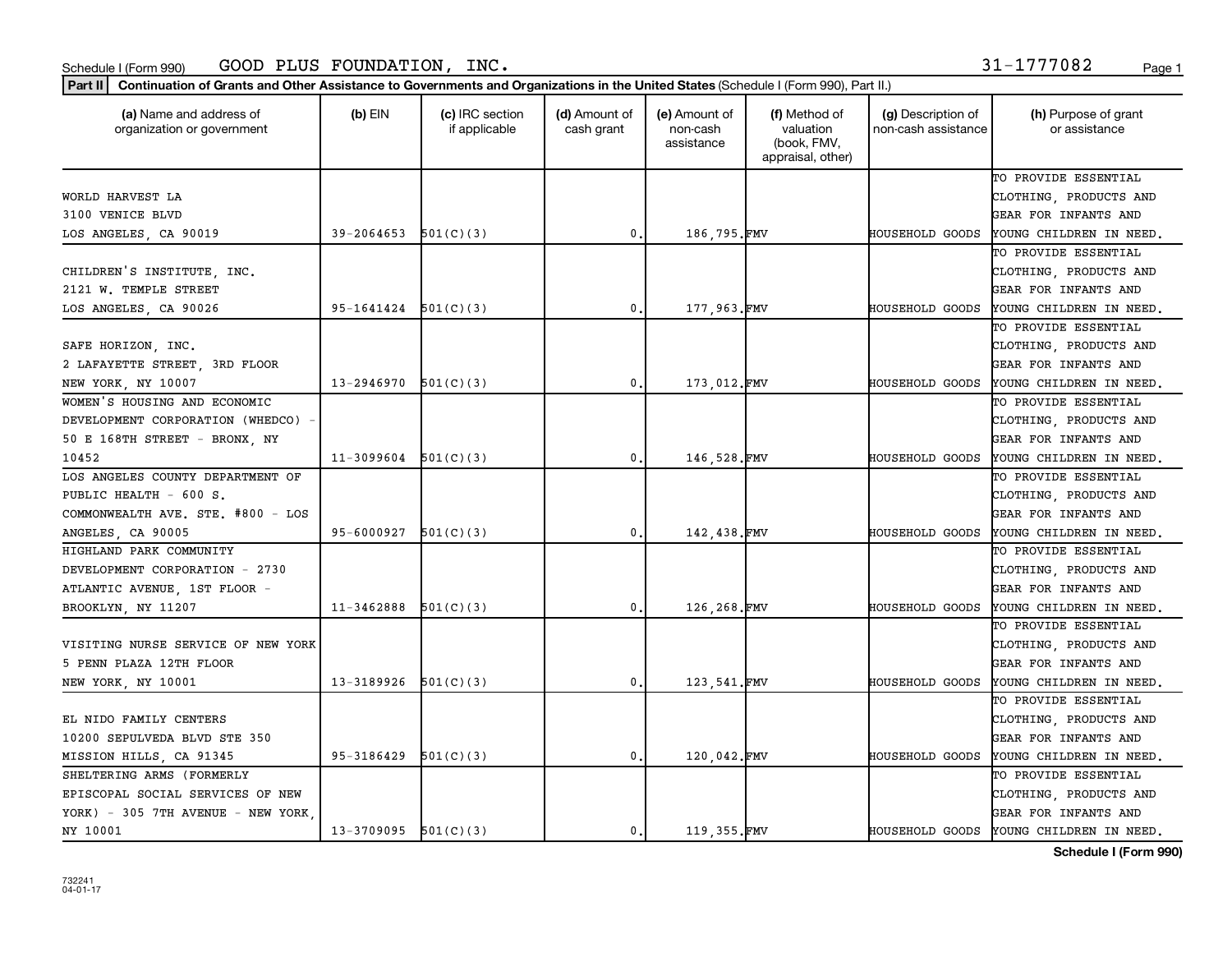Schedule I (Form 990) GOOD PLUS FOUNDATION, INC. 31-1777082

**Part II** **Continuation of Grants and Other Assistance to Governments and Organizations in the United States** (Schedule I (Form 990), Part II.)

| (a) Name and address of organization or government | (b) EIN | (c) IRC section if applicable | (d) Amount of cash grant | (e) Amount of non-cash assistance | (f) Method of valuation (book, FMV, appraisal, other) | (g) Description of non-cash assistance | (h) Purpose of grant or assistance |
|---|---|---|---|---|---|---|---|
| WORLD HARVEST LA 3100 VENICE BLVD LOS ANGELES, CA 90019 | 39-2064653 | 501(C)(3) | 0. | 186,795. | FMV | HOUSEHOLD GOODS | TO PROVIDE ESSENTIAL CLOTHING, PRODUCTS AND GEAR FOR INFANTS AND YOUNG CHILDREN IN NEED. |
| CHILDREN'S INSTITUTE, INC. 2121 W. TEMPLE STREET LOS ANGELES, CA 90026 | 95-1641424 | 501(C)(3) | 0. | 177,963. | FMV | HOUSEHOLD GOODS | TO PROVIDE ESSENTIAL CLOTHING, PRODUCTS AND GEAR FOR INFANTS AND YOUNG CHILDREN IN NEED. |
| SAFE HORIZON, INC. 2 LAFAYETTE STREET, 3RD FLOOR NEW YORK, NY 10007 | 13-2946970 | 501(C)(3) | 0. | 173,012. | FMV | HOUSEHOLD GOODS | TO PROVIDE ESSENTIAL CLOTHING, PRODUCTS AND GEAR FOR INFANTS AND YOUNG CHILDREN IN NEED. |
| WOMEN'S HOUSING AND ECONOMIC DEVELOPMENT CORPORATION (WHEDCO) - 50 E 168TH STREET - BRONX, NY 10452 | 11-3099604 | 501(C)(3) | 0. | 146,528. | FMV | HOUSEHOLD GOODS | TO PROVIDE ESSENTIAL CLOTHING, PRODUCTS AND GEAR FOR INFANTS AND YOUNG CHILDREN IN NEED. |
| LOS ANGELES COUNTY DEPARTMENT OF PUBLIC HEALTH - 600 S. COMMONWEALTH AVE. STE. #800 - LOS ANGELES, CA 90005 | 95-6000927 | 501(C)(3) | 0. | 142,438. | FMV | HOUSEHOLD GOODS | TO PROVIDE ESSENTIAL CLOTHING, PRODUCTS AND GEAR FOR INFANTS AND YOUNG CHILDREN IN NEED. |
| HIGHLAND PARK COMMUNITY DEVELOPMENT CORPORATION - 2730 ATLANTIC AVENUE, 1ST FLOOR - BROOKLYN, NY 11207 | 11-3462888 | 501(C)(3) | 0. | 126,268. | FMV | HOUSEHOLD GOODS | TO PROVIDE ESSENTIAL CLOTHING, PRODUCTS AND GEAR FOR INFANTS AND YOUNG CHILDREN IN NEED. |
| VISITING NURSE SERVICE OF NEW YORK 5 PENN PLAZA 12TH FLOOR NEW YORK, NY 10001 | 13-3189926 | 501(C)(3) | 0. | 123,541. | FMV | HOUSEHOLD GOODS | TO PROVIDE ESSENTIAL CLOTHING, PRODUCTS AND GEAR FOR INFANTS AND YOUNG CHILDREN IN NEED. |
| EL NIDO FAMILY CENTERS 10200 SEPULVEDA BLVD STE 350 MISSION HILLS, CA 91345 | 95-3186429 | 501(C)(3) | 0. | 120,042. | FMV | HOUSEHOLD GOODS | TO PROVIDE ESSENTIAL CLOTHING, PRODUCTS AND GEAR FOR INFANTS AND YOUNG CHILDREN IN NEED. |
| SHELTERING ARMS (FORMERLY EPISCOPAL SOCIAL SERVICES OF NEW YORK) - 305 7TH AVENUE - NEW YORK, NY 10001 | 13-3709095 | 501(C)(3) | 0. | 119,355. | FMV | HOUSEHOLD GOODS | TO PROVIDE ESSENTIAL CLOTHING, PRODUCTS AND GEAR FOR INFANTS AND YOUNG CHILDREN IN NEED. |

732241
04-01-17

**Schedule I (Form 990)**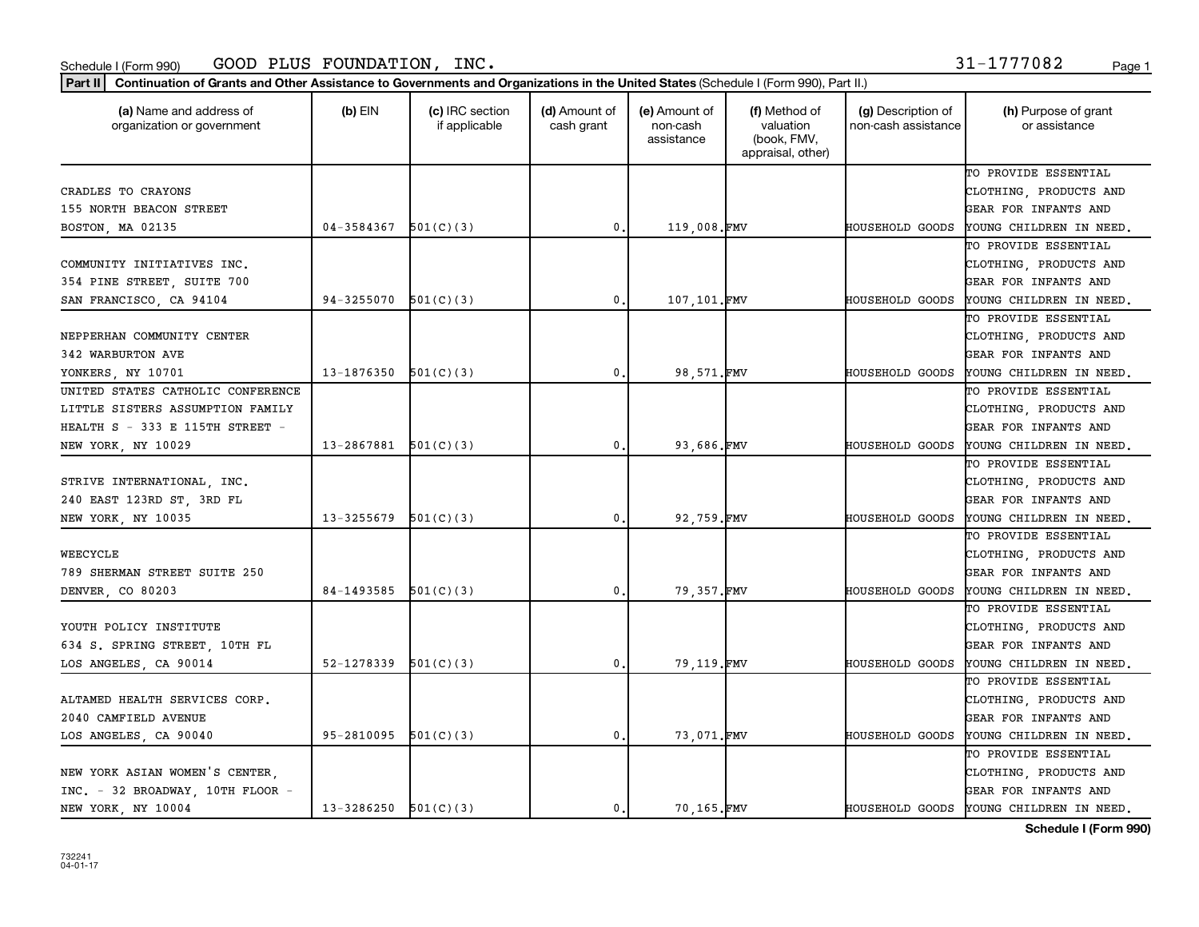Schedule I (Form 990) GOOD PLUS FOUNDATION, INC. 31-1777082

**Part II** **Continuation of Grants and Other Assistance to Governments and Organizations in the United States** (Schedule I (Form 990), Part II.)

| (a) Name and address of organization or government | (b) EIN | (c) IRC section if applicable | (d) Amount of cash grant | (e) Amount of non-cash assistance | (f) Method of valuation (book, FMV, appraisal, other) | (g) Description of non-cash assistance | (h) Purpose of grant or assistance |
|---|---|---|---|---|---|---|---|
| CRADLES TO CRAYONS 155 NORTH BEACON STREET BOSTON, MA 02135 | 04-3584367 | 501(C)(3) | 0. | 119,008. | FMV | HOUSEHOLD GOODS | TO PROVIDE ESSENTIAL CLOTHING, PRODUCTS AND GEAR FOR INFANTS AND YOUNG CHILDREN IN NEED. |
| COMMUNITY INITIATIVES INC. 354 PINE STREET, SUITE 700 SAN FRANCISCO, CA 94104 | 94-3255070 | 501(C)(3) | 0. | 107,101. | FMV | HOUSEHOLD GOODS | TO PROVIDE ESSENTIAL CLOTHING, PRODUCTS AND GEAR FOR INFANTS AND YOUNG CHILDREN IN NEED. |
| NEPPERHAN COMMUNITY CENTER 342 WARBURTON AVE YONKERS, NY 10701 | 13-1876350 | 501(C)(3) | 0. | 98,571. | FMV | HOUSEHOLD GOODS | TO PROVIDE ESSENTIAL CLOTHING, PRODUCTS AND GEAR FOR INFANTS AND YOUNG CHILDREN IN NEED. |
| UNITED STATES CATHOLIC CONFERENCE LITTLE SISTERS ASSUMPTION FAMILY HEALTH S - 333 E 115TH STREET - NEW YORK, NY 10029 | 13-2867881 | 501(C)(3) | 0. | 93,686. | FMV | HOUSEHOLD GOODS | TO PROVIDE ESSENTIAL CLOTHING, PRODUCTS AND GEAR FOR INFANTS AND YOUNG CHILDREN IN NEED. |
| STRIVE INTERNATIONAL, INC. 240 EAST 123RD ST, 3RD FL NEW YORK, NY 10035 | 13-3255679 | 501(C)(3) | 0. | 92,759. | FMV | HOUSEHOLD GOODS | TO PROVIDE ESSENTIAL CLOTHING, PRODUCTS AND GEAR FOR INFANTS AND YOUNG CHILDREN IN NEED. |
| WEECYCLE 789 SHERMAN STREET SUITE 250 DENVER, CO 80203 | 84-1493585 | 501(C)(3) | 0. | 79,357. | FMV | HOUSEHOLD GOODS | TO PROVIDE ESSENTIAL CLOTHING, PRODUCTS AND GEAR FOR INFANTS AND YOUNG CHILDREN IN NEED. |
| YOUTH POLICY INSTITUTE 634 S. SPRING STREET, 10TH FL LOS ANGELES, CA 90014 | 52-1278339 | 501(C)(3) | 0. | 79,119. | FMV | HOUSEHOLD GOODS | TO PROVIDE ESSENTIAL CLOTHING, PRODUCTS AND GEAR FOR INFANTS AND YOUNG CHILDREN IN NEED. |
| ALTAMED HEALTH SERVICES CORP. 2040 CAMFIELD AVENUE LOS ANGELES, CA 90040 | 95-2810095 | 501(C)(3) | 0. | 73,071. | FMV | HOUSEHOLD GOODS | TO PROVIDE ESSENTIAL CLOTHING, PRODUCTS AND GEAR FOR INFANTS AND YOUNG CHILDREN IN NEED. |
| NEW YORK ASIAN WOMEN'S CENTER, INC. - 32 BROADWAY, 10TH FLOOR - NEW YORK, NY 10004 | 13-3286250 | 501(C)(3) | 0. | 70,165. | FMV | HOUSEHOLD GOODS | TO PROVIDE ESSENTIAL CLOTHING, PRODUCTS AND GEAR FOR INFANTS AND YOUNG CHILDREN IN NEED. |

732241
04-01-17

**Schedule I (Form 990)**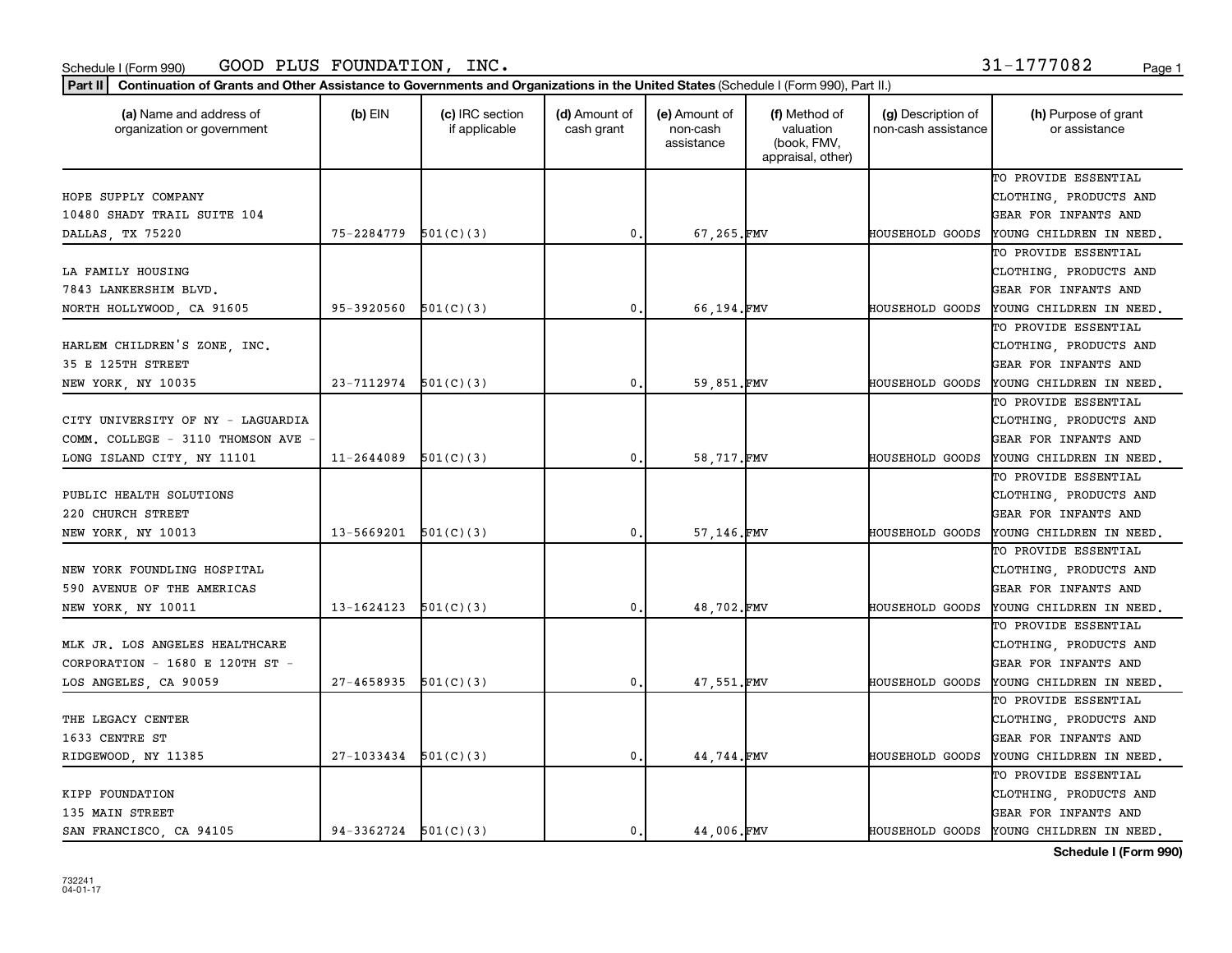Schedule I (Form 990) GOOD PLUS FOUNDATION, INC. 31-1777082

**Part II** **Continuation of Grants and Other Assistance to Governments and Organizations in the United States** (Schedule I (Form 990), Part II.)

| (a) Name and address of organization or government | (b) EIN | (c) IRC section if applicable | (d) Amount of cash grant | (e) Amount of non-cash assistance | (f) Method of valuation (book, FMV, appraisal, other) | (g) Description of non-cash assistance | (h) Purpose of grant or assistance |
|---|---|---|---|---|---|---|---|
| HOPE SUPPLY COMPANY 10480 SHADY TRAIL SUITE 104 DALLAS, TX 75220 | 75-2284779 | 501(C)(3) | 0. | 67,265. | FMV | HOUSEHOLD GOODS | TO PROVIDE ESSENTIAL CLOTHING, PRODUCTS AND GEAR FOR INFANTS AND YOUNG CHILDREN IN NEED. |
| LA FAMILY HOUSING 7843 LANKERSHIM BLVD. NORTH HOLLYWOOD, CA 91605 | 95-3920560 | 501(C)(3) | 0. | 66,194. | FMV | HOUSEHOLD GOODS | TO PROVIDE ESSENTIAL CLOTHING, PRODUCTS AND GEAR FOR INFANTS AND YOUNG CHILDREN IN NEED. |
| HARLEM CHILDREN'S ZONE, INC. 35 E 125TH STREET NEW YORK, NY 10035 | 23-7112974 | 501(C)(3) | 0. | 59,851. | FMV | HOUSEHOLD GOODS | TO PROVIDE ESSENTIAL CLOTHING, PRODUCTS AND GEAR FOR INFANTS AND YOUNG CHILDREN IN NEED. |
| CITY UNIVERSITY OF NY - LAGUARDIA COMM. COLLEGE - 3110 THOMSON AVE - LONG ISLAND CITY, NY 11101 | 11-2644089 | 501(C)(3) | 0. | 58,717. | FMV | HOUSEHOLD GOODS | TO PROVIDE ESSENTIAL CLOTHING, PRODUCTS AND GEAR FOR INFANTS AND YOUNG CHILDREN IN NEED. |
| PUBLIC HEALTH SOLUTIONS 220 CHURCH STREET NEW YORK, NY 10013 | 13-5669201 | 501(C)(3) | 0. | 57,146. | FMV | HOUSEHOLD GOODS | TO PROVIDE ESSENTIAL CLOTHING, PRODUCTS AND GEAR FOR INFANTS AND YOUNG CHILDREN IN NEED. |
| NEW YORK FOUNDLING HOSPITAL 590 AVENUE OF THE AMERICAS NEW YORK, NY 10011 | 13-1624123 | 501(C)(3) | 0. | 48,702. | FMV | HOUSEHOLD GOODS | TO PROVIDE ESSENTIAL CLOTHING, PRODUCTS AND GEAR FOR INFANTS AND YOUNG CHILDREN IN NEED. |
| MLK JR. LOS ANGELES HEALTHCARE CORPORATION - 1680 E 120TH ST - LOS ANGELES, CA 90059 | 27-4658935 | 501(C)(3) | 0. | 47,551. | FMV | HOUSEHOLD GOODS | TO PROVIDE ESSENTIAL CLOTHING, PRODUCTS AND GEAR FOR INFANTS AND YOUNG CHILDREN IN NEED. |
| THE LEGACY CENTER 1633 CENTRE ST RIDGEWOOD, NY 11385 | 27-1033434 | 501(C)(3) | 0. | 44,744. | FMV | HOUSEHOLD GOODS | TO PROVIDE ESSENTIAL CLOTHING, PRODUCTS AND GEAR FOR INFANTS AND YOUNG CHILDREN IN NEED. |
| KIPP FOUNDATION 135 MAIN STREET SAN FRANCISCO, CA 94105 | 94-3362724 | 501(C)(3) | 0. | 44,006. | FMV | HOUSEHOLD GOODS | TO PROVIDE ESSENTIAL CLOTHING, PRODUCTS AND GEAR FOR INFANTS AND YOUNG CHILDREN IN NEED. |

732241 04-01-17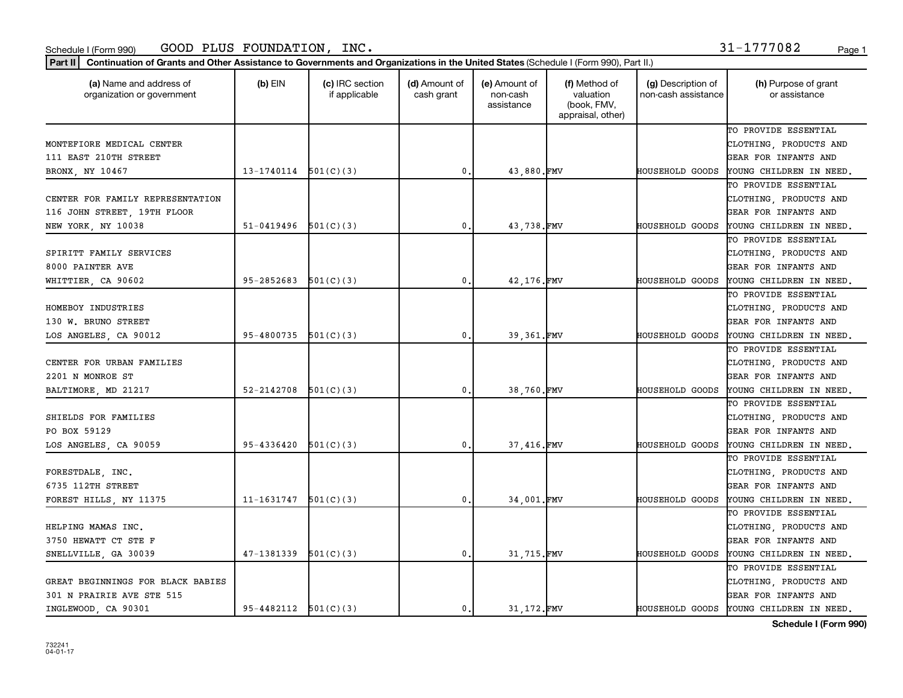Schedule I (Form 990) GOOD PLUS FOUNDATION, INC. 31-1777082

**Part II** **Continuation of Grants and Other Assistance to Governments and Organizations in the United States** (Schedule I (Form 990), Part II.)

| (a) Name and address of organization or government | (b) EIN | (c) IRC section if applicable | (d) Amount of cash grant | (e) Amount of non-cash assistance | (f) Method of valuation (book, FMV, appraisal, other) | (g) Description of non-cash assistance | (h) Purpose of grant or assistance |
|---|---|---|---|---|---|---|---|
| MONTEFIORE MEDICAL CENTER 111 EAST 210TH STREET BRONX, NY 10467 | 13-1740114 | 501(C)(3) | 0. | 43,880. | FMV | HOUSEHOLD GOODS | TO PROVIDE ESSENTIAL CLOTHING, PRODUCTS AND GEAR FOR INFANTS AND YOUNG CHILDREN IN NEED. |
| CENTER FOR FAMILY REPRESENTATION 116 JOHN STREET, 19TH FLOOR NEW YORK, NY 10038 | 51-0419496 | 501(C)(3) | 0. | 43,738. | FMV | HOUSEHOLD GOODS | TO PROVIDE ESSENTIAL CLOTHING, PRODUCTS AND GEAR FOR INFANTS AND YOUNG CHILDREN IN NEED. |
| SPIRITT FAMILY SERVICES 8000 PAINTER AVE WHITTIER, CA 90602 | 95-2852683 | 501(C)(3) | 0. | 42,176. | FMV | HOUSEHOLD GOODS | TO PROVIDE ESSENTIAL CLOTHING, PRODUCTS AND GEAR FOR INFANTS AND YOUNG CHILDREN IN NEED. |
| HOMEBOY INDUSTRIES 130 W. BRUNO STREET LOS ANGELES, CA 90012 | 95-4800735 | 501(C)(3) | 0. | 39,361. | FMV | HOUSEHOLD GOODS | TO PROVIDE ESSENTIAL CLOTHING, PRODUCTS AND GEAR FOR INFANTS AND YOUNG CHILDREN IN NEED. |
| CENTER FOR URBAN FAMILIES 2201 N MONROE ST BALTIMORE, MD 21217 | 52-2142708 | 501(C)(3) | 0. | 38,760. | FMV | HOUSEHOLD GOODS | TO PROVIDE ESSENTIAL CLOTHING, PRODUCTS AND GEAR FOR INFANTS AND YOUNG CHILDREN IN NEED. |
| SHIELDS FOR FAMILIES PO BOX 59129 LOS ANGELES, CA 90059 | 95-4336420 | 501(C)(3) | 0. | 37,416. | FMV | HOUSEHOLD GOODS | TO PROVIDE ESSENTIAL CLOTHING, PRODUCTS AND GEAR FOR INFANTS AND YOUNG CHILDREN IN NEED. |
| FORESTDALE, INC. 6735 112TH STREET FOREST HILLS, NY 11375 | 11-1631747 | 501(C)(3) | 0. | 34,001. | FMV | HOUSEHOLD GOODS | TO PROVIDE ESSENTIAL CLOTHING, PRODUCTS AND GEAR FOR INFANTS AND YOUNG CHILDREN IN NEED. |
| HELPING MAMAS INC. 3750 HEWATT CT STE F SNELLVILLE, GA 30039 | 47-1381339 | 501(C)(3) | 0. | 31,715. | FMV | HOUSEHOLD GOODS | TO PROVIDE ESSENTIAL CLOTHING, PRODUCTS AND GEAR FOR INFANTS AND YOUNG CHILDREN IN NEED. |
| GREAT BEGINNINGS FOR BLACK BABIES 301 N PRAIRIE AVE STE 515 INGLEWOOD, CA 90301 | 95-4482112 | 501(C)(3) | 0. | 31,172. | FMV | HOUSEHOLD GOODS | TO PROVIDE ESSENTIAL CLOTHING, PRODUCTS AND GEAR FOR INFANTS AND YOUNG CHILDREN IN NEED. |

**Schedule I (Form 990)**

732241
04-01-17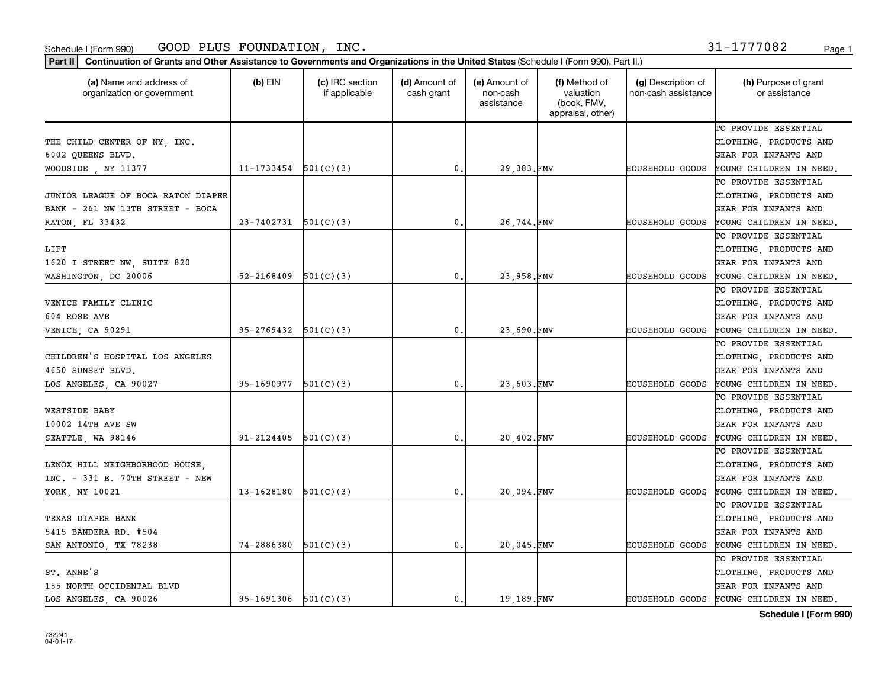Schedule I (Form 990) GOOD PLUS FOUNDATION, INC. 31-1777082

**Part II** **Continuation of Grants and Other Assistance to Governments and Organizations in the United States** (Schedule I (Form 990), Part II.)

| (a) Name and address of organization or government | (b) EIN | (c) IRC section if applicable | (d) Amount of cash grant | (e) Amount of non-cash assistance | (f) Method of valuation (book, FMV, appraisal, other) | (g) Description of non-cash assistance | (h) Purpose of grant or assistance |
|---|---|---|---|---|---|---|---|
| THE CHILD CENTER OF NY, INC. 6002 QUEENS BLVD. WOODSIDE , NY 11377 | 11-1733454 | 501(C)(3) | 0. | 29,383. | FMV | HOUSEHOLD GOODS | TO PROVIDE ESSENTIAL CLOTHING, PRODUCTS AND GEAR FOR INFANTS AND YOUNG CHILDREN IN NEED. |
| JUNIOR LEAGUE OF BOCA RATON DIAPER BANK - 261 NW 13TH STREET - BOCA RATON, FL 33432 | 23-7402731 | 501(C)(3) | 0. | 26,744. | FMV | HOUSEHOLD GOODS | TO PROVIDE ESSENTIAL CLOTHING, PRODUCTS AND GEAR FOR INFANTS AND YOUNG CHILDREN IN NEED. |
| LIFT 1620 I STREET NW, SUITE 820 WASHINGTON, DC 20006 | 52-2168409 | 501(C)(3) | 0. | 23,958. | FMV | HOUSEHOLD GOODS | TO PROVIDE ESSENTIAL CLOTHING, PRODUCTS AND GEAR FOR INFANTS AND YOUNG CHILDREN IN NEED. |
| VENICE FAMILY CLINIC 604 ROSE AVE VENICE, CA 90291 | 95-2769432 | 501(C)(3) | 0. | 23,690. | FMV | HOUSEHOLD GOODS | TO PROVIDE ESSENTIAL CLOTHING, PRODUCTS AND GEAR FOR INFANTS AND YOUNG CHILDREN IN NEED. |
| CHILDREN'S HOSPITAL LOS ANGELES 4650 SUNSET BLVD. LOS ANGELES, CA 90027 | 95-1690977 | 501(C)(3) | 0. | 23,603. | FMV | HOUSEHOLD GOODS | TO PROVIDE ESSENTIAL CLOTHING, PRODUCTS AND GEAR FOR INFANTS AND YOUNG CHILDREN IN NEED. |
| WESTSIDE BABY 10002 14TH AVE SW SEATTLE, WA 98146 | 91-2124405 | 501(C)(3) | 0. | 20,402. | FMV | HOUSEHOLD GOODS | TO PROVIDE ESSENTIAL CLOTHING, PRODUCTS AND GEAR FOR INFANTS AND YOUNG CHILDREN IN NEED. |
| LENOX HILL NEIGHBORHOOD HOUSE, INC. - 331 E. 70TH STREET - NEW YORK, NY 10021 | 13-1628180 | 501(C)(3) | 0. | 20,094. | FMV | HOUSEHOLD GOODS | TO PROVIDE ESSENTIAL CLOTHING, PRODUCTS AND GEAR FOR INFANTS AND YOUNG CHILDREN IN NEED. |
| TEXAS DIAPER BANK 5415 BANDERA RD. #504 SAN ANTONIO, TX 78238 | 74-2886380 | 501(C)(3) | 0. | 20,045. | FMV | HOUSEHOLD GOODS | TO PROVIDE ESSENTIAL CLOTHING, PRODUCTS AND GEAR FOR INFANTS AND YOUNG CHILDREN IN NEED. |
| ST. ANNE'S 155 NORTH OCCIDENTAL BLVD LOS ANGELES, CA 90026 | 95-1691306 | 501(C)(3) | 0. | 19,189. | FMV | HOUSEHOLD GOODS | TO PROVIDE ESSENTIAL CLOTHING, PRODUCTS AND GEAR FOR INFANTS AND YOUNG CHILDREN IN NEED. |

732241 04-01-17

**Schedule I (Form 990)**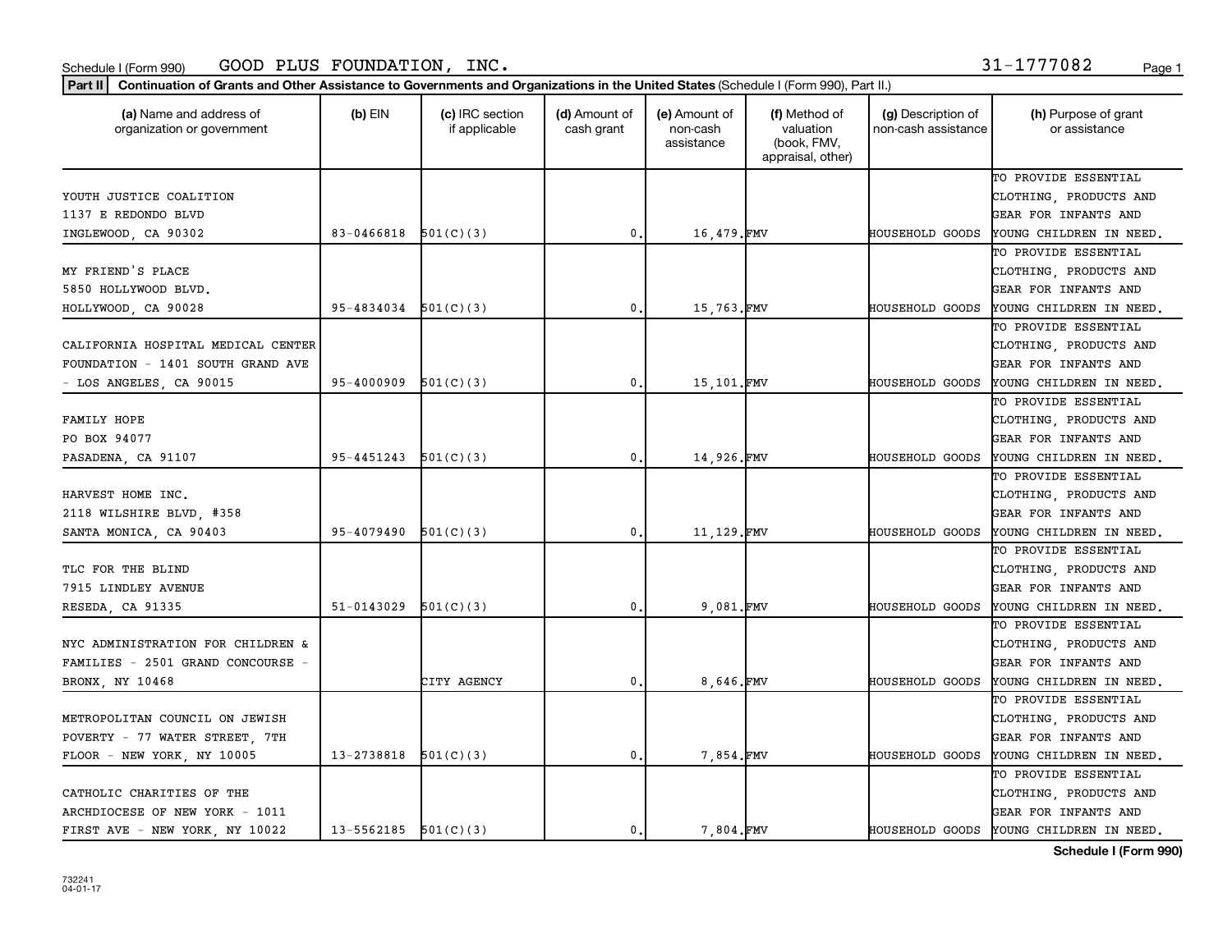Schedule I (Form 990) GOOD PLUS FOUNDATION, INC. 31-1777082

**Part II** **Continuation of Grants and Other Assistance to Governments and Organizations in the United States** (Schedule I (Form 990), Part II.)

| (a) Name and address of organization or government | (b) EIN | (c) IRC section if applicable | (d) Amount of cash grant | (e) Amount of non-cash assistance | (f) Method of valuation (book, FMV, appraisal, other) | (g) Description of non-cash assistance | (h) Purpose of grant or assistance |
|---|---|---|---|---|---|---|---|
| YOUTH JUSTICE COALITION 1137 E REDONDO BLVD INGLEWOOD, CA 90302 | 83-0466818 | 501(C)(3) | 0. | 16,479. | FMV | HOUSEHOLD GOODS | TO PROVIDE ESSENTIAL CLOTHING, PRODUCTS AND GEAR FOR INFANTS AND YOUNG CHILDREN IN NEED. |
| MY FRIEND'S PLACE 5850 HOLLYWOOD BLVD. HOLLYWOOD, CA 90028 | 95-4834034 | 501(C)(3) | 0. | 15,763. | FMV | HOUSEHOLD GOODS | TO PROVIDE ESSENTIAL CLOTHING, PRODUCTS AND GEAR FOR INFANTS AND YOUNG CHILDREN IN NEED. |
| CALIFORNIA HOSPITAL MEDICAL CENTER FOUNDATION - 1401 SOUTH GRAND AVE - LOS ANGELES, CA 90015 | 95-4000909 | 501(C)(3) | 0. | 15,101. | FMV | HOUSEHOLD GOODS | TO PROVIDE ESSENTIAL CLOTHING, PRODUCTS AND GEAR FOR INFANTS AND YOUNG CHILDREN IN NEED. |
| FAMILY HOPE PO BOX 94077 PASADENA, CA 91107 | 95-4451243 | 501(C)(3) | 0. | 14,926. | FMV | HOUSEHOLD GOODS | TO PROVIDE ESSENTIAL CLOTHING, PRODUCTS AND GEAR FOR INFANTS AND YOUNG CHILDREN IN NEED. |
| HARVEST HOME INC. 2118 WILSHIRE BLVD, #358 SANTA MONICA, CA 90403 | 95-4079490 | 501(C)(3) | 0. | 11,129. | FMV | HOUSEHOLD GOODS | TO PROVIDE ESSENTIAL CLOTHING, PRODUCTS AND GEAR FOR INFANTS AND YOUNG CHILDREN IN NEED. |
| TLC FOR THE BLIND 7915 LINDLEY AVENUE RESEDA, CA 91335 | 51-0143029 | 501(C)(3) | 0. | 9,081. | FMV | HOUSEHOLD GOODS | TO PROVIDE ESSENTIAL CLOTHING, PRODUCTS AND GEAR FOR INFANTS AND YOUNG CHILDREN IN NEED. |
| NYC ADMINISTRATION FOR CHILDREN & FAMILIES - 2501 GRAND CONCOURSE - BRONX, NY 10468 | | CITY AGENCY | 0. | 8,646. | FMV | HOUSEHOLD GOODS | TO PROVIDE ESSENTIAL CLOTHING, PRODUCTS AND GEAR FOR INFANTS AND YOUNG CHILDREN IN NEED. |
| METROPOLITAN COUNCIL ON JEWISH POVERTY - 77 WATER STREET, 7TH FLOOR - NEW YORK, NY 10005 | 13-2738818 | 501(C)(3) | 0. | 7,854. | FMV | HOUSEHOLD GOODS | TO PROVIDE ESSENTIAL CLOTHING, PRODUCTS AND GEAR FOR INFANTS AND YOUNG CHILDREN IN NEED. |
| CATHOLIC CHARITIES OF THE ARCHDIOCESE OF NEW YORK - 1011 FIRST AVE - NEW YORK, NY 10022 | 13-5562185 | 501(C)(3) | 0. | 7,804. | FMV | HOUSEHOLD GOODS | TO PROVIDE ESSENTIAL CLOTHING, PRODUCTS AND GEAR FOR INFANTS AND YOUNG CHILDREN IN NEED. |

**Schedule I (Form 990)**

732241
04-01-17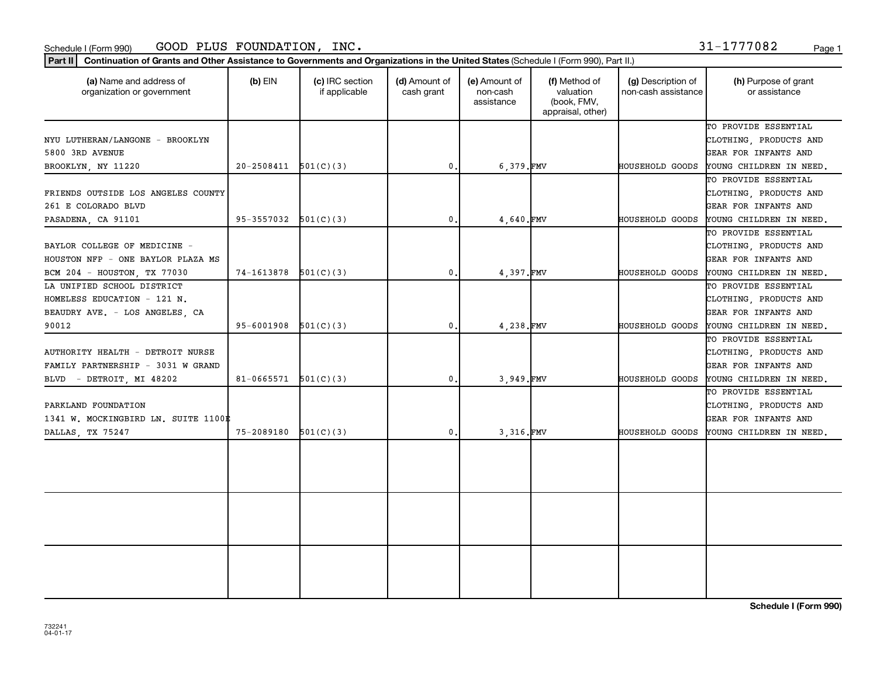Schedule I (Form 990) GOOD PLUS FOUNDATION, INC. 31-1777082

**Part II** **Continuation of Grants and Other Assistance to Governments and Organizations in the United States** (Schedule I (Form 990), Part II.)

| (a) Name and address of organization or government | (b) EIN | (c) IRC section if applicable | (d) Amount of cash grant | (e) Amount of non-cash assistance | (f) Method of valuation (book, FMV, appraisal, other) | (g) Description of non-cash assistance | (h) Purpose of grant or assistance |
|---|---|---|---|---|---|---|---|
| NYU LUTHERAN/LANGONE - BROOKLYN 5800 3RD AVENUE BROOKLYN, NY 11220 | 20-2508411 | 501(C)(3) | 0. | 6,379. | FMV | HOUSEHOLD GOODS | TO PROVIDE ESSENTIAL CLOTHING, PRODUCTS AND GEAR FOR INFANTS AND YOUNG CHILDREN IN NEED. |
| FRIENDS OUTSIDE LOS ANGELES COUNTY 261 E COLORADO BLVD PASADENA, CA 91101 | 95-3557032 | 501(C)(3) | 0. | 4,640. | FMV | HOUSEHOLD GOODS | TO PROVIDE ESSENTIAL CLOTHING, PRODUCTS AND GEAR FOR INFANTS AND YOUNG CHILDREN IN NEED. |
| BAYLOR COLLEGE OF MEDICINE - HOUSTON NFP - ONE BAYLOR PLAZA MS BCM 204 - HOUSTON, TX 77030 | 74-1613878 | 501(C)(3) | 0. | 4,397. | FMV | HOUSEHOLD GOODS | TO PROVIDE ESSENTIAL CLOTHING, PRODUCTS AND GEAR FOR INFANTS AND YOUNG CHILDREN IN NEED. |
| LA UNIFIED SCHOOL DISTRICT HOMELESS EDUCATION - 121 N. BEAUDRY AVE. - LOS ANGELES, CA 90012 | 95-6001908 | 501(C)(3) | 0. | 4,238. | FMV | HOUSEHOLD GOODS | TO PROVIDE ESSENTIAL CLOTHING, PRODUCTS AND GEAR FOR INFANTS AND YOUNG CHILDREN IN NEED. |
| AUTHORITY HEALTH - DETROIT NURSE FAMILY PARTNERSHIP - 3031 W GRAND BLVD - DETROIT, MI 48202 | 81-0665571 | 501(C)(3) | 0. | 3,949. | FMV | HOUSEHOLD GOODS | TO PROVIDE ESSENTIAL CLOTHING, PRODUCTS AND GEAR FOR INFANTS AND YOUNG CHILDREN IN NEED. |
| PARKLAND FOUNDATION 1341 W. MOCKINGBIRD LN. SUITE 1100E DALLAS, TX 75247 | 75-2089180 | 501(C)(3) | 0. | 3,316. | FMV | HOUSEHOLD GOODS | TO PROVIDE ESSENTIAL CLOTHING, PRODUCTS AND GEAR FOR INFANTS AND YOUNG CHILDREN IN NEED. |
| | | | | | | | |
| | | | | | | | |
| | | | | | | | |

**Schedule I (Form 990)**

732241 04-01-17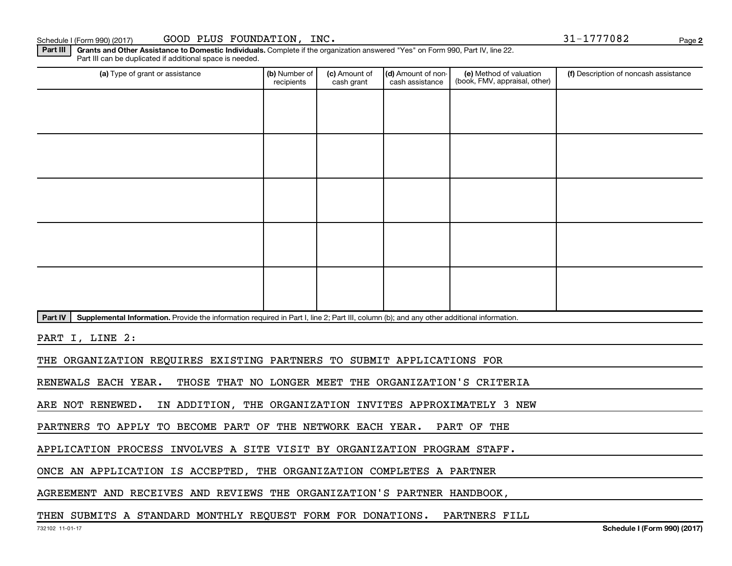Schedule I (Form 990) (2017) GOOD PLUS FOUNDATION, INC. 31-1777082

**Part III** **Grants and Other Assistance to Domestic Individuals.** Complete if the organization answered "Yes" on Form 990, Part IV, line 22. Part III can be duplicated if additional space is needed.

| (a) Type of grant or assistance | (b) Number of recipients | (c) Amount of cash grant | (d) Amount of non-cash assistance | (e) Method of valuation (book, FMV, appraisal, other) | (f) Description of noncash assistance |
|---|---|---|---|---|---|
| | | | | | |
| | | | | | |
| | | | | | |
| | | | | | |
| | | | | | |

**Part IV** **Supplemental Information.** Provide the information required in Part I, line 2; Part III, column (b); and any other additional information.

PART I, LINE 2:

THE ORGANIZATION REQUIRES EXISTING PARTNERS TO SUBMIT APPLICATIONS FOR RENEWALS EACH YEAR. THOSE THAT NO LONGER MEET THE ORGANIZATION'S CRITERIA ARE NOT RENEWED. IN ADDITION, THE ORGANIZATION INVITES APPROXIMATELY 3 NEW PARTNERS TO APPLY TO BECOME PART OF THE NETWORK EACH YEAR. PART OF THE APPLICATION PROCESS INVOLVES A SITE VISIT BY ORGANIZATION PROGRAM STAFF. ONCE AN APPLICATION IS ACCEPTED, THE ORGANIZATION COMPLETES A PARTNER AGREEMENT AND RECEIVES AND REVIEWS THE ORGANIZATION'S PARTNER HANDBOOK, THEN SUBMITS A STANDARD MONTHLY REQUEST FORM FOR DONATIONS. PARTNERS FILL

732102 11-01-17 **Schedule I (Form 990) (2017)**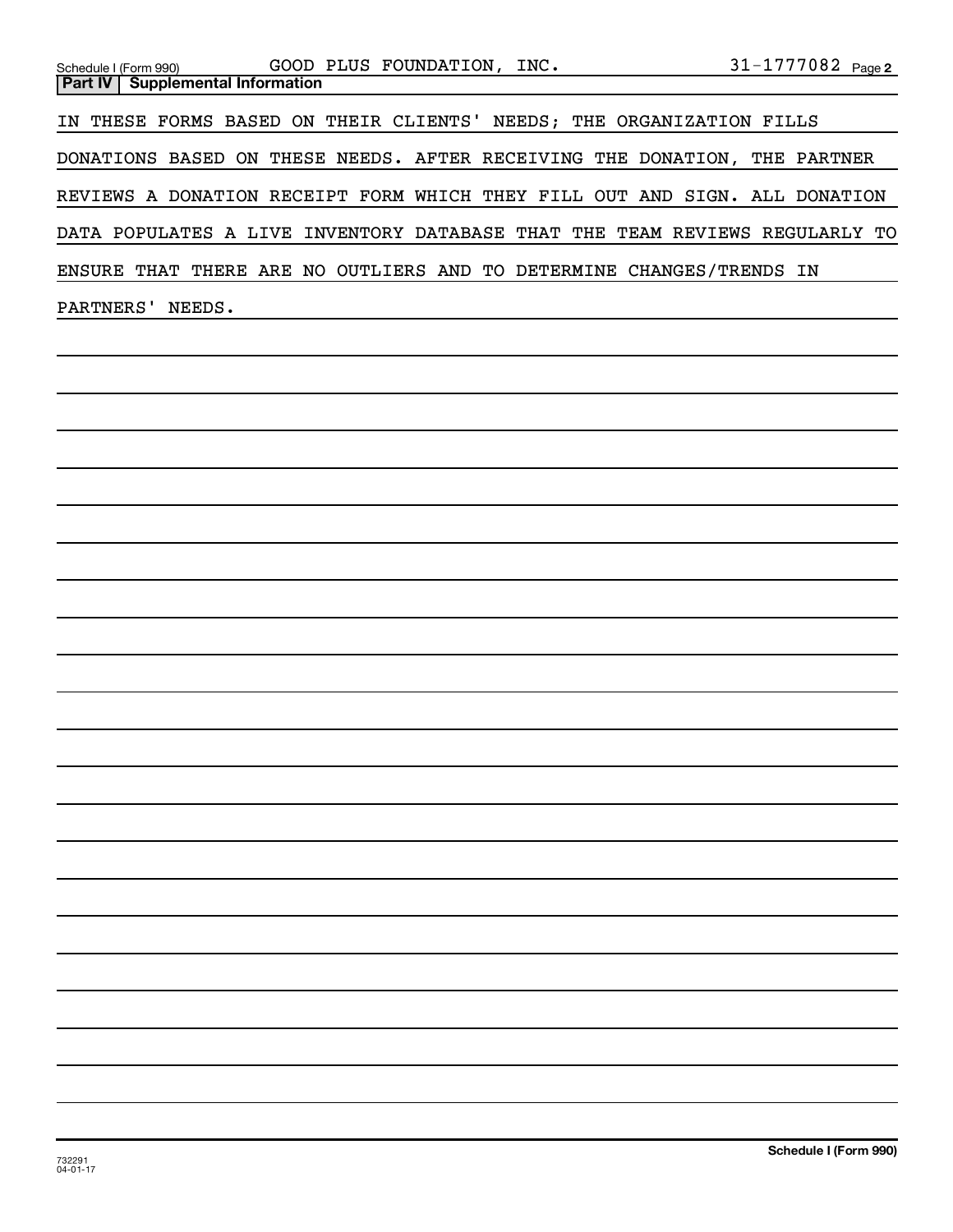## Part IV | Supplemental Information

IN THESE FORMS BASED ON THEIR CLIENTS' NEEDS; THE ORGANIZATION FILLS DONATIONS BASED ON THESE NEEDS. AFTER RECEIVING THE DONATION, THE PARTNER REVIEWS A DONATION RECEIPT FORM WHICH THEY FILL OUT AND SIGN. ALL DONATION DATA POPULATES A LIVE INVENTORY DATABASE THAT THE TEAM REVIEWS REGULARLY TO ENSURE THAT THERE ARE NO OUTLIERS AND TO DETERMINE CHANGES/TRENDS IN PARTNERS' NEEDS.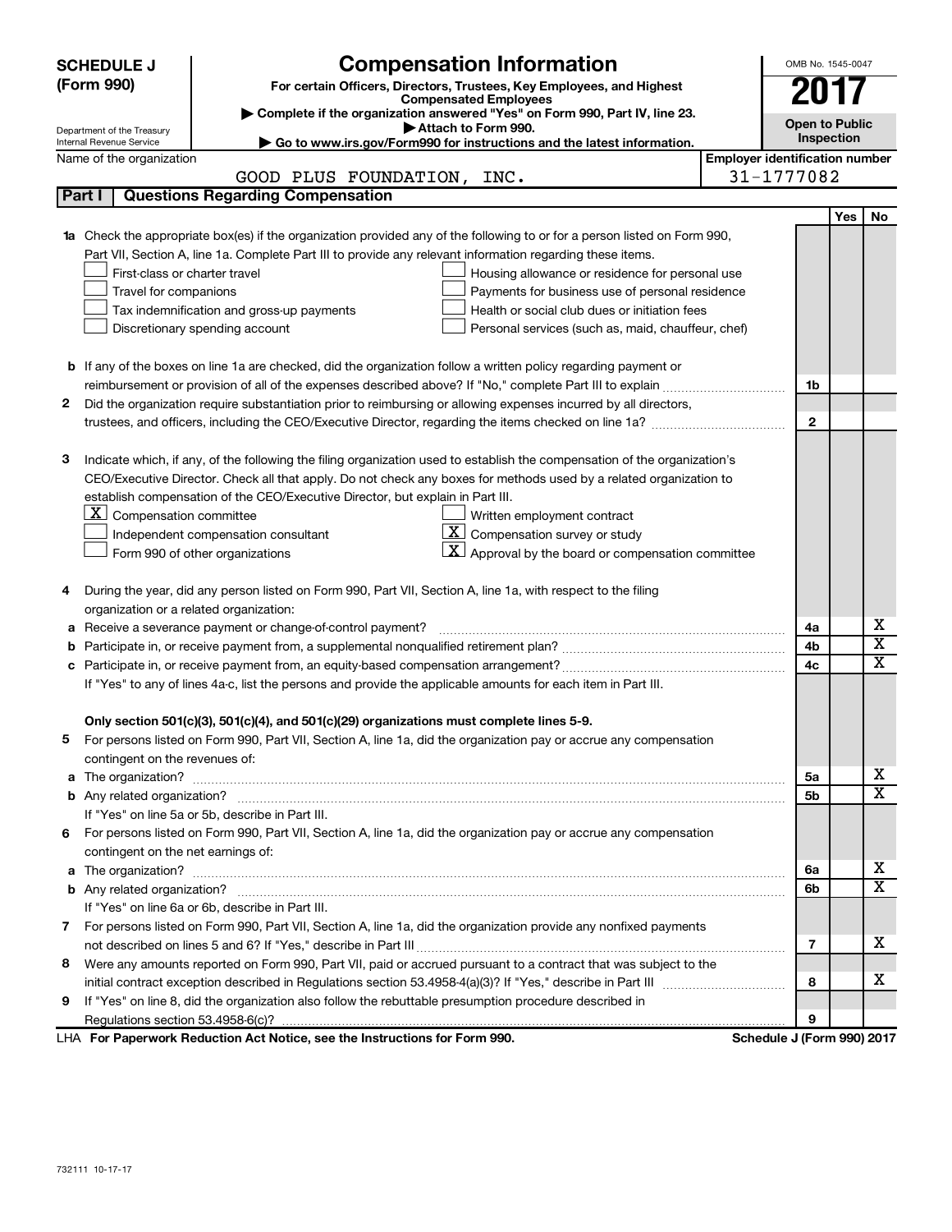**SCHEDULE J (Form 990)**

# Compensation Information

**For certain Officers, Directors, Trustees, Key Employees, and Highest Compensated Employees**

▶ Complete if the organization answered "Yes" on Form 990, Part IV, line 23.
▶ Attach to Form 990.
▶ Go to www.irs.gov/Form990 for instructions and the latest information.

OMB No. 1545-0047

**2017**

**Open to Public Inspection**

Department of the Treasury
Internal Revenue Service

Name of the organization: GOOD PLUS FOUNDATION, INC.

Employer identification number: 31-1777082

## Part I Questions Regarding Compensation

| | | | Yes | No |
|---|---|---|---|---|
| **1a** | Check the appropriate box(es) if the organization provided any of the following to or for a person listed on Form 990, Part VII, Section A, line 1a. Complete Part III to provide any relevant information regarding these items.<br>☐ First-class or charter travel ☐ Housing allowance or residence for personal use<br>☐ Travel for companions ☐ Payments for business use of personal residence<br>☐ Tax indemnification and gross-up payments ☐ Health or social club dues or initiation fees<br>☐ Discretionary spending account ☐ Personal services (such as, maid, chauffeur, chef) | | | |
| **b** | If any of the boxes on line 1a are checked, did the organization follow a written policy regarding payment or reimbursement or provision of all of the expenses described above? If "No," complete Part III to explain | 1b | | |
| **2** | Did the organization require substantiation prior to reimbursing or allowing expenses incurred by all directors, trustees, and officers, including the CEO/Executive Director, regarding the items checked on line 1a? | 2 | | |
| **3** | Indicate which, if any, of the following the filing organization used to establish the compensation of the organization's CEO/Executive Director. Check all that apply. Do not check any boxes for methods used by a related organization to establish compensation of the CEO/Executive Director, but explain in Part III.<br>☒ Compensation committee ☐ Written employment contract<br>☐ Independent compensation consultant ☒ Compensation survey or study<br>☐ Form 990 of other organizations ☒ Approval by the board or compensation committee | | | |
| **4** | During the year, did any person listed on Form 990, Part VII, Section A, line 1a, with respect to the filing organization or a related organization: | | | |
| **a** | Receive a severance payment or change-of-control payment? | 4a | | X |
| **b** | Participate in, or receive payment from, a supplemental nonqualified retirement plan? | 4b | | X |
| **c** | Participate in, or receive payment from, an equity-based compensation arrangement? | 4c | | X |
| | If "Yes" to any of lines 4a-c, list the persons and provide the applicable amounts for each item in Part III. | | | |
| | **Only section 501(c)(3), 501(c)(4), and 501(c)(29) organizations must complete lines 5-9.** | | | |
| **5** | For persons listed on Form 990, Part VII, Section A, line 1a, did the organization pay or accrue any compensation contingent on the revenues of: | | | |
| **a** | The organization? | 5a | | X |
| **b** | Any related organization? | 5b | | X |
| | If "Yes" on line 5a or 5b, describe in Part III. | | | |
| **6** | For persons listed on Form 990, Part VII, Section A, line 1a, did the organization pay or accrue any compensation contingent on the net earnings of: | | | |
| **a** | The organization? | 6a | | X |
| **b** | Any related organization? | 6b | | X |
| | If "Yes" on line 6a or 6b, describe in Part III. | | | |
| **7** | For persons listed on Form 990, Part VII, Section A, line 1a, did the organization provide any nonfixed payments not described on lines 5 and 6? If "Yes," describe in Part III | 7 | | X |
| **8** | Were any amounts reported on Form 990, Part VII, paid or accrued pursuant to a contract that was subject to the initial contract exception described in Regulations section 53.4958-4(a)(3)? If "Yes," describe in Part III | 8 | | X |
| **9** | If "Yes" on line 8, did the organization also follow the rebuttable presumption procedure described in Regulations section 53.4958-6(c)? | 9 | | |

LHA **For Paperwork Reduction Act Notice, see the Instructions for Form 990.** **Schedule J (Form 990) 2017**

732111 10-17-17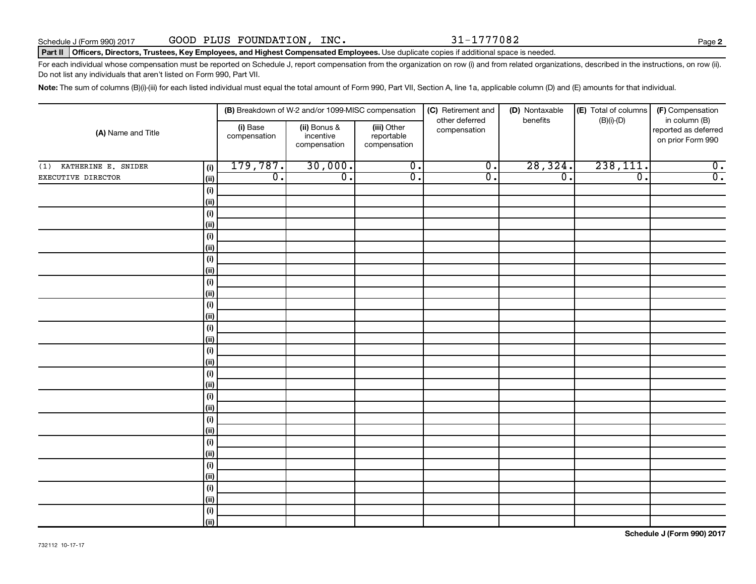Schedule J (Form 990) 2017 GOOD PLUS FOUNDATION, INC. 31-1777082

**Part II** **Officers, Directors, Trustees, Key Employees, and Highest Compensated Employees.** Use duplicate copies if additional space is needed.

For each individual whose compensation must be reported on Schedule J, report compensation from the organization on row (i) and from related organizations, described in the instructions, on row (ii). Do not list any individuals that aren't listed on Form 990, Part VII.

**Note:** The sum of columns (B)(i)-(iii) for each listed individual must equal the total amount of Form 990, Part VII, Section A, line 1a, applicable column (D) and (E) amounts for that individual.

| (A) Name and Title | | (B) Breakdown of W-2 and/or 1099-MISC compensation | | | (C) Retirement and other deferred compensation | (D) Nontaxable benefits | (E) Total of columns (B)(i)-(D) | (F) Compensation in column (B) reported as deferred on prior Form 990 |
|---|---|---|---|---|---|---|---|---|
| | | (i) Base compensation | (ii) Bonus & incentive compensation | (iii) Other reportable compensation | | | | |
| (1) KATHERINE E. SNIDER | (i) | 179,787. | 30,000. | 0. | 0. | 28,324. | 238,111. | 0. |
| EXECUTIVE DIRECTOR | (ii) | 0. | 0. | 0. | 0. | 0. | 0. | 0. |
| | (i) | | | | | | | |
| | (ii) | | | | | | | |
| | (i) | | | | | | | |
| | (ii) | | | | | | | |
| | (i) | | | | | | | |
| | (ii) | | | | | | | |
| | (i) | | | | | | | |
| | (ii) | | | | | | | |
| | (i) | | | | | | | |
| | (ii) | | | | | | | |
| | (i) | | | | | | | |
| | (ii) | | | | | | | |
| | (i) | | | | | | | |
| | (ii) | | | | | | | |
| | (i) | | | | | | | |
| | (ii) | | | | | | | |
| | (i) | | | | | | | |
| | (ii) | | | | | | | |
| | (i) | | | | | | | |
| | (ii) | | | | | | | |
| | (i) | | | | | | | |
| | (ii) | | | | | | | |
| | (i) | | | | | | | |
| | (ii) | | | | | | | |
| | (i) | | | | | | | |
| | (ii) | | | | | | | |
| | (i) | | | | | | | |
| | (ii) | | | | | | | |
| | (i) | | | | | | | |
| | (ii) | | | | | | | |

Schedule J (Form 990) 2017

732112 10-17-17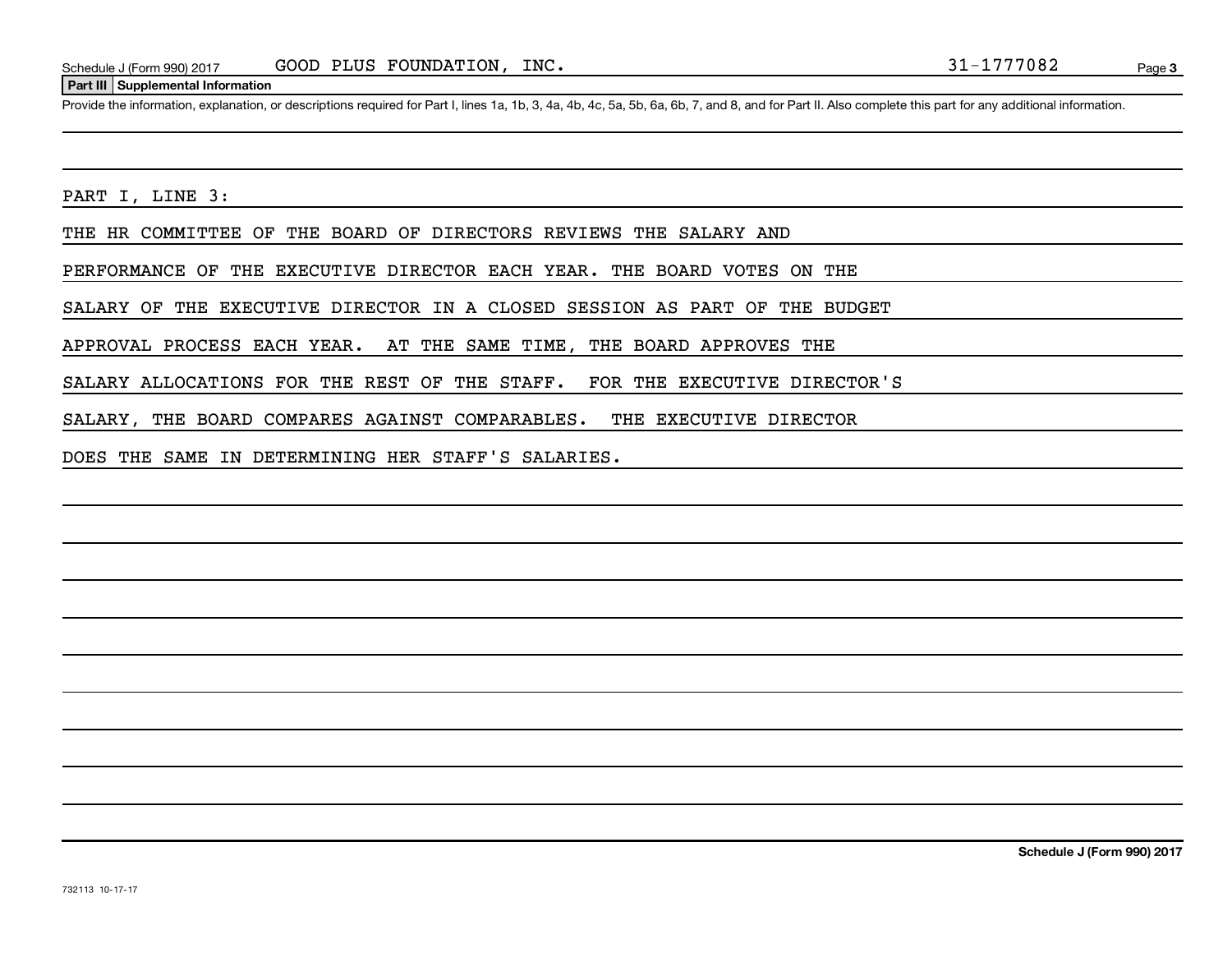Schedule J (Form 990) 2017 GOOD PLUS FOUNDATION, INC. 31-1777082

**Part III Supplemental Information**

Provide the information, explanation, or descriptions required for Part I, lines 1a, 1b, 3, 4a, 4b, 4c, 5a, 5b, 6a, 6b, 7, and 8, and for Part II. Also complete this part for any additional information.

PART I, LINE 3:

THE HR COMMITTEE OF THE BOARD OF DIRECTORS REVIEWS THE SALARY AND PERFORMANCE OF THE EXECUTIVE DIRECTOR EACH YEAR. THE BOARD VOTES ON THE SALARY OF THE EXECUTIVE DIRECTOR IN A CLOSED SESSION AS PART OF THE BUDGET APPROVAL PROCESS EACH YEAR. AT THE SAME TIME, THE BOARD APPROVES THE SALARY ALLOCATIONS FOR THE REST OF THE STAFF. FOR THE EXECUTIVE DIRECTOR'S SALARY, THE BOARD COMPARES AGAINST COMPARABLES. THE EXECUTIVE DIRECTOR DOES THE SAME IN DETERMINING HER STAFF'S SALARIES.

**Schedule J (Form 990) 2017**

732113 10-17-17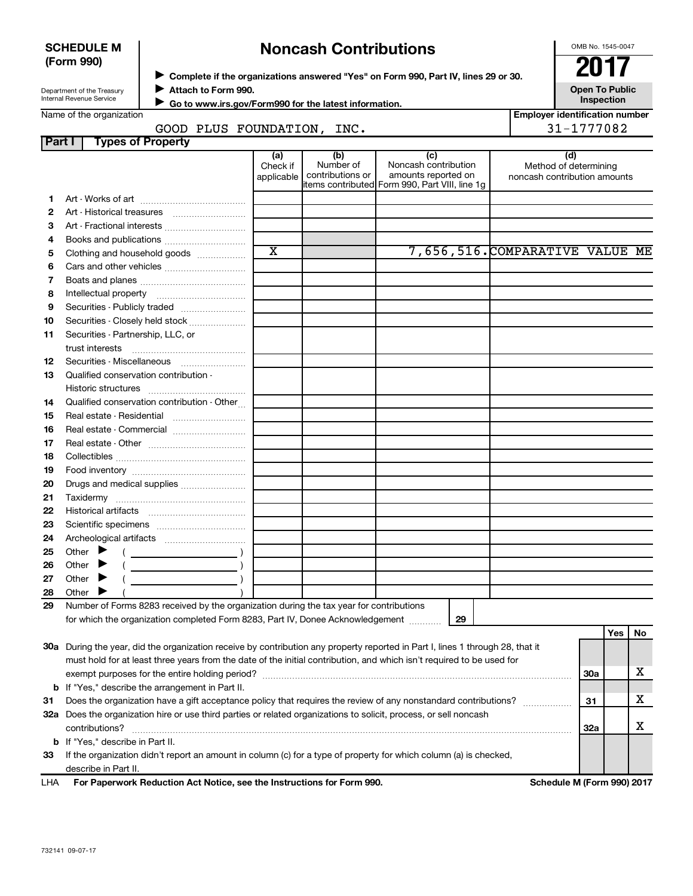**SCHEDULE M (Form 990)**

Department of the Treasury
Internal Revenue Service

# Noncash Contributions

▶ Complete if the organizations answered "Yes" on Form 990, Part IV, lines 29 or 30.
▶ Attach to Form 990.
▶ Go to www.irs.gov/Form990 for the latest information.

OMB No. 1545-0047

**2017**

**Open To Public Inspection**

Name of the organization: GOOD PLUS FOUNDATION, INC.

Employer identification number: 31-1777082

**Part I — Types of Property**

| | | (a) Check if applicable | (b) Number of contributions or items contributed | (c) Noncash contribution amounts reported on Form 990, Part VIII, line 1g | (d) Method of determining noncash contribution amounts |
|---|---|---|---|---|---|
| 1 | Art - Works of art | | | | |
| 2 | Art - Historical treasures | | | | |
| 3 | Art - Fractional interests | | | | |
| 4 | Books and publications | | | | |
| 5 | Clothing and household goods | X | | 7,656,516. | COMPARATIVE VALUE ME |
| 6 | Cars and other vehicles | | | | |
| 7 | Boats and planes | | | | |
| 8 | Intellectual property | | | | |
| 9 | Securities - Publicly traded | | | | |
| 10 | Securities - Closely held stock | | | | |
| 11 | Securities - Partnership, LLC, or trust interests | | | | |
| 12 | Securities - Miscellaneous | | | | |
| 13 | Qualified conservation contribution - Historic structures | | | | |
| 14 | Qualified conservation contribution - Other | | | | |
| 15 | Real estate - Residential | | | | |
| 16 | Real estate - Commercial | | | | |
| 17 | Real estate - Other | | | | |
| 18 | Collectibles | | | | |
| 19 | Food inventory | | | | |
| 20 | Drugs and medical supplies | | | | |
| 21 | Taxidermy | | | | |
| 22 | Historical artifacts | | | | |
| 23 | Scientific specimens | | | | |
| 24 | Archeological artifacts | | | | |
| 25 | Other ▶ ( ) | | | | |
| 26 | Other ▶ ( ) | | | | |
| 27 | Other ▶ ( ) | | | | |
| 28 | Other ▶ ( ) | | | | |

29 Number of Forms 8283 received by the organization during the tax year for contributions for which the organization completed Form 8283, Part IV, Donee Acknowledgement ..... 29

| | | | Yes | No |
|---|---|---|---|---|
| 30a | During the year, did the organization receive by contribution any property reported in Part I, lines 1 through 28, that it must hold for at least three years from the date of the initial contribution, and which isn't required to be used for exempt purposes for the entire holding period? | 30a | | X |
| b | If "Yes," describe the arrangement in Part II. | | | |
| 31 | Does the organization have a gift acceptance policy that requires the review of any nonstandard contributions? | 31 | | X |
| 32a | Does the organization hire or use third parties or related organizations to solicit, process, or sell noncash contributions? | 32a | | X |
| b | If "Yes," describe in Part II. | | | |
| 33 | If the organization didn't report an amount in column (c) for a type of property for which column (a) is checked, describe in Part II. | | | |

LHA **For Paperwork Reduction Act Notice, see the Instructions for Form 990.** **Schedule M (Form 990) 2017**

732141 09-07-17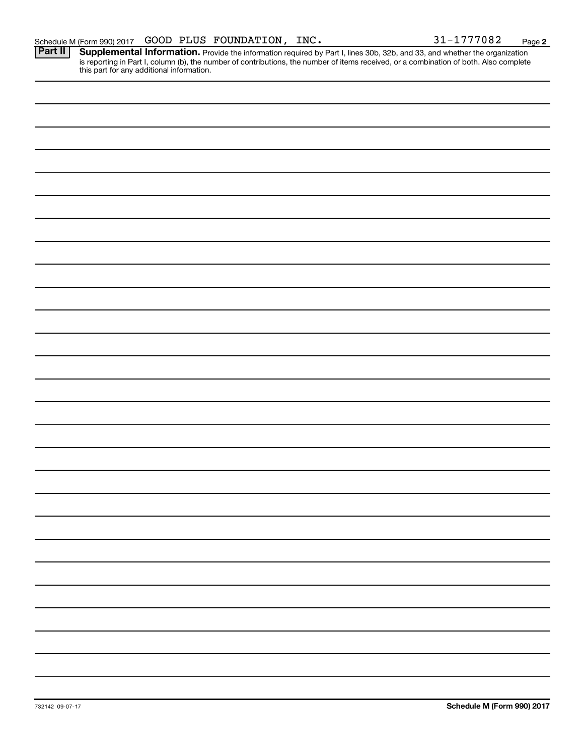Schedule M (Form 990) 2017 GOOD PLUS FOUNDATION, INC. 31-1777082 Page **2**

**Part II** **Supplemental Information.** Provide the information required by Part I, lines 30b, 32b, and 33, and whether the organization is reporting in Part I, column (b), the number of contributions, the number of items received, or a combination of both. Also complete this part for any additional information.

732142 09-07-17

**Schedule M (Form 990) 2017**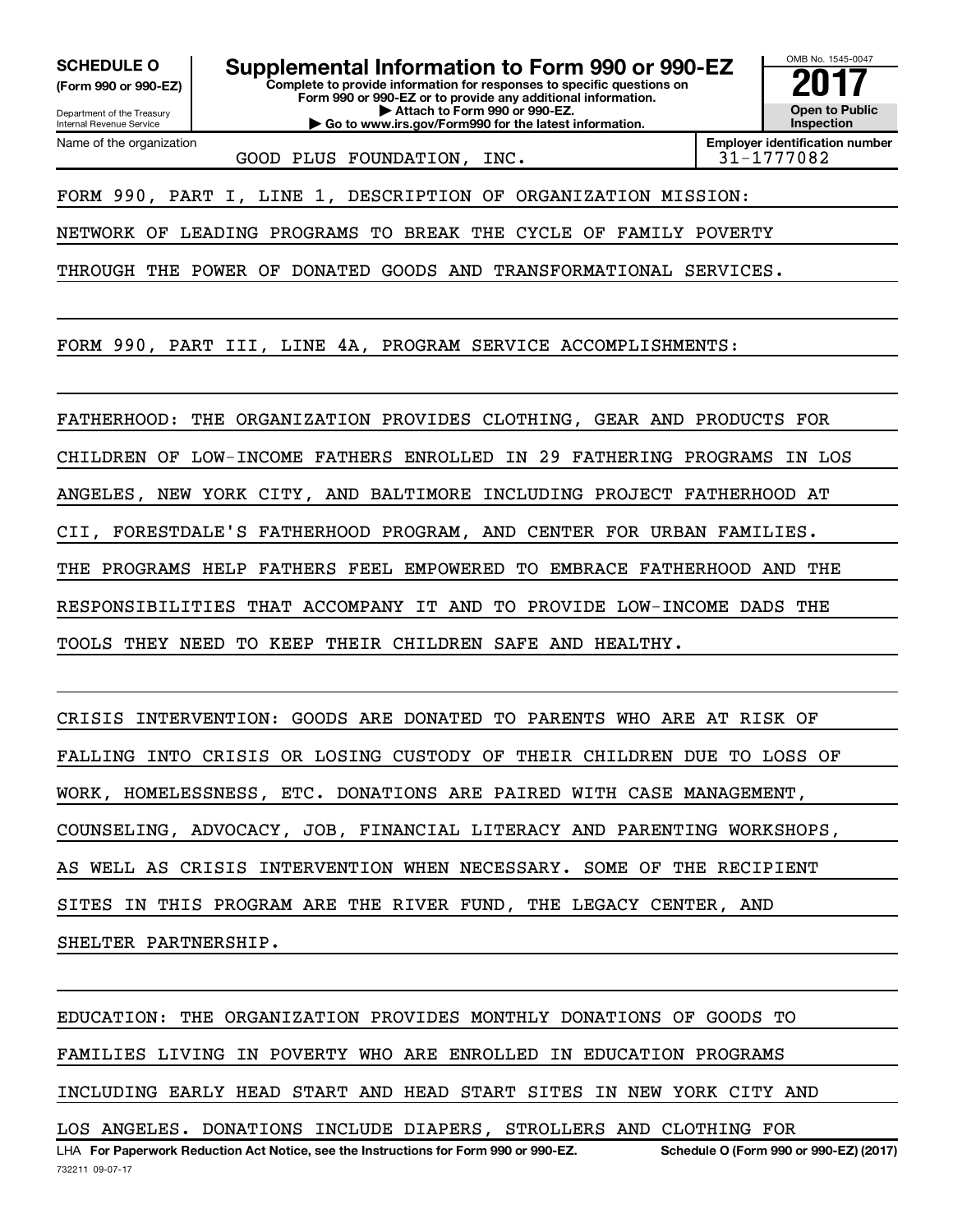**SCHEDULE O** (Form 990 or 990-EZ)

Department of the Treasury
Internal Revenue Service

# Supplemental Information to Form 990 or 990-EZ

**Complete to provide information for responses to specific questions on Form 990 or 990-EZ or to provide any additional information.**
**▶ Attach to Form 990 or 990-EZ.**
**▶ Go to www.irs.gov/Form990 for the latest information.**

OMB No. 1545-0047

**2017**

**Open to Public Inspection**

Name of the organization: GOOD PLUS FOUNDATION, INC.

**Employer identification number:** 31-1777082

FORM 990, PART I, LINE 1, DESCRIPTION OF ORGANIZATION MISSION:

NETWORK OF LEADING PROGRAMS TO BREAK THE CYCLE OF FAMILY POVERTY THROUGH THE POWER OF DONATED GOODS AND TRANSFORMATIONAL SERVICES.

FORM 990, PART III, LINE 4A, PROGRAM SERVICE ACCOMPLISHMENTS:

FATHERHOOD: THE ORGANIZATION PROVIDES CLOTHING, GEAR AND PRODUCTS FOR CHILDREN OF LOW-INCOME FATHERS ENROLLED IN 29 FATHERING PROGRAMS IN LOS ANGELES, NEW YORK CITY, AND BALTIMORE INCLUDING PROJECT FATHERHOOD AT CII, FORESTDALE'S FATHERHOOD PROGRAM, AND CENTER FOR URBAN FAMILIES. THE PROGRAMS HELP FATHERS FEEL EMPOWERED TO EMBRACE FATHERHOOD AND THE RESPONSIBILITIES THAT ACCOMPANY IT AND TO PROVIDE LOW-INCOME DADS THE TOOLS THEY NEED TO KEEP THEIR CHILDREN SAFE AND HEALTHY.

CRISIS INTERVENTION: GOODS ARE DONATED TO PARENTS WHO ARE AT RISK OF FALLING INTO CRISIS OR LOSING CUSTODY OF THEIR CHILDREN DUE TO LOSS OF WORK, HOMELESSNESS, ETC. DONATIONS ARE PAIRED WITH CASE MANAGEMENT, COUNSELING, ADVOCACY, JOB, FINANCIAL LITERACY AND PARENTING WORKSHOPS, AS WELL AS CRISIS INTERVENTION WHEN NECESSARY. SOME OF THE RECIPIENT SITES IN THIS PROGRAM ARE THE RIVER FUND, THE LEGACY CENTER, AND SHELTER PARTNERSHIP.

EDUCATION: THE ORGANIZATION PROVIDES MONTHLY DONATIONS OF GOODS TO FAMILIES LIVING IN POVERTY WHO ARE ENROLLED IN EDUCATION PROGRAMS INCLUDING EARLY HEAD START AND HEAD START SITES IN NEW YORK CITY AND LOS ANGELES. DONATIONS INCLUDE DIAPERS, STROLLERS AND CLOTHING FOR

LHA **For Paperwork Reduction Act Notice, see the Instructions for Form 990 or 990-EZ.** **Schedule O (Form 990 or 990-EZ) (2017)**

732211 09-07-17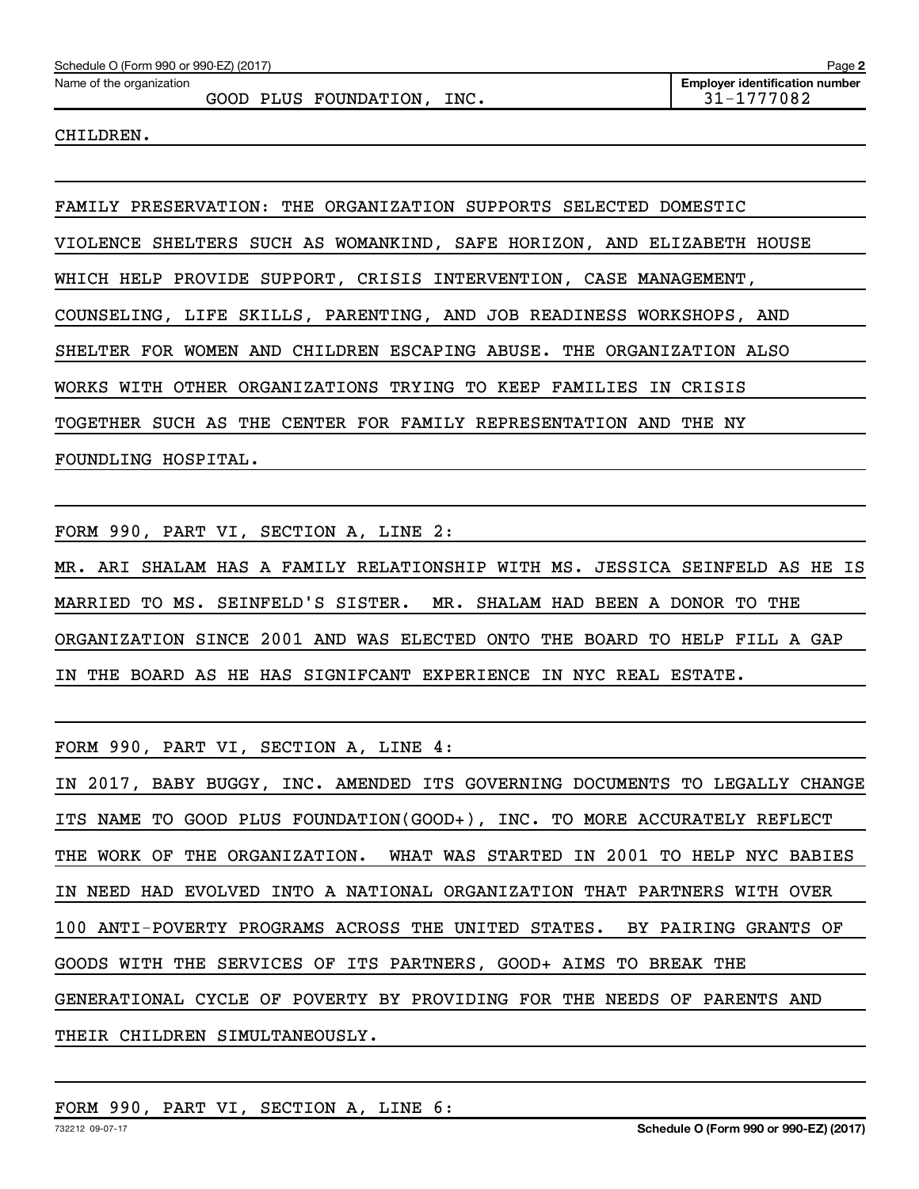CHILDREN.

FAMILY PRESERVATION: THE ORGANIZATION SUPPORTS SELECTED DOMESTIC VIOLENCE SHELTERS SUCH AS WOMANKIND, SAFE HORIZON, AND ELIZABETH HOUSE WHICH HELP PROVIDE SUPPORT, CRISIS INTERVENTION, CASE MANAGEMENT, COUNSELING, LIFE SKILLS, PARENTING, AND JOB READINESS WORKSHOPS, AND SHELTER FOR WOMEN AND CHILDREN ESCAPING ABUSE. THE ORGANIZATION ALSO WORKS WITH OTHER ORGANIZATIONS TRYING TO KEEP FAMILIES IN CRISIS TOGETHER SUCH AS THE CENTER FOR FAMILY REPRESENTATION AND THE NY FOUNDLING HOSPITAL.

FORM 990, PART VI, SECTION A, LINE 2:

MR. ARI SHALAM HAS A FAMILY RELATIONSHIP WITH MS. JESSICA SEINFELD AS HE IS MARRIED TO MS. SEINFELD'S SISTER. MR. SHALAM HAD BEEN A DONOR TO THE ORGANIZATION SINCE 2001 AND WAS ELECTED ONTO THE BOARD TO HELP FILL A GAP IN THE BOARD AS HE HAS SIGNIFCANT EXPERIENCE IN NYC REAL ESTATE.

FORM 990, PART VI, SECTION A, LINE 4:

IN 2017, BABY BUGGY, INC. AMENDED ITS GOVERNING DOCUMENTS TO LEGALLY CHANGE ITS NAME TO GOOD PLUS FOUNDATION(GOOD+), INC. TO MORE ACCURATELY REFLECT THE WORK OF THE ORGANIZATION. WHAT WAS STARTED IN 2001 TO HELP NYC BABIES IN NEED HAD EVOLVED INTO A NATIONAL ORGANIZATION THAT PARTNERS WITH OVER 100 ANTI-POVERTY PROGRAMS ACROSS THE UNITED STATES. BY PAIRING GRANTS OF GOODS WITH THE SERVICES OF ITS PARTNERS, GOOD+ AIMS TO BREAK THE GENERATIONAL CYCLE OF POVERTY BY PROVIDING FOR THE NEEDS OF PARENTS AND THEIR CHILDREN SIMULTANEOUSLY.

FORM 990, PART VI, SECTION A, LINE 6: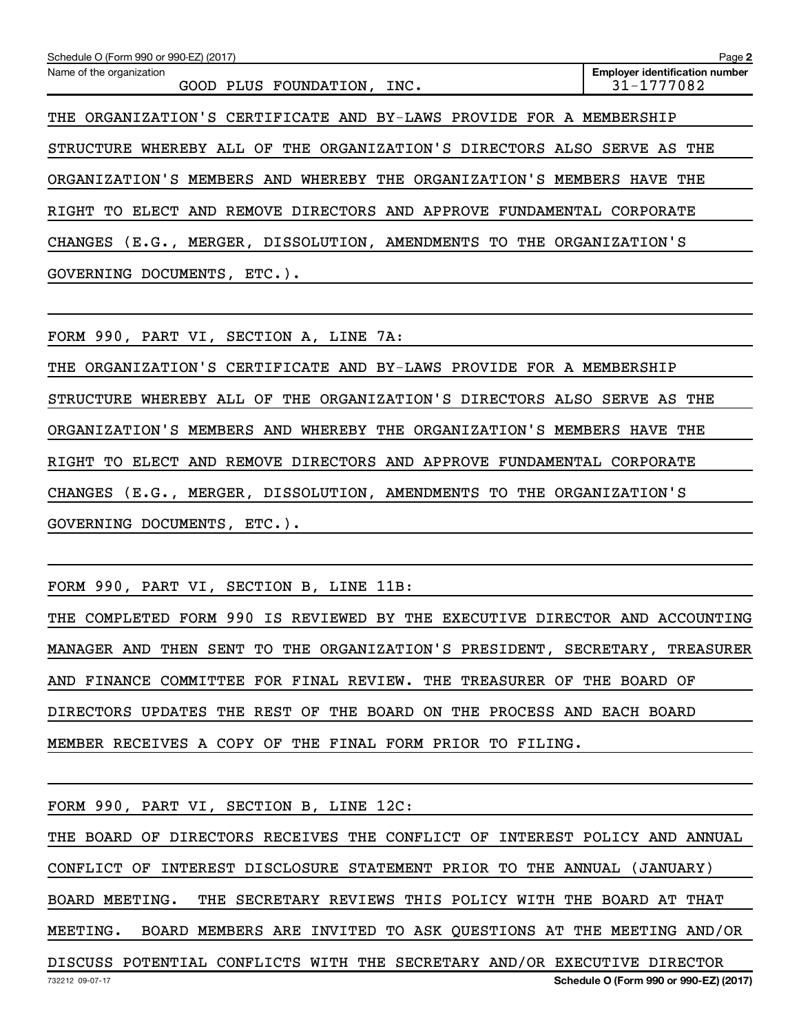Name of the organization: GOOD PLUS FOUNDATION, INC.

Employer identification number: 31-1777082

THE ORGANIZATION'S CERTIFICATE AND BY-LAWS PROVIDE FOR A MEMBERSHIP STRUCTURE WHEREBY ALL OF THE ORGANIZATION'S DIRECTORS ALSO SERVE AS THE ORGANIZATION'S MEMBERS AND WHEREBY THE ORGANIZATION'S MEMBERS HAVE THE RIGHT TO ELECT AND REMOVE DIRECTORS AND APPROVE FUNDAMENTAL CORPORATE CHANGES (E.G., MERGER, DISSOLUTION, AMENDMENTS TO THE ORGANIZATION'S GOVERNING DOCUMENTS, ETC.).

FORM 990, PART VI, SECTION A, LINE 7A:

THE ORGANIZATION'S CERTIFICATE AND BY-LAWS PROVIDE FOR A MEMBERSHIP STRUCTURE WHEREBY ALL OF THE ORGANIZATION'S DIRECTORS ALSO SERVE AS THE ORGANIZATION'S MEMBERS AND WHEREBY THE ORGANIZATION'S MEMBERS HAVE THE RIGHT TO ELECT AND REMOVE DIRECTORS AND APPROVE FUNDAMENTAL CORPORATE CHANGES (E.G., MERGER, DISSOLUTION, AMENDMENTS TO THE ORGANIZATION'S GOVERNING DOCUMENTS, ETC.).

FORM 990, PART VI, SECTION B, LINE 11B:

THE COMPLETED FORM 990 IS REVIEWED BY THE EXECUTIVE DIRECTOR AND ACCOUNTING MANAGER AND THEN SENT TO THE ORGANIZATION'S PRESIDENT, SECRETARY, TREASURER AND FINANCE COMMITTEE FOR FINAL REVIEW. THE TREASURER OF THE BOARD OF DIRECTORS UPDATES THE REST OF THE BOARD ON THE PROCESS AND EACH BOARD MEMBER RECEIVES A COPY OF THE FINAL FORM PRIOR TO FILING.

FORM 990, PART VI, SECTION B, LINE 12C:

THE BOARD OF DIRECTORS RECEIVES THE CONFLICT OF INTEREST POLICY AND ANNUAL CONFLICT OF INTEREST DISCLOSURE STATEMENT PRIOR TO THE ANNUAL (JANUARY) BOARD MEETING. THE SECRETARY REVIEWS THIS POLICY WITH THE BOARD AT THAT MEETING. BOARD MEMBERS ARE INVITED TO ASK QUESTIONS AT THE MEETING AND/OR DISCUSS POTENTIAL CONFLICTS WITH THE SECRETARY AND/OR EXECUTIVE DIRECTOR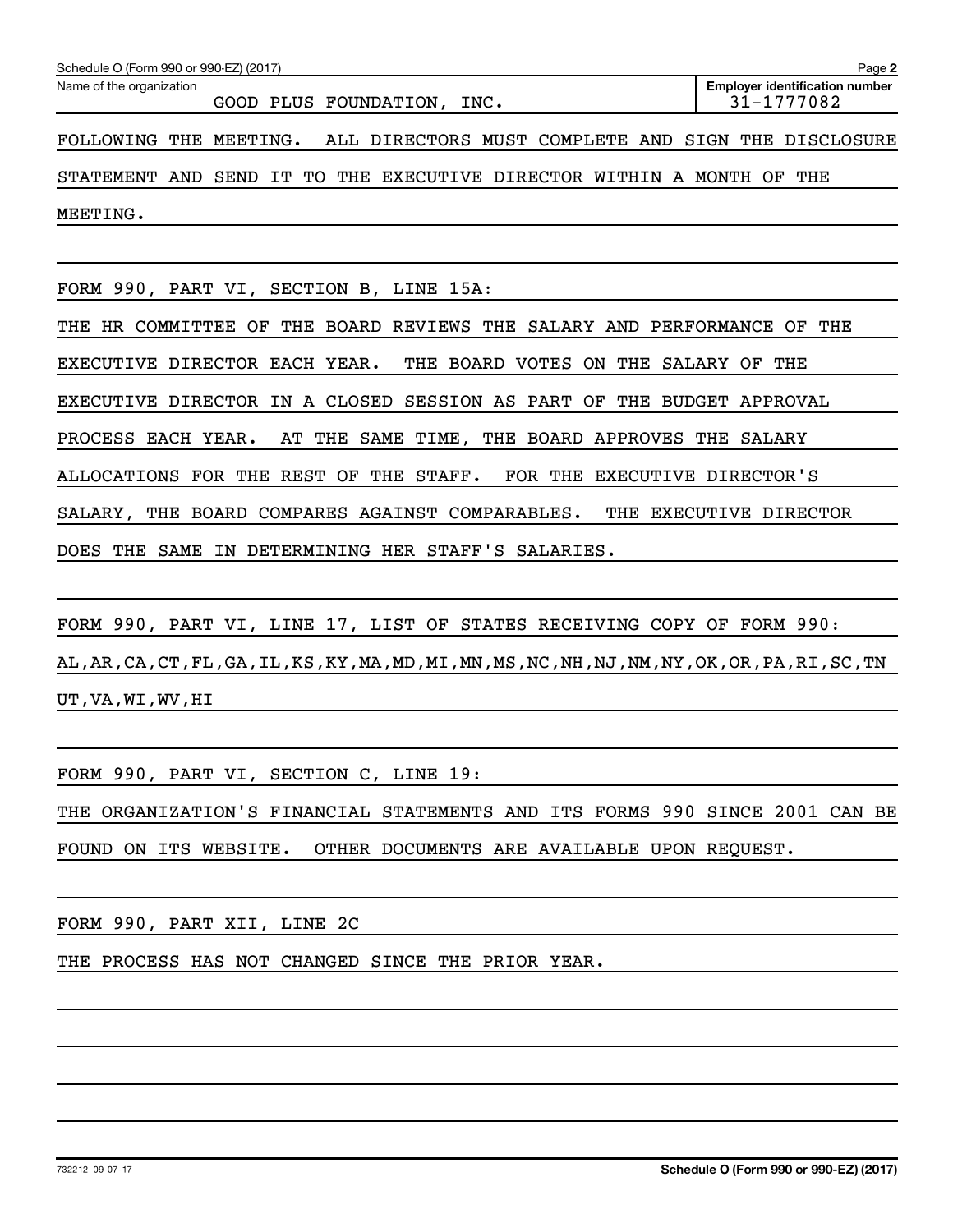Schedule O (Form 990 or 990-EZ) (2017)

Name of the organization: GOOD PLUS FOUNDATION, INC.

Employer identification number: 31-1777082

FOLLOWING THE MEETING. ALL DIRECTORS MUST COMPLETE AND SIGN THE DISCLOSURE STATEMENT AND SEND IT TO THE EXECUTIVE DIRECTOR WITHIN A MONTH OF THE MEETING.

FORM 990, PART VI, SECTION B, LINE 15A:

THE HR COMMITTEE OF THE BOARD REVIEWS THE SALARY AND PERFORMANCE OF THE EXECUTIVE DIRECTOR EACH YEAR. THE BOARD VOTES ON THE SALARY OF THE EXECUTIVE DIRECTOR IN A CLOSED SESSION AS PART OF THE BUDGET APPROVAL PROCESS EACH YEAR. AT THE SAME TIME, THE BOARD APPROVES THE SALARY ALLOCATIONS FOR THE REST OF THE STAFF. FOR THE EXECUTIVE DIRECTOR'S SALARY, THE BOARD COMPARES AGAINST COMPARABLES. THE EXECUTIVE DIRECTOR DOES THE SAME IN DETERMINING HER STAFF'S SALARIES.

FORM 990, PART VI, LINE 17, LIST OF STATES RECEIVING COPY OF FORM 990:

AL,AR,CA,CT,FL,GA,IL,KS,KY,MA,MD,MI,MN,MS,NC,NH,NJ,NM,NY,OK,OR,PA,RI,SC,TN UT,VA,WI,WV,HI

FORM 990, PART VI, SECTION C, LINE 19:

THE ORGANIZATION'S FINANCIAL STATEMENTS AND ITS FORMS 990 SINCE 2001 CAN BE FOUND ON ITS WEBSITE. OTHER DOCUMENTS ARE AVAILABLE UPON REQUEST.

FORM 990, PART XII, LINE 2C

THE PROCESS HAS NOT CHANGED SINCE THE PRIOR YEAR.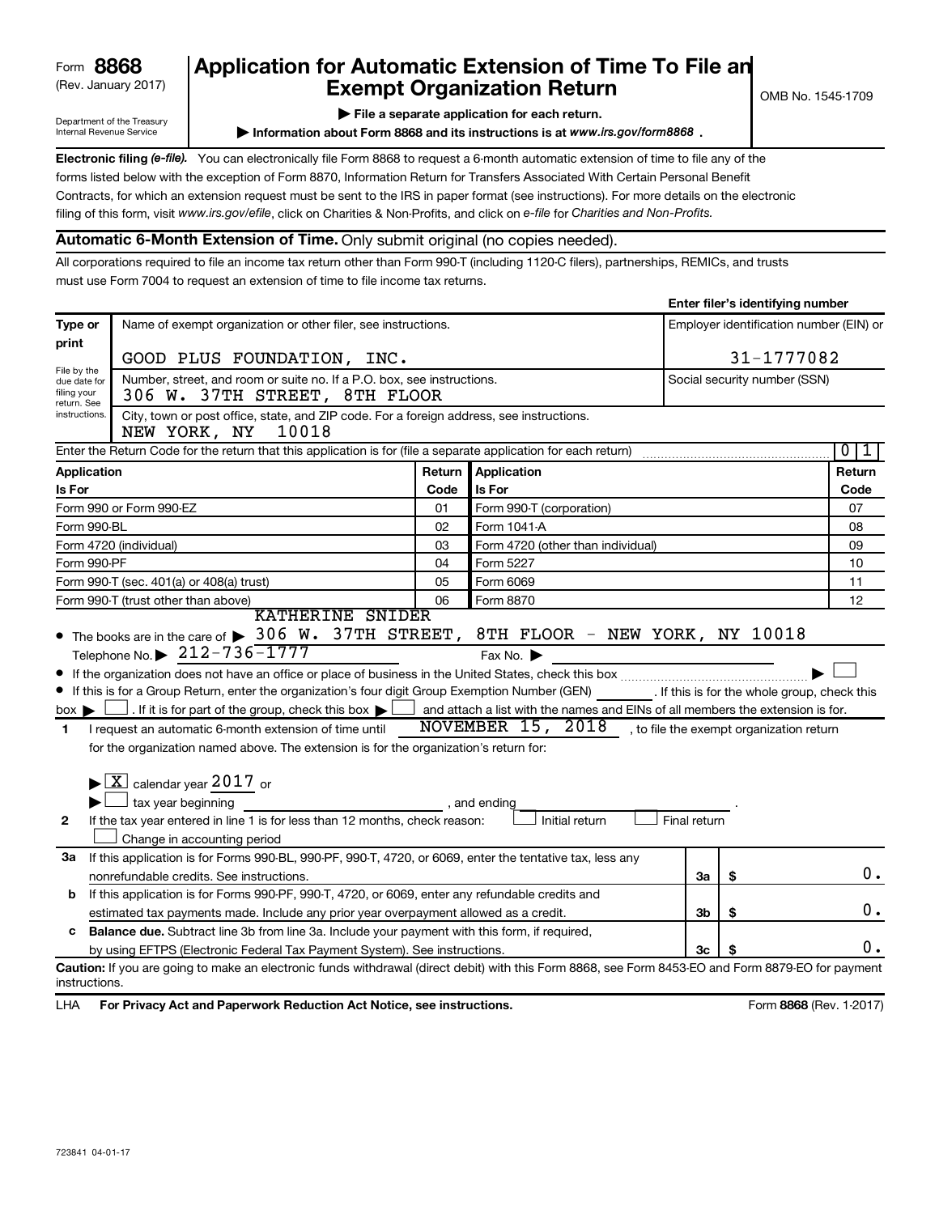Form **8868**
(Rev. January 2017)

Department of the Treasury
Internal Revenue Service

# Application for Automatic Extension of Time To File an Exempt Organization Return

▶ **File a separate application for each return.**

▶ **Information about Form 8868 and its instructions is at *www.irs.gov/form8868*.**

OMB No. 1545-1709

**Electronic filing *(e-file)*.** You can electronically file Form 8868 to request a 6-month automatic extension of time to file any of the forms listed below with the exception of Form 8870, Information Return for Transfers Associated With Certain Personal Benefit Contracts, for which an extension request must be sent to the IRS in paper format (see instructions). For more details on the electronic filing of this form, visit *www.irs.gov/efile*, click on Charities & Non-Profits, and click on *e-file* for *Charities and Non-Profits.*

**Automatic 6-Month Extension of Time.** Only submit original (no copies needed).

All corporations required to file an income tax return other than Form 990-T (including 1120-C filers), partnerships, REMICs, and trusts must use Form 7004 to request an extension of time to file income tax returns.

**Enter filer's identifying number**

| Type or print | | |
|---|---|---|
| File by the due date for filing your return. See instructions. | Name of exempt organization or other filer, see instructions. GOOD PLUS FOUNDATION, INC. | Employer identification number (EIN) or 31-1777082 |
| | Number, street, and room or suite no. If a P.O. box, see instructions. 306 W. 37TH STREET, 8TH FLOOR | Social security number (SSN) |
| | City, town or post office, state, and ZIP code. For a foreign address, see instructions. NEW YORK, NY 10018 | |

Enter the Return Code for the return that this application is for (file a separate application for each return) .......... 0 1

| Application Is For | Return Code | Application Is For | Return Code |
|---|---|---|---|
| Form 990 or Form 990-EZ | 01 | Form 990-T (corporation) | 07 |
| Form 990-BL | 02 | Form 1041-A | 08 |
| Form 4720 (individual) | 03 | Form 4720 (other than individual) | 09 |
| Form 990-PF | 04 | Form 5227 | 10 |
| Form 990-T (sec. 401(a) or 408(a) trust) | 05 | Form 6069 | 11 |
| Form 990-T (trust other than above) | 06 | Form 8870 | 12 |

- The books are in the care of ▶ KATHERINE SNIDER 306 W. 37TH STREET, 8TH FLOOR - NEW YORK, NY 10018
  Telephone No. ▶ 212-736-1777 Fax No. ▶
- If the organization does not have an office or place of business in the United States, check this box .......... ▶ ☐
- If this is for a Group Return, enter the organization's four digit Group Exemption Number (GEN) ______. If this is for the whole group, check this box ▶ ☐. If it is for part of the group, check this box ▶ ☐ and attach a list with the names and EINs of all members the extension is for.

**1** I request an automatic 6-month extension of time until NOVEMBER 15, 2018, to file the exempt organization return for the organization named above. The extension is for the organization's return for:

▶ ☒ calendar year 2017 or
▶ ☐ tax year beginning ______________, and ending ______________.

**2** If the tax year entered in line 1 is for less than 12 months, check reason: ☐ Initial return ☐ Final return
☐ Change in accounting period

| | | | | |
|---|---|---|---|---|
| **3a** | If this application is for Forms 990-BL, 990-PF, 990-T, 4720, or 6069, enter the tentative tax, less any nonrefundable credits. See instructions. | 3a | $ | 0. |
| **b** | If this application is for Forms 990-PF, 990-T, 4720, or 6069, enter any refundable credits and estimated tax payments made. Include any prior year overpayment allowed as a credit. | 3b | $ | 0. |
| **c** | **Balance due.** Subtract line 3b from line 3a. Include your payment with this form, if required, by using EFTPS (Electronic Federal Tax Payment System). See instructions. | 3c | $ | 0. |

**Caution:** If you are going to make an electronic funds withdrawal (direct debit) with this Form 8868, see Form 8453-EO and Form 8879-EO for payment instructions.

LHA **For Privacy Act and Paperwork Reduction Act Notice, see instructions.** Form **8868** (Rev. 1-2017)

723841 04-01-17